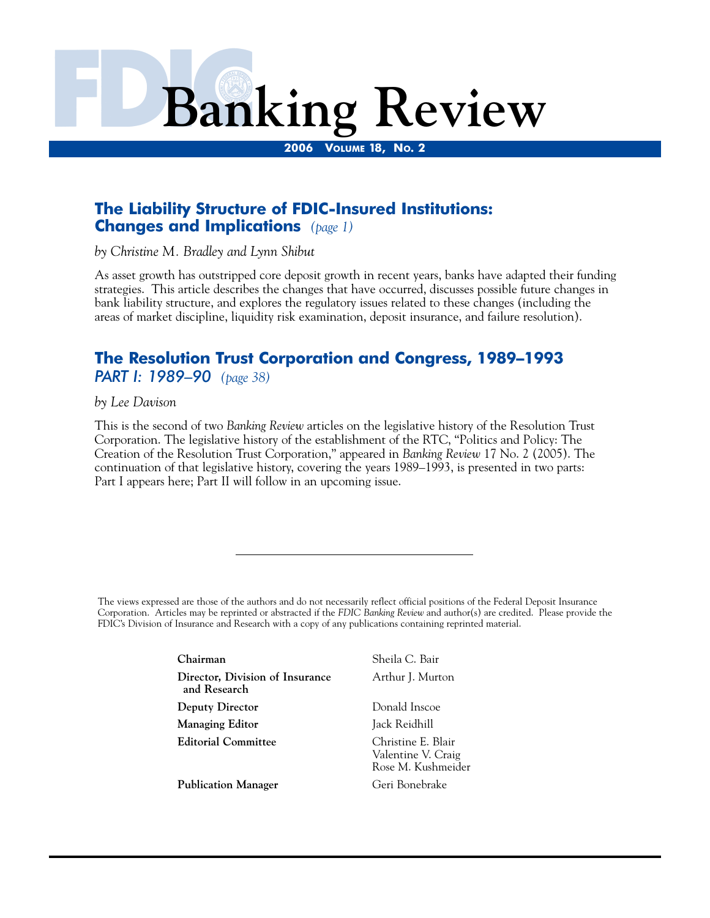# FDIC Banking Review

**2006 Volume 18, No. 2**

## The Liability Structure of FDIC-Insured Institutions: Changes and Implications *(page 1)*

*by Christine M. Bradley and Lynn Shibut*

As asset growth has outstripped core deposit growth in recent years, banks have adapted their funding strategies. This article describes the changes that have occurred, discusses possible future changes in bank liability structure, and explores the regulatory issues related to these changes (including the areas of market discipline, liquidity risk examination, deposit insurance, and failure resolution).

## The Resolution Trust Corporation and Congress, 1989–1993
### *PART I: 1989–90* *(page 38)*

*by Lee Davison*

This is the second of two *Banking Review* articles on the legislative history of the Resolution Trust Corporation. The legislative history of the establishment of the RTC, "Politics and Policy: The Creation of the Resolution Trust Corporation," appeared in *Banking Review* 17 No. 2 (2005). The continuation of that legislative history, covering the years 1989–1993, is presented in two parts: Part I appears here; Part II will follow in an upcoming issue.

---

The views expressed are those of the authors and do not necessarily reflect official positions of the Federal Deposit Insurance Corporation. Articles may be reprinted or abstracted if the *FDIC Banking Review* and author(s) are credited. Please provide the FDIC's Division of Insurance and Research with a copy of any publications containing reprinted material.

| | |
|---|---|
| **Chairman** | Sheila C. Bair |
| **Director, Division of Insurance and Research** | Arthur J. Murton |
| **Deputy Director** | Donald Inscoe |
| **Managing Editor** | Jack Reidhill |
| **Editorial Committee** | Christine E. Blair<br>Valentine V. Craig<br>Rose M. Kushmeider |
| **Publication Manager** | Geri Bonebrake |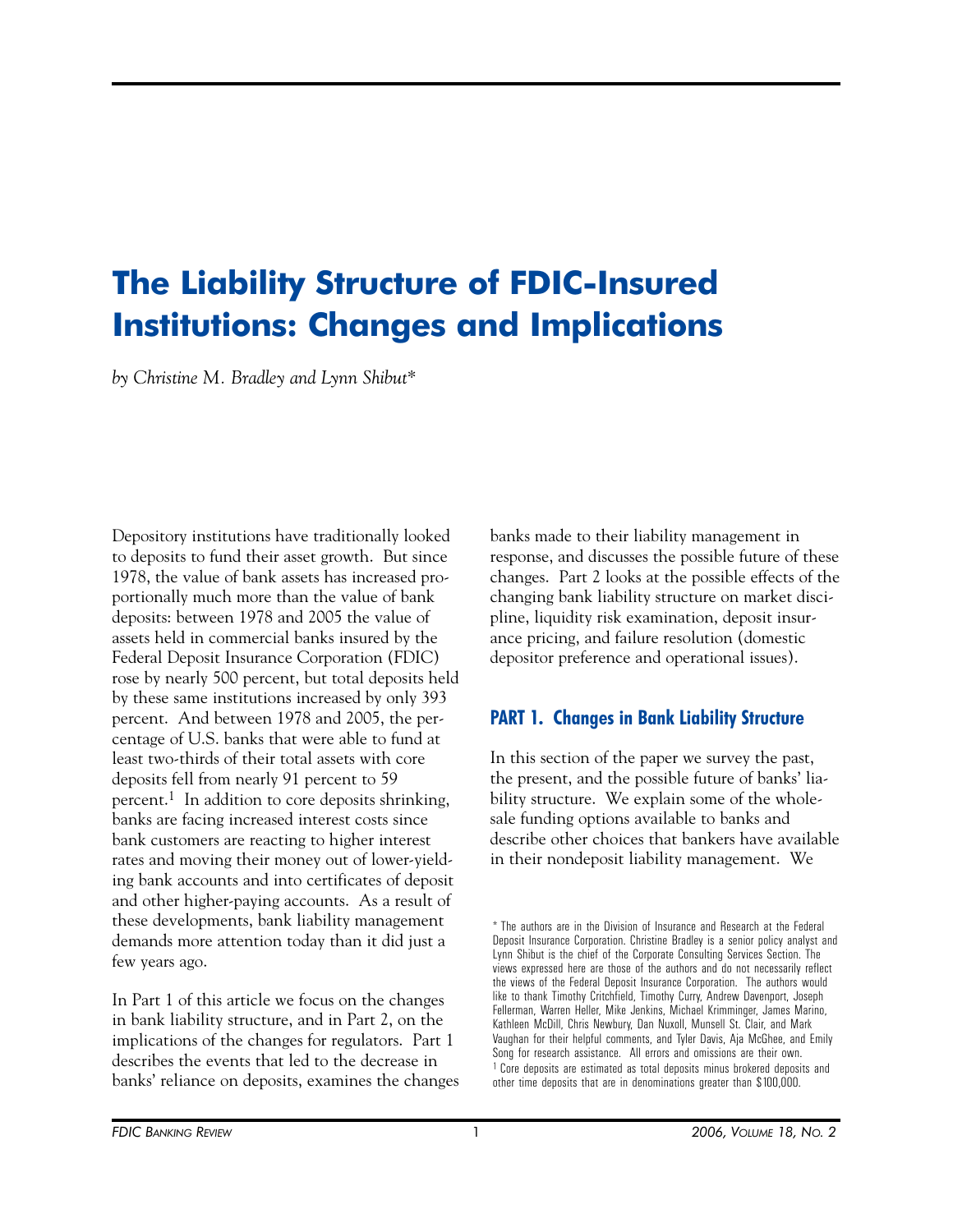# The Liability Structure of FDIC-Insured Institutions: Changes and Implications

*by Christine M. Bradley and Lynn Shibut**

Depository institutions have traditionally looked to deposits to fund their asset growth. But since 1978, the value of bank assets has increased proportionally much more than the value of bank deposits: between 1978 and 2005 the value of assets held in commercial banks insured by the Federal Deposit Insurance Corporation (FDIC) rose by nearly 500 percent, but total deposits held by these same institutions increased by only 393 percent. And between 1978 and 2005, the percentage of U.S. banks that were able to fund at least two-thirds of their total assets with core deposits fell from nearly 91 percent to 59 percent.[1] In addition to core deposits shrinking, banks are facing increased interest costs since bank customers are reacting to higher interest rates and moving their money out of lower-yielding bank accounts and into certificates of deposit and other higher-paying accounts. As a result of these developments, bank liability management demands more attention today than it did just a few years ago.

In Part 1 of this article we focus on the changes in bank liability structure, and in Part 2, on the implications of the changes for regulators. Part 1 describes the events that led to the decrease in banks' reliance on deposits, examines the changes banks made to their liability management in response, and discusses the possible future of these changes. Part 2 looks at the possible effects of the changing bank liability structure on market discipline, liquidity risk examination, deposit insurance pricing, and failure resolution (domestic depositor preference and operational issues).

## PART 1. Changes in Bank Liability Structure

In this section of the paper we survey the past, the present, and the possible future of banks' liability structure. We explain some of the wholesale funding options available to banks and describe other choices that bankers have available in their nondeposit liability management. We

---

* The authors are in the Division of Insurance and Research at the Federal Deposit Insurance Corporation. Christine Bradley is a senior policy analyst and Lynn Shibut is the chief of the Corporate Consulting Services Section. The views expressed here are those of the authors and do not necessarily reflect the views of the Federal Deposit Insurance Corporation. The authors would like to thank Timothy Critchfield, Timothy Curry, Andrew Davenport, Joseph Fellerman, Warren Heller, Mike Jenkins, Michael Krimminger, James Marino, Kathleen McDill, Chris Newbury, Dan Nuxoll, Munsell St. Clair, and Mark Vaughan for their helpful comments, and Tyler Davis, Aja McGhee, and Emily Song for research assistance. All errors and omissions are their own.

[1] Core deposits are estimated as total deposits minus brokered deposits and other time deposits that are in denominations greater than $100,000.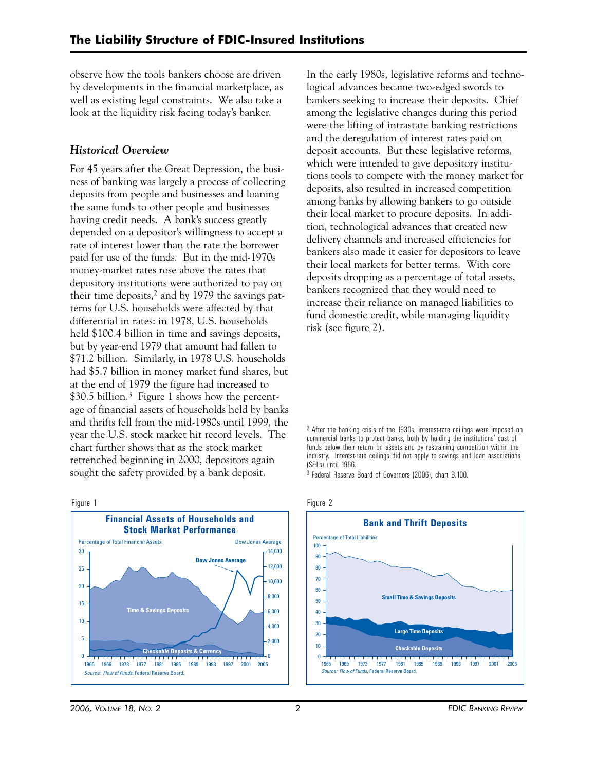observe how the tools bankers choose are driven by developments in the financial marketplace, as well as existing legal constraints. We also take a look at the liquidity risk facing today's banker.

### *Historical Overview*

For 45 years after the Great Depression, the business of banking was largely a process of collecting deposits from people and businesses and loaning the same funds to other people and businesses having credit needs. A bank's success greatly depended on a depositor's willingness to accept a rate of interest lower than the rate the borrower paid for use of the funds. But in the mid-1970s money-market rates rose above the rates that depository institutions were authorized to pay on their time deposits,[2] and by 1979 the savings patterns for U.S. households were affected by that differential in rates: in 1978, U.S. households held $100.4 billion in time and savings deposits, but by year-end 1979 that amount had fallen to $71.2 billion. Similarly, in 1978 U.S. households had $5.7 billion in money market fund shares, but at the end of 1979 the figure had increased to $30.5 billion.[3] Figure 1 shows how the percentage of financial assets of households held by banks and thrifts fell from the mid-1980s until 1999, the year the U.S. stock market hit record levels. The chart further shows that as the stock market retrenched beginning in 2000, depositors again sought the safety provided by a bank deposit.

In the early 1980s, legislative reforms and technological advances became two-edged swords to bankers seeking to increase their deposits. Chief among the legislative changes during this period were the lifting of intrastate banking restrictions and the deregulation of interest rates paid on deposit accounts. But these legislative reforms, which were intended to give depository institutions tools to compete with the money market for deposits, also resulted in increased competition among banks by allowing bankers to go outside their local market to procure deposits. In addition, technological advances that created new delivery channels and increased efficiencies for bankers also made it easier for depositors to leave their local markets for better terms. With core deposits dropping as a percentage of total assets, bankers recognized that they would need to increase their reliance on managed liabilities to fund domestic credit, while managing liquidity risk (see figure 2).

[2] After the banking crisis of the 1930s, interest-rate ceilings were imposed on commercial banks to protect banks, both by holding the institutions' cost of funds below their return on assets and by restraining competition within the industry. Interest-rate ceilings did not apply to savings and loan associations (S&Ls) until 1966.

[3] Federal Reserve Board of Governors (2006), chart B.100.

Figure 1

**Financial Assets of Households and Stock Market Performance**

Source: *Flow of Funds*, Federal Reserve Board.

Figure 2

**Bank and Thrift Deposits**

Source: *Flow of Funds*, Federal Reserve Board.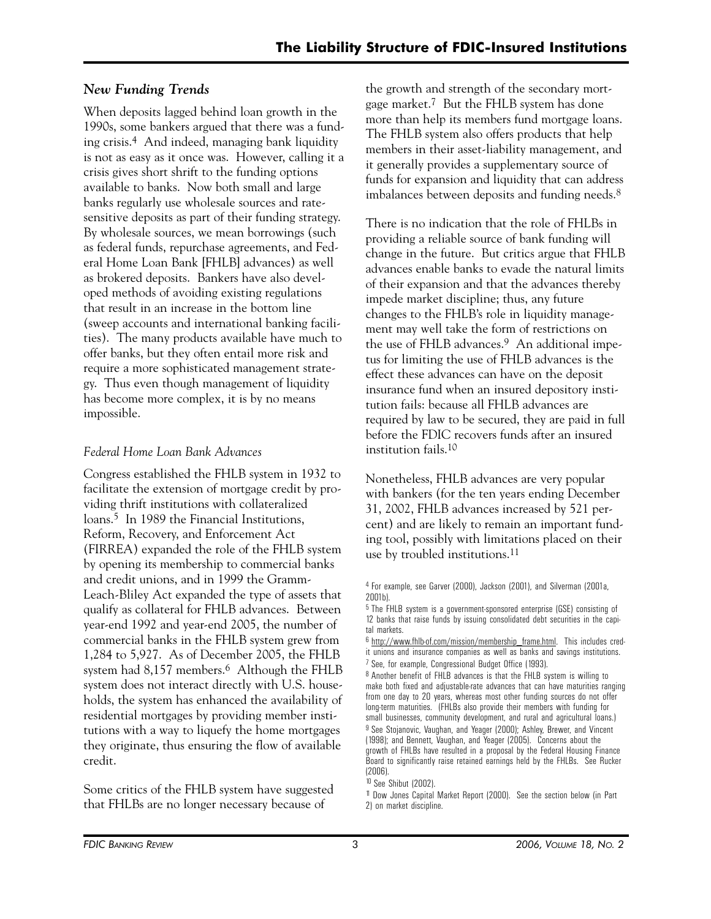## *New Funding Trends*

When deposits lagged behind loan growth in the 1990s, some bankers argued that there was a funding crisis.[4] And indeed, managing bank liquidity is not as easy as it once was. However, calling it a crisis gives short shrift to the funding options available to banks. Now both small and large banks regularly use wholesale sources and rate-sensitive deposits as part of their funding strategy. By wholesale sources, we mean borrowings (such as federal funds, repurchase agreements, and Federal Home Loan Bank [FHLB] advances) as well as brokered deposits. Bankers have also developed methods of avoiding existing regulations that result in an increase in the bottom line (sweep accounts and international banking facilities). The many products available have much to offer banks, but they often entail more risk and require a more sophisticated management strategy. Thus even though management of liquidity has become more complex, it is by no means impossible.

### *Federal Home Loan Bank Advances*

Congress established the FHLB system in 1932 to facilitate the extension of mortgage credit by providing thrift institutions with collateralized loans.[5] In 1989 the Financial Institutions, Reform, Recovery, and Enforcement Act (FIRREA) expanded the role of the FHLB system by opening its membership to commercial banks and credit unions, and in 1999 the Gramm-Leach-Bliley Act expanded the type of assets that qualify as collateral for FHLB advances. Between year-end 1992 and year-end 2005, the number of commercial banks in the FHLB system grew from 1,284 to 5,927. As of December 2005, the FHLB system had 8,157 members.[6] Although the FHLB system does not interact directly with U.S. households, the system has enhanced the availability of residential mortgages by providing member institutions with a way to liquefy the home mortgages they originate, thus ensuring the flow of available credit.

Some critics of the FHLB system have suggested that FHLBs are no longer necessary because of the growth and strength of the secondary mortgage market.[7] But the FHLB system has done more than help its members fund mortgage loans. The FHLB system also offers products that help members in their asset-liability management, and it generally provides a supplementary source of funds for expansion and liquidity that can address imbalances between deposits and funding needs.[8]

There is no indication that the role of FHLBs in providing a reliable source of bank funding will change in the future. But critics argue that FHLB advances enable banks to evade the natural limits of their expansion and that the advances thereby impede market discipline; thus, any future changes to the FHLB's role in liquidity management may well take the form of restrictions on the use of FHLB advances.[9] An additional impetus for limiting the use of FHLB advances is the effect these advances can have on the deposit insurance fund when an insured depository institution fails: because all FHLB advances are required by law to be secured, they are paid in full before the FDIC recovers funds after an insured institution fails.[10]

Nonetheless, FHLB advances are very popular with bankers (for the ten years ending December 31, 2002, FHLB advances increased by 521 percent) and are likely to remain an important funding tool, possibly with limitations placed on their use by troubled institutions.[11]

---

[4] For example, see Garver (2000), Jackson (2001), and Silverman (2001a, 2001b).

[5] The FHLB system is a government-sponsored enterprise (GSE) consisting of 12 banks that raise funds by issuing consolidated debt securities in the capital markets.

[6] http://www.fhlb-of.com/mission/membership_frame.html. This includes credit unions and insurance companies as well as banks and savings institutions.

[7] See, for example, Congressional Budget Office (1993).

[8] Another benefit of FHLB advances is that the FHLB system is willing to make both fixed and adjustable-rate advances that can have maturities ranging from one day to 20 years, whereas most other funding sources do not offer long-term maturities. (FHLBs also provide their members with funding for small businesses, community development, and rural and agricultural loans.)

[9] See Stojanovic, Vaughan, and Yeager (2000); Ashley, Brewer, and Vincent (1998); and Bennett, Vaughan, and Yeager (2005). Concerns about the growth of FHLBs have resulted in a proposal by the Federal Housing Finance Board to significantly raise retained earnings held by the FHLBs. See Rucker (2006).

[10] See Shibut (2002).

[11] Dow Jones Capital Market Report (2000). See the section below (in Part 2) on market discipline.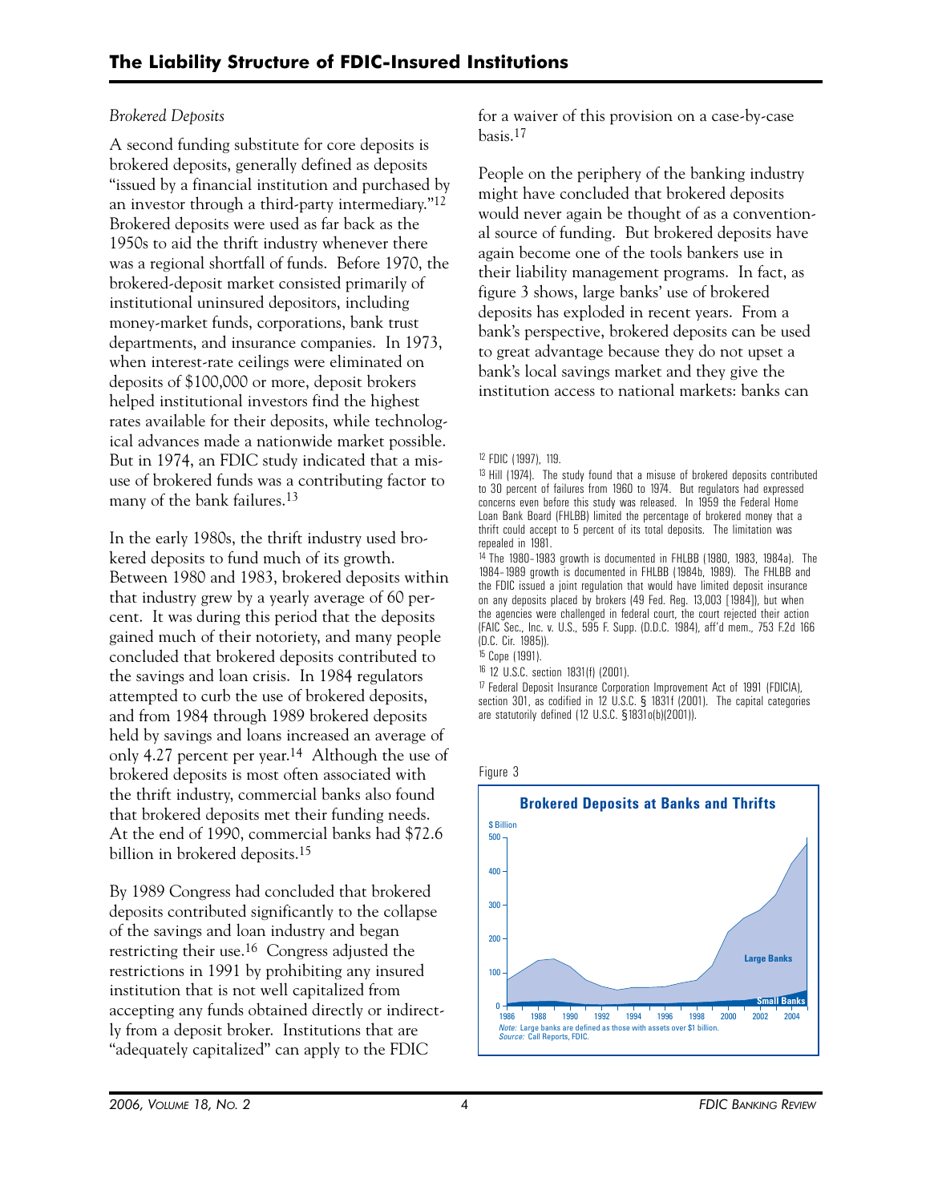### *Brokered Deposits*

A second funding substitute for core deposits is brokered deposits, generally defined as deposits "issued by a financial institution and purchased by an investor through a third-party intermediary."[12] Brokered deposits were used as far back as the 1950s to aid the thrift industry whenever there was a regional shortfall of funds. Before 1970, the brokered-deposit market consisted primarily of institutional uninsured depositors, including money-market funds, corporations, bank trust departments, and insurance companies. In 1973, when interest-rate ceilings were eliminated on deposits of $100,000 or more, deposit brokers helped institutional investors find the highest rates available for their deposits, while technological advances made a nationwide market possible. But in 1974, an FDIC study indicated that a misuse of brokered funds was a contributing factor to many of the bank failures.[13]

In the early 1980s, the thrift industry used brokered deposits to fund much of its growth. Between 1980 and 1983, brokered deposits within that industry grew by a yearly average of 60 percent. It was during this period that the deposits gained much of their notoriety, and many people concluded that brokered deposits contributed to the savings and loan crisis. In 1984 regulators attempted to curb the use of brokered deposits, and from 1984 through 1989 brokered deposits held by savings and loans increased an average of only 4.27 percent per year.[14] Although the use of brokered deposits is most often associated with the thrift industry, commercial banks also found that brokered deposits met their funding needs. At the end of 1990, commercial banks had $72.6 billion in brokered deposits.[15]

By 1989 Congress had concluded that brokered deposits contributed significantly to the collapse of the savings and loan industry and began restricting their use.[16] Congress adjusted the restrictions in 1991 by prohibiting any insured institution that is not well capitalized from accepting any funds obtained directly or indirectly from a deposit broker. Institutions that are "adequately capitalized" can apply to the FDIC for a waiver of this provision on a case-by-case basis.[17]

People on the periphery of the banking industry might have concluded that brokered deposits would never again be thought of as a conventional source of funding. But brokered deposits have again become one of the tools bankers use in their liability management programs. In fact, as figure 3 shows, large banks' use of brokered deposits has exploded in recent years. From a bank's perspective, brokered deposits can be used to great advantage because they do not upset a bank's local savings market and they give the institution access to national markets: banks can

[12] FDIC (1997), 119.

[13] Hill (1974). The study found that a misuse of brokered deposits contributed to 30 percent of failures from 1960 to 1974. But regulators had expressed concerns even before this study was released. In 1959 the Federal Home Loan Bank Board (FHLBB) limited the percentage of brokered money that a thrift could accept to 5 percent of its total deposits. The limitation was repealed in 1981.

[14] The 1980–1983 growth is documented in FHLBB (1980, 1983, 1984a). The 1984–1989 growth is documented in FHLBB (1984b, 1989). The FHLBB and the FDIC issued a joint regulation that would have limited deposit insurance on any deposits placed by brokers (49 Fed. Reg. 13,003 [1984]), but when the agencies were challenged in federal court, the court rejected their action (FAIC Sec., Inc. v. U.S., 595 F. Supp. (D.D.C. 1984), aff'd mem., 753 F.2d 166 (D.C. Cir. 1985)).

[15] Cope (1991).

[16] 12 U.S.C. section 1831(f) (2001).

[17] Federal Deposit Insurance Corporation Improvement Act of 1991 (FDICIA), section 301, as codified in 12 U.S.C. § 1831f (2001). The capital categories are statutorily defined (12 U.S.C. §1831o(b)(2001)).

Figure 3

**Brokered Deposits at Banks and Thrifts**

*Note:* Large banks are defined as those with assets over $1 billion.
*Source:* Call Reports, FDIC.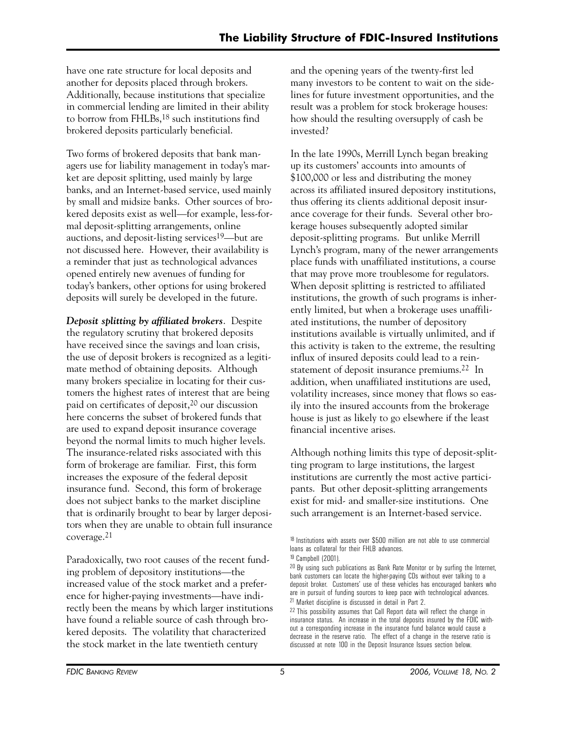have one rate structure for local deposits and another for deposits placed through brokers. Additionally, because institutions that specialize in commercial lending are limited in their ability to borrow from FHLBs,[18] such institutions find brokered deposits particularly beneficial.

Two forms of brokered deposits that bank managers use for liability management in today's market are deposit splitting, used mainly by large banks, and an Internet-based service, used mainly by small and midsize banks. Other sources of brokered deposits exist as well—for example, less-formal deposit-splitting arrangements, online auctions, and deposit-listing services[19]—but are not discussed here. However, their availability is a reminder that just as technological advances opened entirely new avenues of funding for today's bankers, other options for using brokered deposits will surely be developed in the future.

***Deposit splitting by affiliated brokers***. Despite the regulatory scrutiny that brokered deposits have received since the savings and loan crisis, the use of deposit brokers is recognized as a legitimate method of obtaining deposits. Although many brokers specialize in locating for their customers the highest rates of interest that are being paid on certificates of deposit,[20] our discussion here concerns the subset of brokered funds that are used to expand deposit insurance coverage beyond the normal limits to much higher levels. The insurance-related risks associated with this form of brokerage are familiar. First, this form increases the exposure of the federal deposit insurance fund. Second, this form of brokerage does not subject banks to the market discipline that is ordinarily brought to bear by larger depositors when they are unable to obtain full insurance coverage.[21]

Paradoxically, two root causes of the recent funding problem of depository institutions—the increased value of the stock market and a preference for higher-paying investments—have indirectly been the means by which larger institutions have found a reliable source of cash through brokered deposits. The volatility that characterized the stock market in the late twentieth century and the opening years of the twenty-first led many investors to be content to wait on the sidelines for future investment opportunities, and the result was a problem for stock brokerage houses: how should the resulting oversupply of cash be invested?

In the late 1990s, Merrill Lynch began breaking up its customers' accounts into amounts of $100,000 or less and distributing the money across its affiliated insured depository institutions, thus offering its clients additional deposit insurance coverage for their funds. Several other brokerage houses subsequently adopted similar deposit-splitting programs. But unlike Merrill Lynch's program, many of the newer arrangements place funds with unaffiliated institutions, a course that may prove more troublesome for regulators. When deposit splitting is restricted to affiliated institutions, the growth of such programs is inherently limited, but when a brokerage uses unaffiliated institutions, the number of depository institutions available is virtually unlimited, and if this activity is taken to the extreme, the resulting influx of insured deposits could lead to a reinstatement of deposit insurance premiums.[22] In addition, when unaffiliated institutions are used, volatility increases, since money that flows so easily into the insured accounts from the brokerage house is just as likely to go elsewhere if the least financial incentive arises.

Although nothing limits this type of deposit-splitting program to large institutions, the largest institutions are currently the most active participants. But other deposit-splitting arrangements exist for mid- and smaller-size institutions. One such arrangement is an Internet-based service.

[18] Institutions with assets over $500 million are not able to use commercial loans as collateral for their FHLB advances.

[19] Campbell (2001).

[20] By using such publications as Bank Rate Monitor or by surfing the Internet, bank customers can locate the higher-paying CDs without ever talking to a deposit broker. Customers' use of these vehicles has encouraged bankers who are in pursuit of funding sources to keep pace with technological advances.

[21] Market discipline is discussed in detail in Part 2.

[22] This possibility assumes that Call Report data will reflect the change in insurance status. An increase in the total deposits insured by the FDIC without a corresponding increase in the insurance fund balance would cause a decrease in the reserve ratio. The effect of a change in the reserve ratio is discussed at note 100 in the Deposit Insurance Issues section below.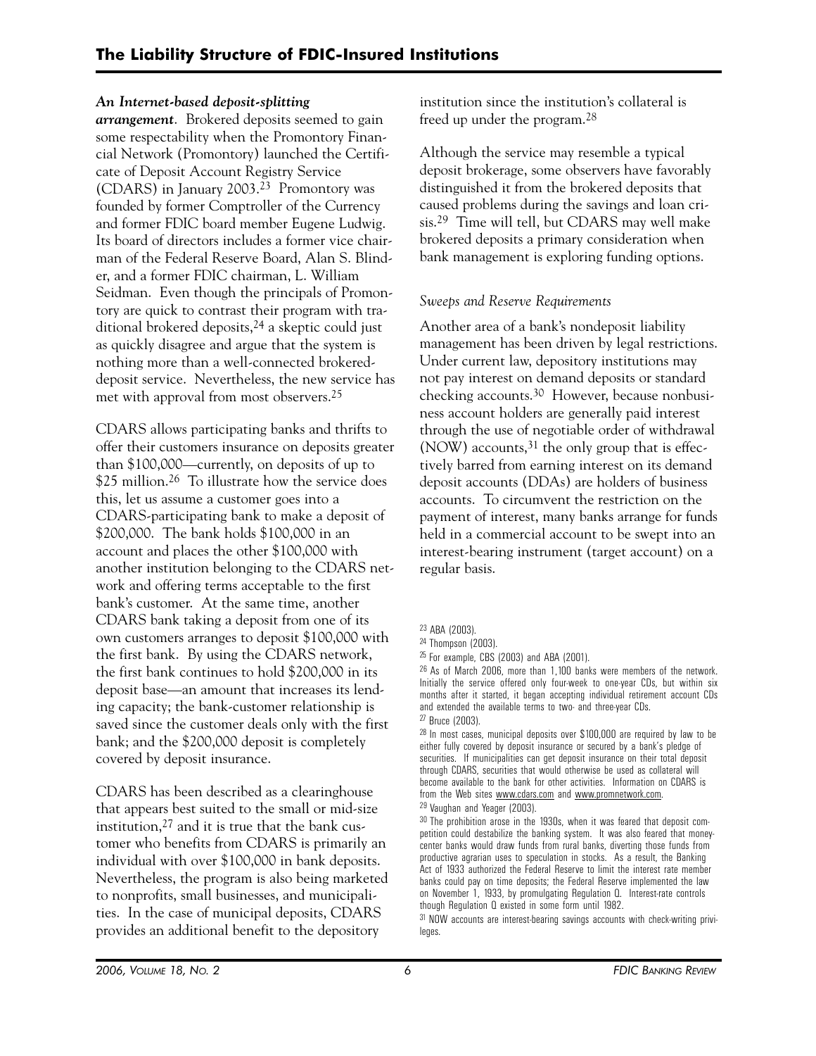***An Internet-based deposit-splitting arrangement***. Brokered deposits seemed to gain some respectability when the Promontory Financial Network (Promontory) launched the Certificate of Deposit Account Registry Service (CDARS) in January 2003.[23] Promontory was founded by former Comptroller of the Currency and former FDIC board member Eugene Ludwig. Its board of directors includes a former vice chairman of the Federal Reserve Board, Alan S. Blinder, and a former FDIC chairman, L. William Seidman. Even though the principals of Promontory are quick to contrast their program with traditional brokered deposits,[24] a skeptic could just as quickly disagree and argue that the system is nothing more than a well-connected brokered-deposit service. Nevertheless, the new service has met with approval from most observers.[25]

CDARS allows participating banks and thrifts to offer their customers insurance on deposits greater than \$100,000—currently, on deposits of up to \$25 million.[26] To illustrate how the service does this, let us assume a customer goes into a CDARS-participating bank to make a deposit of \$200,000. The bank holds \$100,000 in an account and places the other \$100,000 with another institution belonging to the CDARS network and offering terms acceptable to the first bank's customer. At the same time, another CDARS bank taking a deposit from one of its own customers arranges to deposit \$100,000 with the first bank. By using the CDARS network, the first bank continues to hold \$200,000 in its deposit base—an amount that increases its lending capacity; the bank-customer relationship is saved since the customer deals only with the first bank; and the \$200,000 deposit is completely covered by deposit insurance.

CDARS has been described as a clearinghouse that appears best suited to the small or mid-size institution,[27] and it is true that the bank customer who benefits from CDARS is primarily an individual with over \$100,000 in bank deposits. Nevertheless, the program is also being marketed to nonprofits, small businesses, and municipalities. In the case of municipal deposits, CDARS provides an additional benefit to the depository institution since the institution's collateral is freed up under the program.[28]

Although the service may resemble a typical deposit brokerage, some observers have favorably distinguished it from the brokered deposits that caused problems during the savings and loan crisis.[29] Time will tell, but CDARS may well make brokered deposits a primary consideration when bank management is exploring funding options.

### *Sweeps and Reserve Requirements*

Another area of a bank's nondeposit liability management has been driven by legal restrictions. Under current law, depository institutions may not pay interest on demand deposits or standard checking accounts.[30] However, because nonbusiness account holders are generally paid interest through the use of negotiable order of withdrawal (NOW) accounts,[31] the only group that is effectively barred from earning interest on its demand deposit accounts (DDAs) are holders of business accounts. To circumvent the restriction on the payment of interest, many banks arrange for funds held in a commercial account to be swept into an interest-bearing instrument (target account) on a regular basis.

---

[23] ABA (2003).

[24] Thompson (2003).

[25] For example, CBS (2003) and ABA (2001).

[26] As of March 2006, more than 1,100 banks were members of the network. Initially the service offered only four-week to one-year CDs, but within six months after it started, it began accepting individual retirement account CDs and extended the available terms to two- and three-year CDs.

[27] Bruce (2003).

[28] In most cases, municipal deposits over \$100,000 are required by law to be either fully covered by deposit insurance or secured by a bank's pledge of securities. If municipalities can get deposit insurance on their total deposit through CDARS, securities that would otherwise be used as collateral will become available to the bank for other activities. Information on CDARS is from the Web sites www.cdars.com and www.promnetwork.com.

[29] Vaughan and Yeager (2003).

[30] The prohibition arose in the 1930s, when it was feared that deposit competition could destabilize the banking system. It was also feared that money-center banks would draw funds from rural banks, diverting those funds from productive agrarian uses to speculation in stocks. As a result, the Banking Act of 1933 authorized the Federal Reserve to limit the interest rate member banks could pay on time deposits; the Federal Reserve implemented the law on November 1, 1933, by promulgating Regulation Q. Interest-rate controls though Regulation Q existed in some form until 1982.

[31] NOW accounts are interest-bearing savings accounts with check-writing privileges.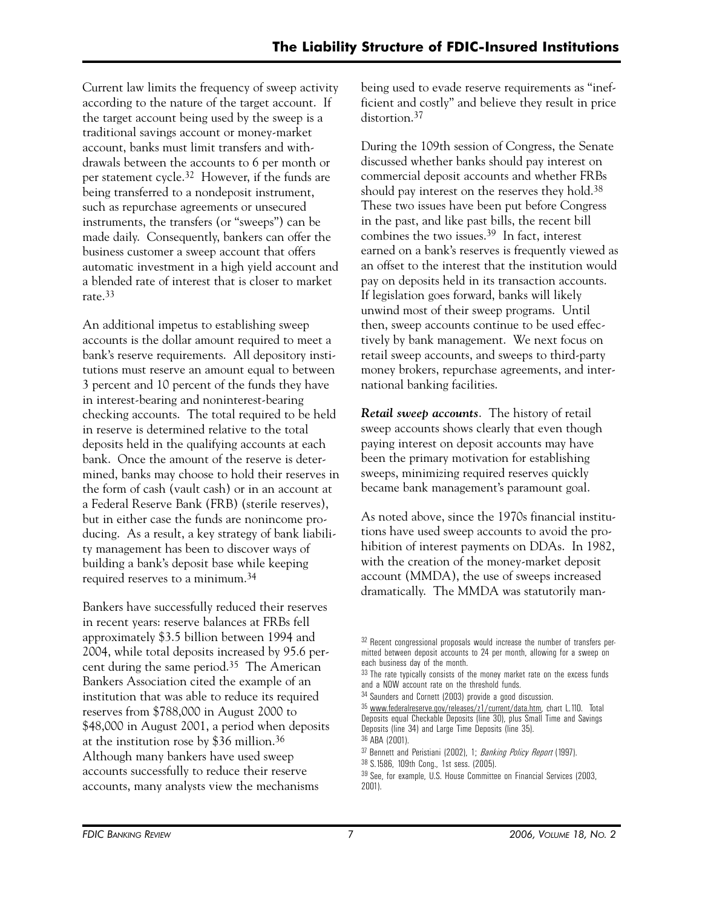Current law limits the frequency of sweep activity according to the nature of the target account. If the target account being used by the sweep is a traditional savings account or money-market account, banks must limit transfers and withdrawals between the accounts to 6 per month or per statement cycle.[32] However, if the funds are being transferred to a nondeposit instrument, such as repurchase agreements or unsecured instruments, the transfers (or "sweeps") can be made daily. Consequently, bankers can offer the business customer a sweep account that offers automatic investment in a high yield account and a blended rate of interest that is closer to market rate.[33]

An additional impetus to establishing sweep accounts is the dollar amount required to meet a bank's reserve requirements. All depository institutions must reserve an amount equal to between 3 percent and 10 percent of the funds they have in interest-bearing and noninterest-bearing checking accounts. The total required to be held in reserve is determined relative to the total deposits held in the qualifying accounts at each bank. Once the amount of the reserve is determined, banks may choose to hold their reserves in the form of cash (vault cash) or in an account at a Federal Reserve Bank (FRB) (sterile reserves), but in either case the funds are nonincome producing. As a result, a key strategy of bank liability management has been to discover ways of building a bank's deposit base while keeping required reserves to a minimum.[34]

Bankers have successfully reduced their reserves in recent years: reserve balances at FRBs fell approximately $3.5 billion between 1994 and 2004, while total deposits increased by 95.6 percent during the same period.[35] The American Bankers Association cited the example of an institution that was able to reduce its required reserves from $788,000 in August 2000 to $48,000 in August 2001, a period when deposits at the institution rose by $36 million.[36] Although many bankers have used sweep accounts successfully to reduce their reserve accounts, many analysts view the mechanisms being used to evade reserve requirements as "inefficient and costly" and believe they result in price distortion.[37]

During the 109th session of Congress, the Senate discussed whether banks should pay interest on commercial deposit accounts and whether FRBs should pay interest on the reserves they hold.[38] These two issues have been put before Congress in the past, and like past bills, the recent bill combines the two issues.[39] In fact, interest earned on a bank's reserves is frequently viewed as an offset to the interest that the institution would pay on deposits held in its transaction accounts. If legislation goes forward, banks will likely unwind most of their sweep programs. Until then, sweep accounts continue to be used effectively by bank management. We next focus on retail sweep accounts, and sweeps to third-party money brokers, repurchase agreements, and international banking facilities.

***Retail sweep accounts***. The history of retail sweep accounts shows clearly that even though paying interest on deposit accounts may have been the primary motivation for establishing sweeps, minimizing required reserves quickly became bank management's paramount goal.

As noted above, since the 1970s financial institutions have used sweep accounts to avoid the prohibition of interest payments on DDAs. In 1982, with the creation of the money-market deposit account (MMDA), the use of sweeps increased dramatically. The MMDA was statutorily man-

---

[32] Recent congressional proposals would increase the number of transfers permitted between deposit accounts to 24 per month, allowing for a sweep on each business day of the month.

[33] The rate typically consists of the money market rate on the excess funds and a NOW account rate on the threshold funds.

[34] Saunders and Cornett (2003) provide a good discussion.

[35] www.federalreserve.gov/releases/z1/current/data.htm, chart L.110. Total Deposits equal Checkable Deposits (line 30), plus Small Time and Savings Deposits (line 34) and Large Time Deposits (line 35).

[36] ABA (2001).

[37] Bennett and Peristiani (2002), 1; *Banking Policy Report* (1997).

[38] S.1586, 109th Cong., 1st sess. (2005).

[39] See, for example, U.S. House Committee on Financial Services (2003, 2001).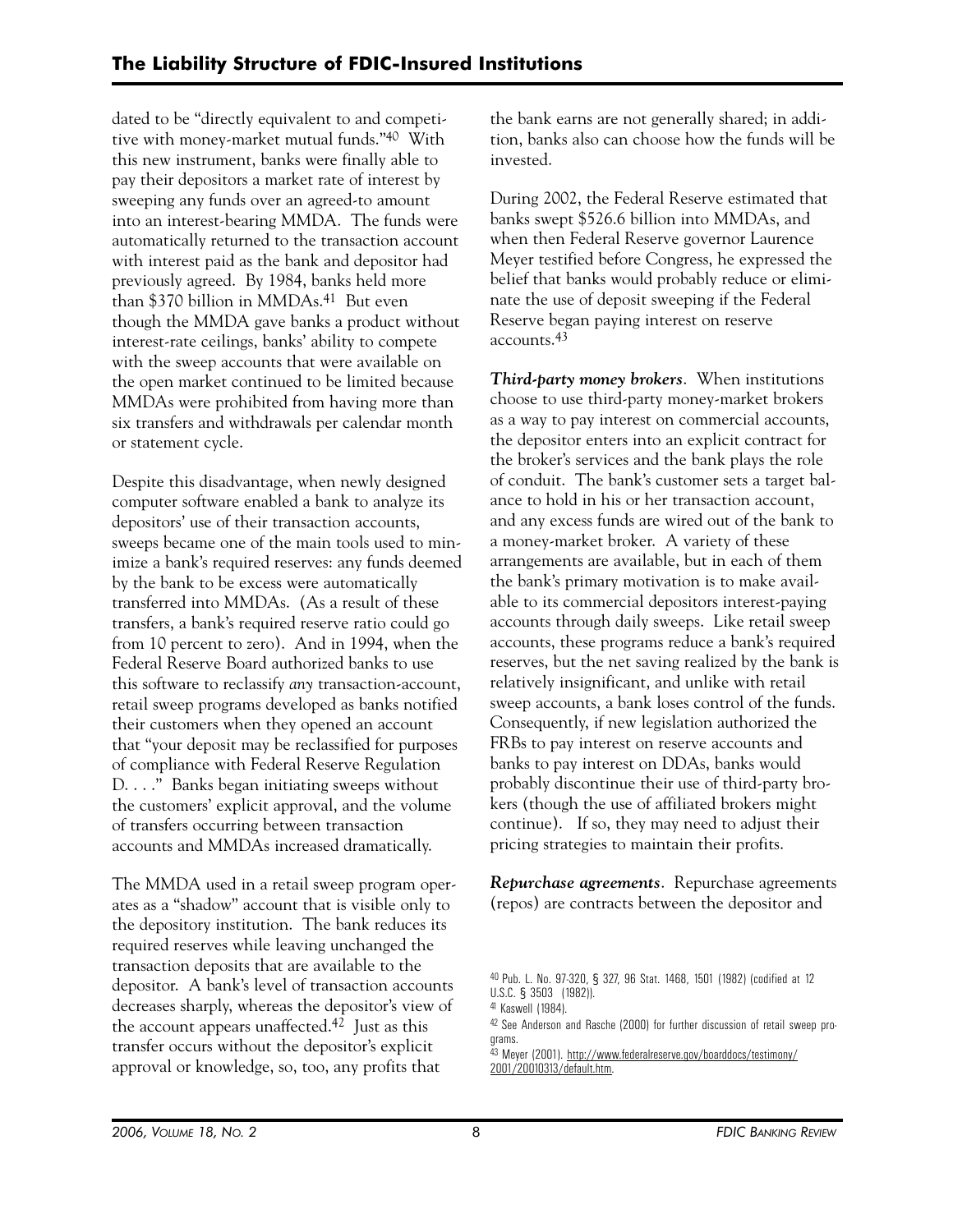dated to be "directly equivalent to and competitive with money-market mutual funds."[40] With this new instrument, banks were finally able to pay their depositors a market rate of interest by sweeping any funds over an agreed-to amount into an interest-bearing MMDA. The funds were automatically returned to the transaction account with interest paid as the bank and depositor had previously agreed. By 1984, banks held more than $370 billion in MMDAs.[41] But even though the MMDA gave banks a product without interest-rate ceilings, banks' ability to compete with the sweep accounts that were available on the open market continued to be limited because MMDAs were prohibited from having more than six transfers and withdrawals per calendar month or statement cycle.

Despite this disadvantage, when newly designed computer software enabled a bank to analyze its depositors' use of their transaction accounts, sweeps became one of the main tools used to minimize a bank's required reserves: any funds deemed by the bank to be excess were automatically transferred into MMDAs. (As a result of these transfers, a bank's required reserve ratio could go from 10 percent to zero). And in 1994, when the Federal Reserve Board authorized banks to use this software to reclassify *any* transaction-account, retail sweep programs developed as banks notified their customers when they opened an account that "your deposit may be reclassified for purposes of compliance with Federal Reserve Regulation D. . . ." Banks began initiating sweeps without the customers' explicit approval, and the volume of transfers occurring between transaction accounts and MMDAs increased dramatically.

The MMDA used in a retail sweep program operates as a "shadow" account that is visible only to the depository institution. The bank reduces its required reserves while leaving unchanged the transaction deposits that are available to the depositor. A bank's level of transaction accounts decreases sharply, whereas the depositor's view of the account appears unaffected.[42] Just as this transfer occurs without the depositor's explicit approval or knowledge, so, too, any profits that the bank earns are not generally shared; in addition, banks also can choose how the funds will be invested.

During 2002, the Federal Reserve estimated that banks swept $526.6 billion into MMDAs, and when then Federal Reserve governor Laurence Meyer testified before Congress, he expressed the belief that banks would probably reduce or eliminate the use of deposit sweeping if the Federal Reserve began paying interest on reserve accounts.[43]

***Third-party money brokers***. When institutions choose to use third-party money-market brokers as a way to pay interest on commercial accounts, the depositor enters into an explicit contract for the broker's services and the bank plays the role of conduit. The bank's customer sets a target balance to hold in his or her transaction account, and any excess funds are wired out of the bank to a money-market broker. A variety of these arrangements are available, but in each of them the bank's primary motivation is to make available to its commercial depositors interest-paying accounts through daily sweeps. Like retail sweep accounts, these programs reduce a bank's required reserves, but the net saving realized by the bank is relatively insignificant, and unlike with retail sweep accounts, a bank loses control of the funds. Consequently, if new legislation authorized the FRBs to pay interest on reserve accounts and banks to pay interest on DDAs, banks would probably discontinue their use of third-party brokers (though the use of affiliated brokers might continue). If so, they may need to adjust their pricing strategies to maintain their profits.

***Repurchase agreements***. Repurchase agreements (repos) are contracts between the depositor and

---

[40] Pub. L. No. 97-320, § 327, 96 Stat. 1468, 1501 (1982) (codified at 12 U.S.C. § 3503 (1982)).

[41] Kaswell (1984).

[42] See Anderson and Rasche (2000) for further discussion of retail sweep programs.

[43] Meyer (2001). http://www.federalreserve.gov/boarddocs/testimony/2001/20010313/default.htm.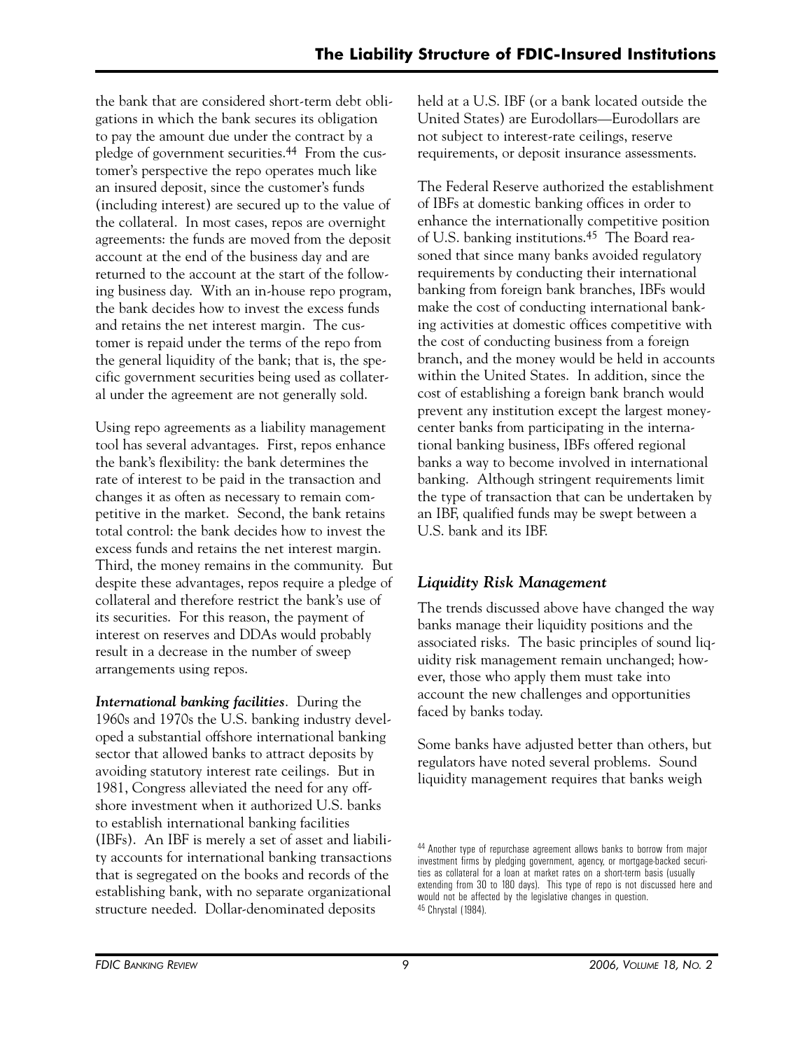the bank that are considered short-term debt obligations in which the bank secures its obligation to pay the amount due under the contract by a pledge of government securities.[44] From the customer's perspective the repo operates much like an insured deposit, since the customer's funds (including interest) are secured up to the value of the collateral. In most cases, repos are overnight agreements: the funds are moved from the deposit account at the end of the business day and are returned to the account at the start of the following business day. With an in-house repo program, the bank decides how to invest the excess funds and retains the net interest margin. The customer is repaid under the terms of the repo from the general liquidity of the bank; that is, the specific government securities being used as collateral under the agreement are not generally sold.

Using repo agreements as a liability management tool has several advantages. First, repos enhance the bank's flexibility: the bank determines the rate of interest to be paid in the transaction and changes it as often as necessary to remain competitive in the market. Second, the bank retains total control: the bank decides how to invest the excess funds and retains the net interest margin. Third, the money remains in the community. But despite these advantages, repos require a pledge of collateral and therefore restrict the bank's use of its securities. For this reason, the payment of interest on reserves and DDAs would probably result in a decrease in the number of sweep arrangements using repos.

***International banking facilities***. During the 1960s and 1970s the U.S. banking industry developed a substantial offshore international banking sector that allowed banks to attract deposits by avoiding statutory interest rate ceilings. But in 1981, Congress alleviated the need for any offshore investment when it authorized U.S. banks to establish international banking facilities (IBFs). An IBF is merely a set of asset and liability accounts for international banking transactions that is segregated on the books and records of the establishing bank, with no separate organizational structure needed. Dollar-denominated deposits held at a U.S. IBF (or a bank located outside the United States) are Eurodollars—Eurodollars are not subject to interest-rate ceilings, reserve requirements, or deposit insurance assessments.

The Federal Reserve authorized the establishment of IBFs at domestic banking offices in order to enhance the internationally competitive position of U.S. banking institutions.[45] The Board reasoned that since many banks avoided regulatory requirements by conducting their international banking from foreign bank branches, IBFs would make the cost of conducting international banking activities at domestic offices competitive with the cost of conducting business from a foreign branch, and the money would be held in accounts within the United States. In addition, since the cost of establishing a foreign bank branch would prevent any institution except the largest money-center banks from participating in the international banking business, IBFs offered regional banks a way to become involved in international banking. Although stringent requirements limit the type of transaction that can be undertaken by an IBF, qualified funds may be swept between a U.S. bank and its IBF.

### *Liquidity Risk Management*

The trends discussed above have changed the way banks manage their liquidity positions and the associated risks. The basic principles of sound liquidity risk management remain unchanged; however, those who apply them must take into account the new challenges and opportunities faced by banks today.

Some banks have adjusted better than others, but regulators have noted several problems. Sound liquidity management requires that banks weigh

[44] Another type of repurchase agreement allows banks to borrow from major investment firms by pledging government, agency, or mortgage-backed securities as collateral for a loan at market rates on a short-term basis (usually extending from 30 to 180 days). This type of repo is not discussed here and would not be affected by the legislative changes in question.

[45] Chrystal (1984).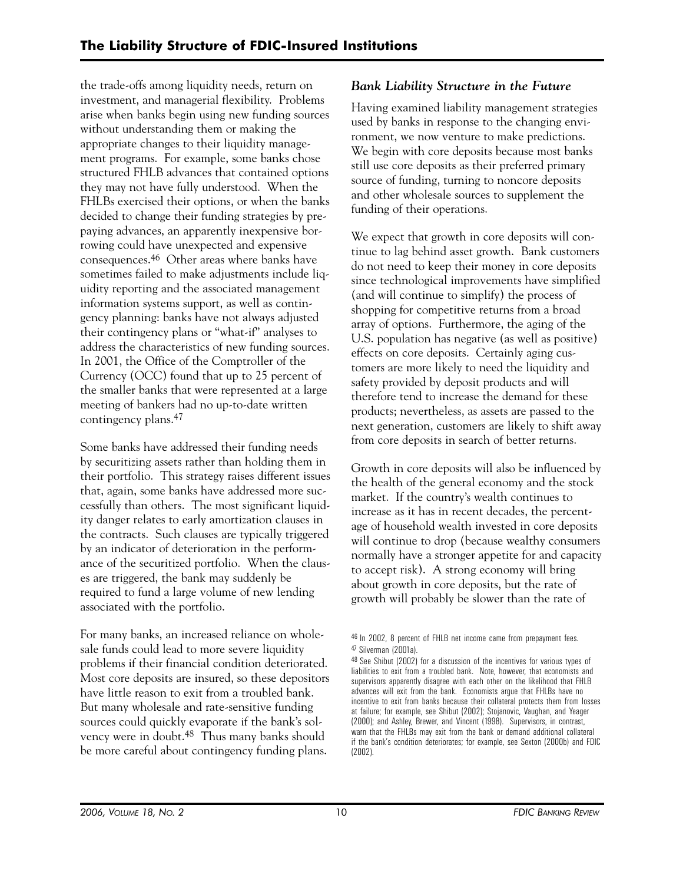the trade-offs among liquidity needs, return on investment, and managerial flexibility. Problems arise when banks begin using new funding sources without understanding them or making the appropriate changes to their liquidity management programs. For example, some banks chose structured FHLB advances that contained options they may not have fully understood. When the FHLBs exercised their options, or when the banks decided to change their funding strategies by prepaying advances, an apparently inexpensive borrowing could have unexpected and expensive consequences.[46] Other areas where banks have sometimes failed to make adjustments include liquidity reporting and the associated management information systems support, as well as contingency planning: banks have not always adjusted their contingency plans or "what-if" analyses to address the characteristics of new funding sources. In 2001, the Office of the Comptroller of the Currency (OCC) found that up to 25 percent of the smaller banks that were represented at a large meeting of bankers had no up-to-date written contingency plans.[47]

Some banks have addressed their funding needs by securitizing assets rather than holding them in their portfolio. This strategy raises different issues that, again, some banks have addressed more successfully than others. The most significant liquidity danger relates to early amortization clauses in the contracts. Such clauses are typically triggered by an indicator of deterioration in the performance of the securitized portfolio. When the clauses are triggered, the bank may suddenly be required to fund a large volume of new lending associated with the portfolio.

For many banks, an increased reliance on wholesale funds could lead to more severe liquidity problems if their financial condition deteriorated. Most core deposits are insured, so these depositors have little reason to exit from a troubled bank. But many wholesale and rate-sensitive funding sources could quickly evaporate if the bank's solvency were in doubt.[48] Thus many banks should be more careful about contingency funding plans.

### *Bank Liability Structure in the Future*

Having examined liability management strategies used by banks in response to the changing environment, we now venture to make predictions. We begin with core deposits because most banks still use core deposits as their preferred primary source of funding, turning to noncore deposits and other wholesale sources to supplement the funding of their operations.

We expect that growth in core deposits will continue to lag behind asset growth. Bank customers do not need to keep their money in core deposits since technological improvements have simplified (and will continue to simplify) the process of shopping for competitive returns from a broad array of options. Furthermore, the aging of the U.S. population has negative (as well as positive) effects on core deposits. Certainly aging customers are more likely to need the liquidity and safety provided by deposit products and will therefore tend to increase the demand for these products; nevertheless, as assets are passed to the next generation, customers are likely to shift away from core deposits in search of better returns.

Growth in core deposits will also be influenced by the health of the general economy and the stock market. If the country's wealth continues to increase as it has in recent decades, the percentage of household wealth invested in core deposits will continue to drop (because wealthy consumers normally have a stronger appetite for and capacity to accept risk). A strong economy will bring about growth in core deposits, but the rate of growth will probably be slower than the rate of

[46] In 2002, 8 percent of FHLB net income came from prepayment fees.

[47] Silverman (2001a).

[48] See Shibut (2002) for a discussion of the incentives for various types of liabilities to exit from a troubled bank. Note, however, that economists and supervisors apparently disagree with each other on the likelihood that FHLB advances will exit from the bank. Economists argue that FHLBs have no incentive to exit from banks because their collateral protects them from losses at failure; for example, see Shibut (2002); Stojanovic, Vaughan, and Yeager (2000); and Ashley, Brewer, and Vincent (1998). Supervisors, in contrast, warn that the FHLBs may exit from the bank or demand additional collateral if the bank's condition deteriorates; for example, see Sexton (2000b) and FDIC (2002).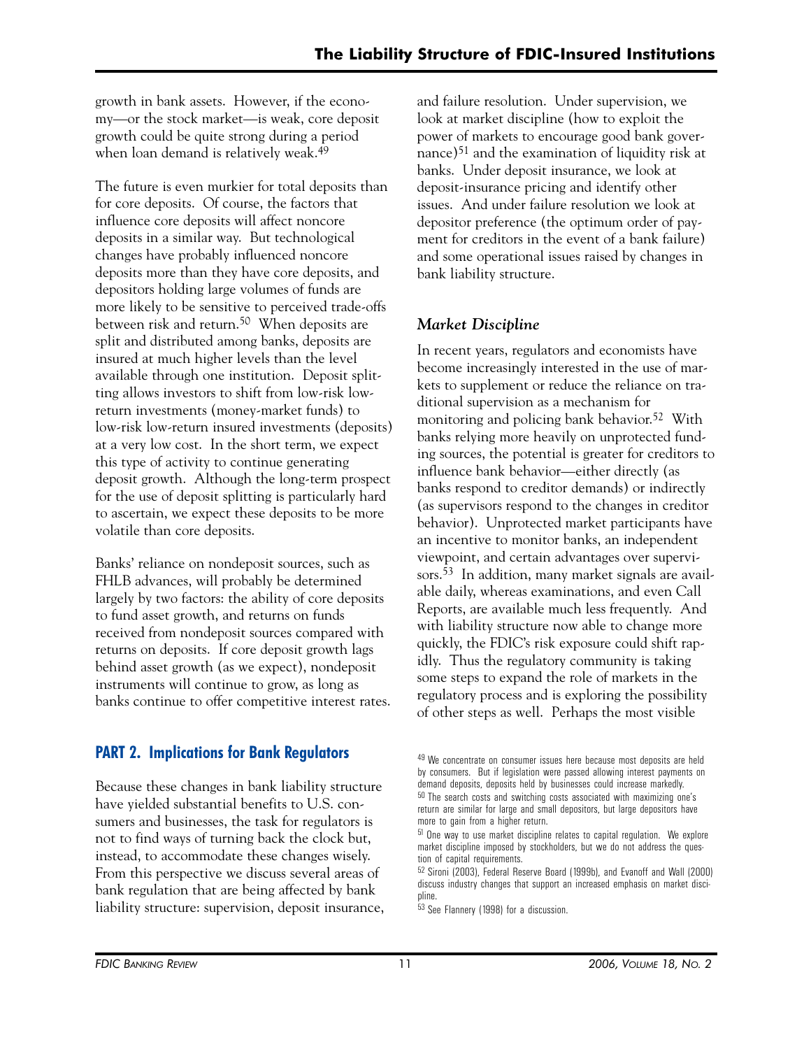growth in bank assets. However, if the economy—or the stock market—is weak, core deposit growth could be quite strong during a period when loan demand is relatively weak.[49]

The future is even murkier for total deposits than for core deposits. Of course, the factors that influence core deposits will affect noncore deposits in a similar way. But technological changes have probably influenced noncore deposits more than they have core deposits, and depositors holding large volumes of funds are more likely to be sensitive to perceived trade-offs between risk and return.[50] When deposits are split and distributed among banks, deposits are insured at much higher levels than the level available through one institution. Deposit splitting allows investors to shift from low-risk low-return investments (money-market funds) to low-risk low-return insured investments (deposits) at a very low cost. In the short term, we expect this type of activity to continue generating deposit growth. Although the long-term prospect for the use of deposit splitting is particularly hard to ascertain, we expect these deposits to be more volatile than core deposits.

Banks' reliance on nondeposit sources, such as FHLB advances, will probably be determined largely by two factors: the ability of core deposits to fund asset growth, and returns on funds received from nondeposit sources compared with returns on deposits. If core deposit growth lags behind asset growth (as we expect), nondeposit instruments will continue to grow, as long as banks continue to offer competitive interest rates.

## PART 2. Implications for Bank Regulators

Because these changes in bank liability structure have yielded substantial benefits to U.S. consumers and businesses, the task for regulators is not to find ways of turning back the clock but, instead, to accommodate these changes wisely. From this perspective we discuss several areas of bank regulation that are being affected by bank liability structure: supervision, deposit insurance, and failure resolution. Under supervision, we look at market discipline (how to exploit the power of markets to encourage good bank governance)[51] and the examination of liquidity risk at banks. Under deposit insurance, we look at deposit-insurance pricing and identify other issues. And under failure resolution we look at depositor preference (the optimum order of payment for creditors in the event of a bank failure) and some operational issues raised by changes in bank liability structure.

### *Market Discipline*

In recent years, regulators and economists have become increasingly interested in the use of markets to supplement or reduce the reliance on traditional supervision as a mechanism for monitoring and policing bank behavior.[52] With banks relying more heavily on unprotected funding sources, the potential is greater for creditors to influence bank behavior—either directly (as banks respond to creditor demands) or indirectly (as supervisors respond to the changes in creditor behavior). Unprotected market participants have an incentive to monitor banks, an independent viewpoint, and certain advantages over supervisors.[53] In addition, many market signals are available daily, whereas examinations, and even Call Reports, are available much less frequently. And with liability structure now able to change more quickly, the FDIC's risk exposure could shift rapidly. Thus the regulatory community is taking some steps to expand the role of markets in the regulatory process and is exploring the possibility of other steps as well. Perhaps the most visible

[49] We concentrate on consumer issues here because most deposits are held by consumers. But if legislation were passed allowing interest payments on demand deposits, deposits held by businesses could increase markedly.

[50] The search costs and switching costs associated with maximizing one's return are similar for large and small depositors, but large depositors have more to gain from a higher return.

[51] One way to use market discipline relates to capital regulation. We explore market discipline imposed by stockholders, but we do not address the question of capital requirements.

[52] Sironi (2003), Federal Reserve Board (1999b), and Evanoff and Wall (2000) discuss industry changes that support an increased emphasis on market discipline.

[53] See Flannery (1998) for a discussion.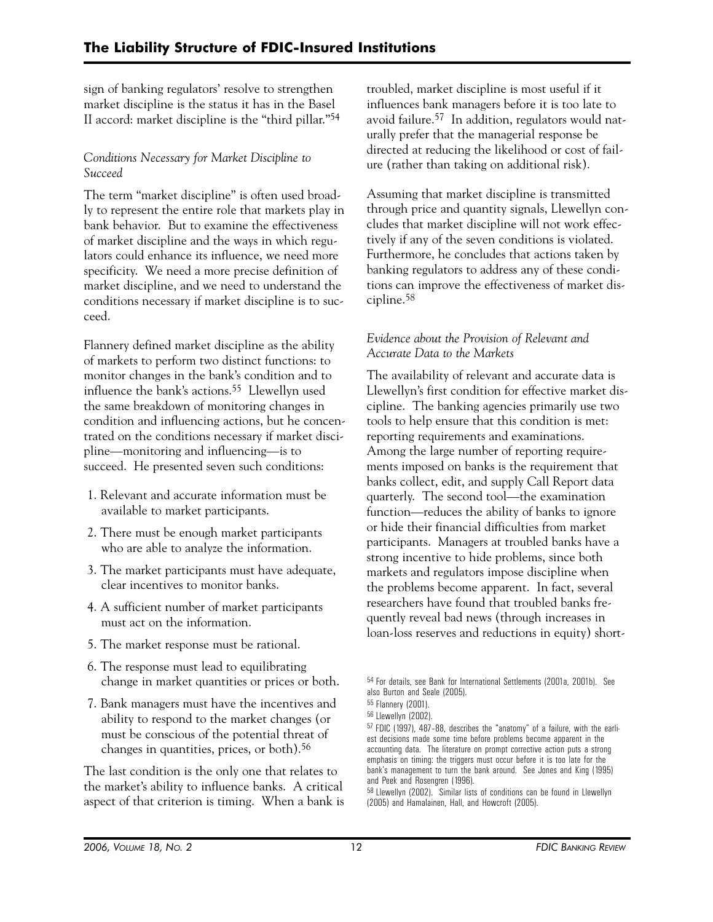sign of banking regulators' resolve to strengthen market discipline is the status it has in the Basel II accord: market discipline is the "third pillar."[54]

*Conditions Necessary for Market Discipline to Succeed*

The term "market discipline" is often used broadly to represent the entire role that markets play in bank behavior. But to examine the effectiveness of market discipline and the ways in which regulators could enhance its influence, we need more specificity. We need a more precise definition of market discipline, and we need to understand the conditions necessary if market discipline is to succeed.

Flannery defined market discipline as the ability of markets to perform two distinct functions: to monitor changes in the bank's condition and to influence the bank's actions.[55] Llewellyn used the same breakdown of monitoring changes in condition and influencing actions, but he concentrated on the conditions necessary if market discipline—monitoring and influencing—is to succeed. He presented seven such conditions:

1. Relevant and accurate information must be available to market participants.
2. There must be enough market participants who are able to analyze the information.
3. The market participants must have adequate, clear incentives to monitor banks.
4. A sufficient number of market participants must act on the information.
5. The market response must be rational.
6. The response must lead to equilibrating change in market quantities or prices or both.
7. Bank managers must have the incentives and ability to respond to the market changes (or must be conscious of the potential threat of changes in quantities, prices, or both).[56]

The last condition is the only one that relates to the market's ability to influence banks. A critical aspect of that criterion is timing. When a bank is troubled, market discipline is most useful if it influences bank managers before it is too late to avoid failure.[57] In addition, regulators would naturally prefer that the managerial response be directed at reducing the likelihood or cost of failure (rather than taking on additional risk).

Assuming that market discipline is transmitted through price and quantity signals, Llewellyn concludes that market discipline will not work effectively if any of the seven conditions is violated. Furthermore, he concludes that actions taken by banking regulators to address any of these conditions can improve the effectiveness of market discipline.[58]

*Evidence about the Provision of Relevant and Accurate Data to the Markets*

The availability of relevant and accurate data is Llewellyn's first condition for effective market discipline. The banking agencies primarily use two tools to help ensure that this condition is met: reporting requirements and examinations. Among the large number of reporting requirements imposed on banks is the requirement that banks collect, edit, and supply Call Report data quarterly. The second tool—the examination function—reduces the ability of banks to ignore or hide their financial difficulties from market participants. Managers at troubled banks have a strong incentive to hide problems, since both markets and regulators impose discipline when the problems become apparent. In fact, several researchers have found that troubled banks frequently reveal bad news (through increases in loan-loss reserves and reductions in equity) short-

[54] For details, see Bank for International Settlements (2001a, 2001b). See also Burton and Seale (2005).

[55] Flannery (2001).

[56] Llewellyn (2002).

[57] FDIC (1997), 487–88, describes the "anatomy" of a failure, with the earliest decisions made some time before problems become apparent in the accounting data. The literature on prompt corrective action puts a strong emphasis on timing: the triggers must occur before it is too late for the bank's management to turn the bank around. See Jones and King (1995) and Peek and Rosengren (1996).

[58] Llewellyn (2002). Similar lists of conditions can be found in Llewellyn (2005) and Hamalainen, Hall, and Howcroft (2005).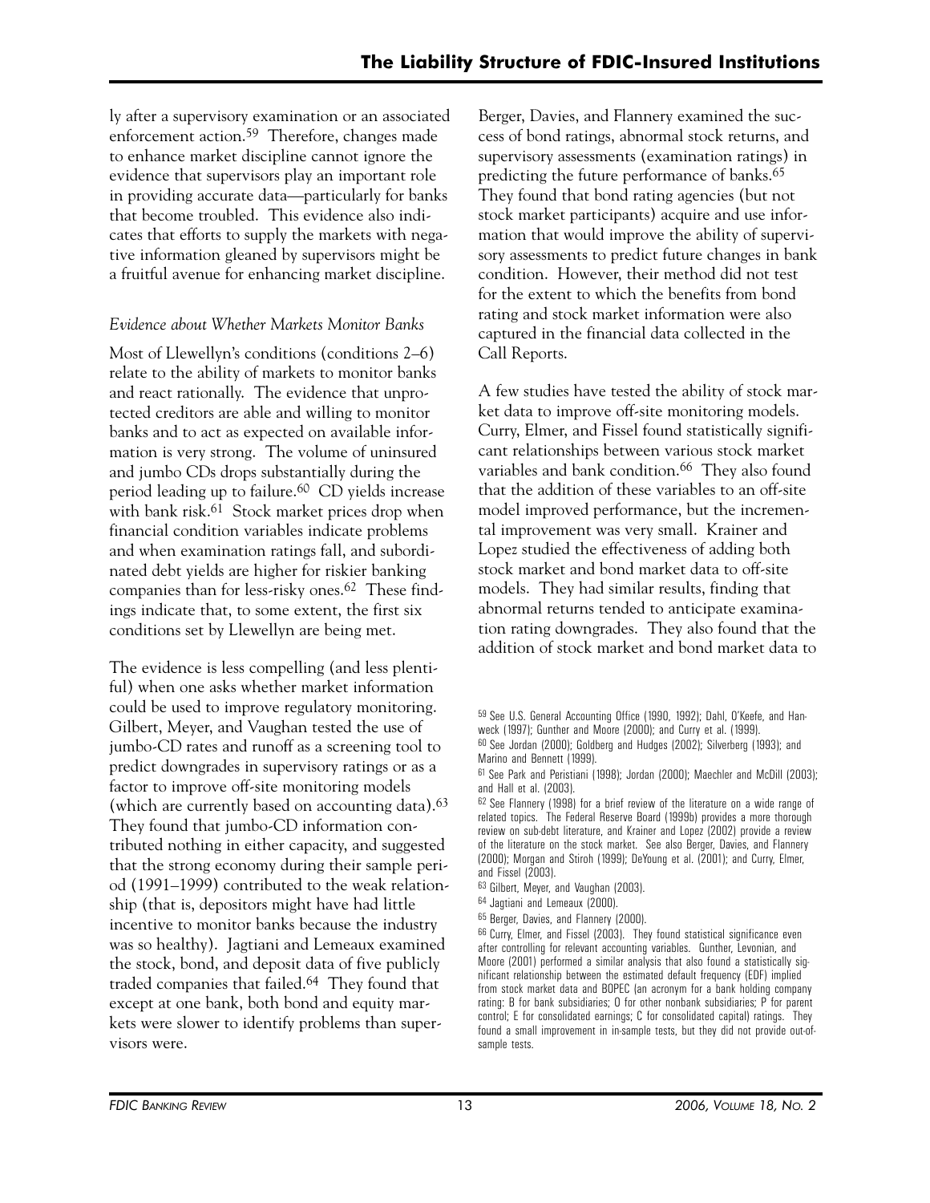ly after a supervisory examination or an associated enforcement action.[59] Therefore, changes made to enhance market discipline cannot ignore the evidence that supervisors play an important role in providing accurate data—particularly for banks that become troubled. This evidence also indicates that efforts to supply the markets with negative information gleaned by supervisors might be a fruitful avenue for enhancing market discipline.

### *Evidence about Whether Markets Monitor Banks*

Most of Llewellyn's conditions (conditions 2–6) relate to the ability of markets to monitor banks and react rationally. The evidence that unprotected creditors are able and willing to monitor banks and to act as expected on available information is very strong. The volume of uninsured and jumbo CDs drops substantially during the period leading up to failure.[60] CD yields increase with bank risk.[61] Stock market prices drop when financial condition variables indicate problems and when examination ratings fall, and subordinated debt yields are higher for riskier banking companies than for less-risky ones.[62] These findings indicate that, to some extent, the first six conditions set by Llewellyn are being met.

The evidence is less compelling (and less plentiful) when one asks whether market information could be used to improve regulatory monitoring. Gilbert, Meyer, and Vaughan tested the use of jumbo-CD rates and runoff as a screening tool to predict downgrades in supervisory ratings or as a factor to improve off-site monitoring models (which are currently based on accounting data).[63] They found that jumbo-CD information contributed nothing in either capacity, and suggested that the strong economy during their sample period (1991–1999) contributed to the weak relationship (that is, depositors might have had little incentive to monitor banks because the industry was so healthy). Jagtiani and Lemeaux examined the stock, bond, and deposit data of five publicly traded companies that failed.[64] They found that except at one bank, both bond and equity markets were slower to identify problems than supervisors were.

Berger, Davies, and Flannery examined the success of bond ratings, abnormal stock returns, and supervisory assessments (examination ratings) in predicting the future performance of banks.[65] They found that bond rating agencies (but not stock market participants) acquire and use information that would improve the ability of supervisory assessments to predict future changes in bank condition. However, their method did not test for the extent to which the benefits from bond rating and stock market information were also captured in the financial data collected in the Call Reports.

A few studies have tested the ability of stock market data to improve off-site monitoring models. Curry, Elmer, and Fissel found statistically significant relationships between various stock market variables and bank condition.[66] They also found that the addition of these variables to an off-site model improved performance, but the incremental improvement was very small. Krainer and Lopez studied the effectiveness of adding both stock market and bond market data to off-site models. They had similar results, finding that abnormal returns tended to anticipate examination rating downgrades. They also found that the addition of stock market and bond market data to

---

[59] See U.S. General Accounting Office (1990, 1992); Dahl, O'Keefe, and Hanweck (1997); Gunther and Moore (2000); and Curry et al. (1999).

[60] See Jordan (2000); Goldberg and Hudges (2002); Silverberg (1993); and Marino and Bennett (1999).

[61] See Park and Peristiani (1998); Jordan (2000); Maechler and McDill (2003); and Hall et al. (2003).

[62] See Flannery (1998) for a brief review of the literature on a wide range of related topics. The Federal Reserve Board (1999b) provides a more thorough review on sub-debt literature, and Krainer and Lopez (2002) provide a review of the literature on the stock market. See also Berger, Davies, and Flannery (2000); Morgan and Stiroh (1999); DeYoung et al. (2001); and Curry, Elmer, and Fissel (2003).

[63] Gilbert, Meyer, and Vaughan (2003).

[64] Jagtiani and Lemeaux (2000).

[65] Berger, Davies, and Flannery (2000).

[66] Curry, Elmer, and Fissel (2003). They found statistical significance even after controlling for relevant accounting variables. Gunther, Levonian, and Moore (2001) performed a similar analysis that also found a statistically significant relationship between the estimated default frequency (EDF) implied from stock market data and BOPEC (an acronym for a bank holding company rating: B for bank subsidiaries; O for other nonbank subsidiaries; P for parent control; E for consolidated earnings; C for consolidated capital) ratings. They found a small improvement in in-sample tests, but they did not provide out-of-sample tests.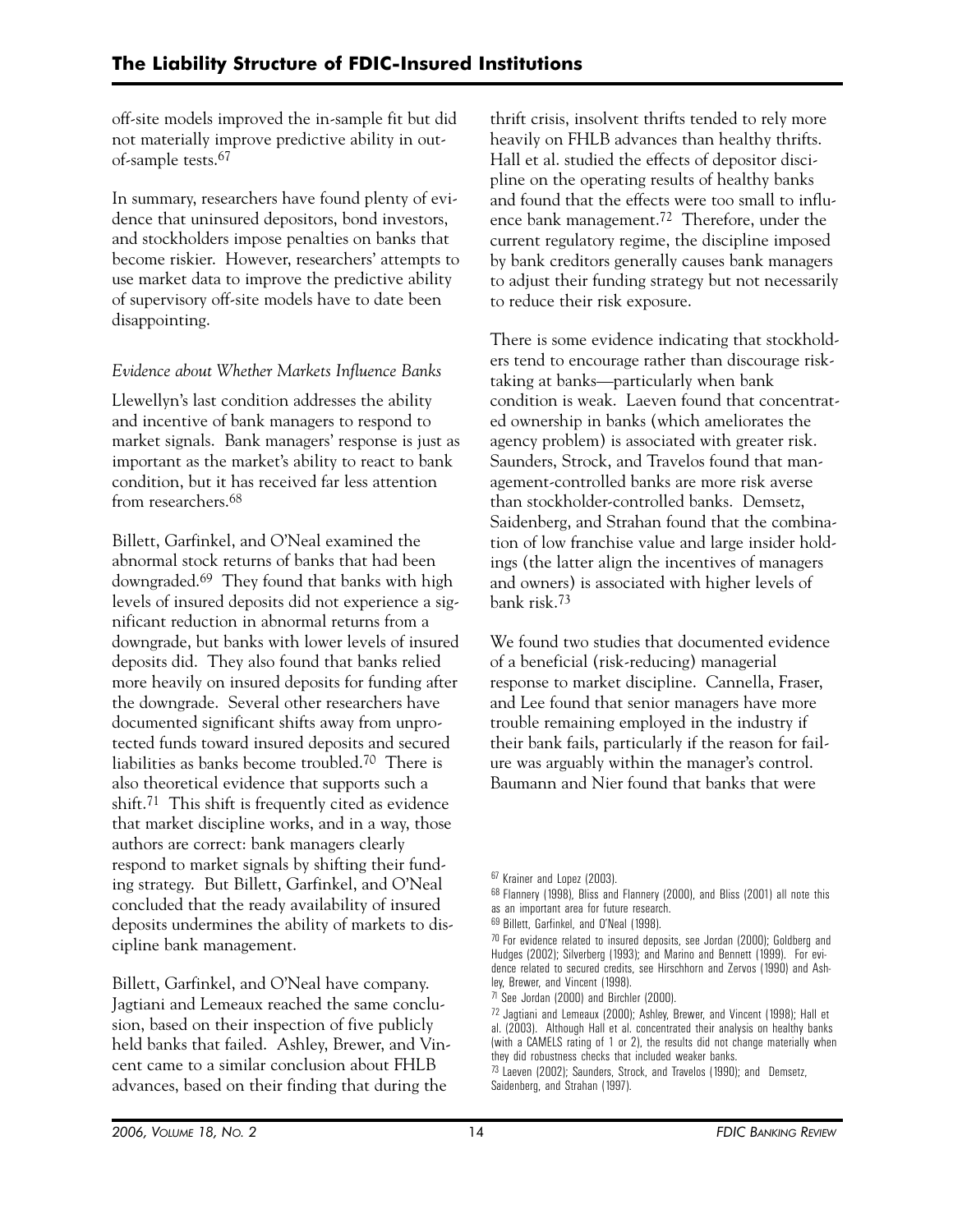off-site models improved the in-sample fit but did not materially improve predictive ability in out-of-sample tests.[67]

In summary, researchers have found plenty of evidence that uninsured depositors, bond investors, and stockholders impose penalties on banks that become riskier. However, researchers' attempts to use market data to improve the predictive ability of supervisory off-site models have to date been disappointing.

*Evidence about Whether Markets Influence Banks*

Llewellyn's last condition addresses the ability and incentive of bank managers to respond to market signals. Bank managers' response is just as important as the market's ability to react to bank condition, but it has received far less attention from researchers.[68]

Billett, Garfinkel, and O'Neal examined the abnormal stock returns of banks that had been downgraded.[69] They found that banks with high levels of insured deposits did not experience a significant reduction in abnormal returns from a downgrade, but banks with lower levels of insured deposits did. They also found that banks relied more heavily on insured deposits for funding after the downgrade. Several other researchers have documented significant shifts away from unprotected funds toward insured deposits and secured liabilities as banks become troubled.[70] There is also theoretical evidence that supports such a shift.[71] This shift is frequently cited as evidence that market discipline works, and in a way, those authors are correct: bank managers clearly respond to market signals by shifting their funding strategy. But Billett, Garfinkel, and O'Neal concluded that the ready availability of insured deposits undermines the ability of markets to discipline bank management.

Billett, Garfinkel, and O'Neal have company. Jagtiani and Lemeaux reached the same conclusion, based on their inspection of five publicly held banks that failed. Ashley, Brewer, and Vincent came to a similar conclusion about FHLB advances, based on their finding that during the thrift crisis, insolvent thrifts tended to rely more heavily on FHLB advances than healthy thrifts. Hall et al. studied the effects of depositor discipline on the operating results of healthy banks and found that the effects were too small to influence bank management.[72] Therefore, under the current regulatory regime, the discipline imposed by bank creditors generally causes bank managers to adjust their funding strategy but not necessarily to reduce their risk exposure.

There is some evidence indicating that stockholders tend to encourage rather than discourage risk-taking at banks—particularly when bank condition is weak. Laeven found that concentrated ownership in banks (which ameliorates the agency problem) is associated with greater risk. Saunders, Strock, and Travelos found that management-controlled banks are more risk averse than stockholder-controlled banks. Demsetz, Saidenberg, and Strahan found that the combination of low franchise value and large insider holdings (the latter align the incentives of managers and owners) is associated with higher levels of bank risk.[73]

We found two studies that documented evidence of a beneficial (risk-reducing) managerial response to market discipline. Cannella, Fraser, and Lee found that senior managers have more trouble remaining employed in the industry if their bank fails, particularly if the reason for failure was arguably within the manager's control. Baumann and Nier found that banks that were

[67] Krainer and Lopez (2003).

[68] Flannery (1998), Bliss and Flannery (2000), and Bliss (2001) all note this as an important area for future research.

[69] Billett, Garfinkel, and O'Neal (1998).

[70] For evidence related to insured deposits, see Jordan (2000); Goldberg and Hudges (2002); Silverberg (1993); and Marino and Bennett (1999). For evidence related to secured credits, see Hirschhorn and Zervos (1990) and Ashley, Brewer, and Vincent (1998).

[71] See Jordan (2000) and Birchler (2000).

[72] Jagtiani and Lemeaux (2000); Ashley, Brewer, and Vincent (1998); Hall et al. (2003). Although Hall et al. concentrated their analysis on healthy banks (with a CAMELS rating of 1 or 2), the results did not change materially when they did robustness checks that included weaker banks.

[73] Laeven (2002); Saunders, Strock, and Travelos (1990); and Demsetz, Saidenberg, and Strahan (1997).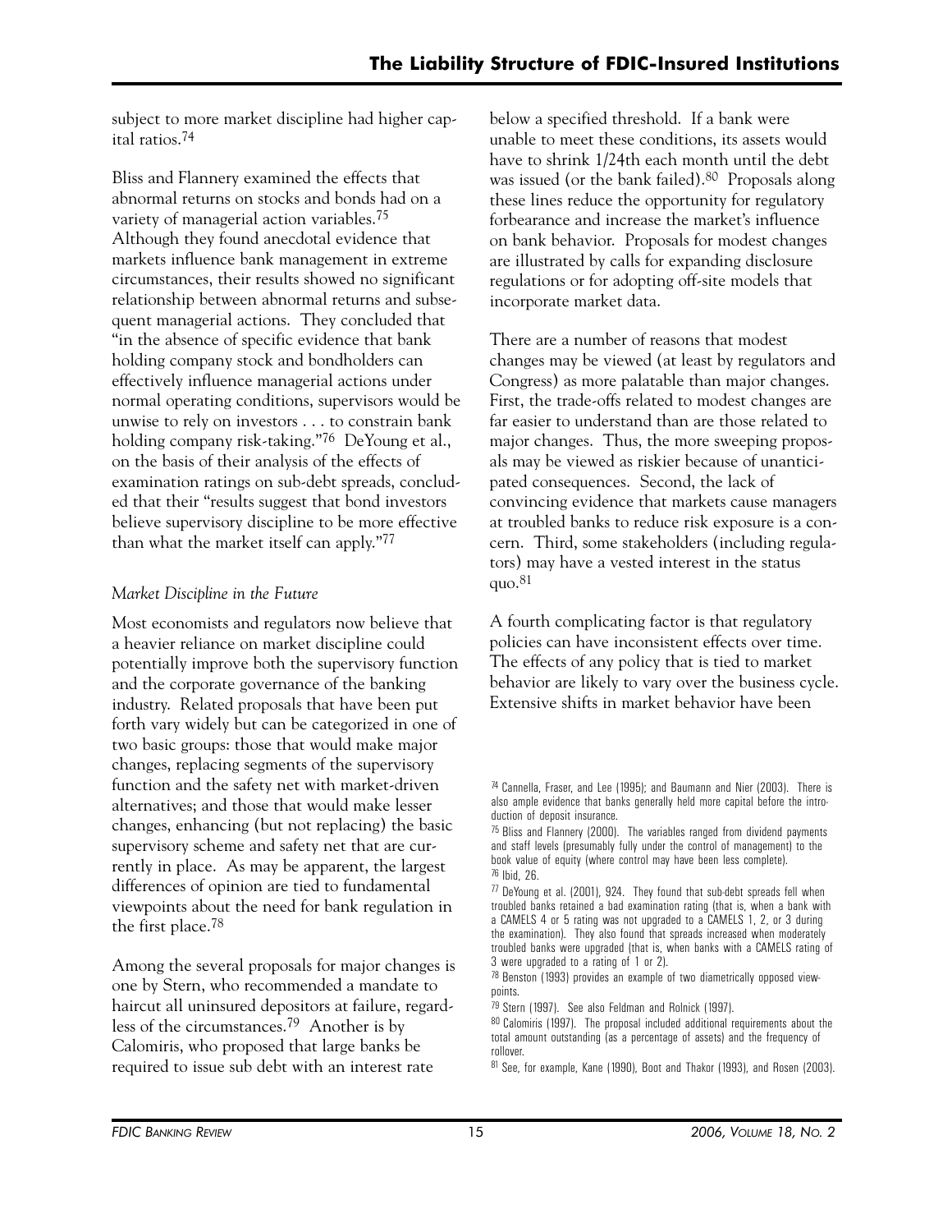subject to more market discipline had higher capital ratios.[74]

Bliss and Flannery examined the effects that abnormal returns on stocks and bonds had on a variety of managerial action variables.[75] Although they found anecdotal evidence that markets influence bank management in extreme circumstances, their results showed no significant relationship between abnormal returns and subsequent managerial actions. They concluded that "in the absence of specific evidence that bank holding company stock and bondholders can effectively influence managerial actions under normal operating conditions, supervisors would be unwise to rely on investors . . . to constrain bank holding company risk-taking."[76] DeYoung et al., on the basis of their analysis of the effects of examination ratings on sub-debt spreads, concluded that their "results suggest that bond investors believe supervisory discipline to be more effective than what the market itself can apply."[77]

### *Market Discipline in the Future*

Most economists and regulators now believe that a heavier reliance on market discipline could potentially improve both the supervisory function and the corporate governance of the banking industry. Related proposals that have been put forth vary widely but can be categorized in one of two basic groups: those that would make major changes, replacing segments of the supervisory function and the safety net with market-driven alternatives; and those that would make lesser changes, enhancing (but not replacing) the basic supervisory scheme and safety net that are currently in place. As may be apparent, the largest differences of opinion are tied to fundamental viewpoints about the need for bank regulation in the first place.[78]

Among the several proposals for major changes is one by Stern, who recommended a mandate to haircut all uninsured depositors at failure, regardless of the circumstances.[79] Another is by Calomiris, who proposed that large banks be required to issue sub debt with an interest rate below a specified threshold. If a bank were unable to meet these conditions, its assets would have to shrink 1/24th each month until the debt was issued (or the bank failed).[80] Proposals along these lines reduce the opportunity for regulatory forbearance and increase the market's influence on bank behavior. Proposals for modest changes are illustrated by calls for expanding disclosure regulations or for adopting off-site models that incorporate market data.

There are a number of reasons that modest changes may be viewed (at least by regulators and Congress) as more palatable than major changes. First, the trade-offs related to modest changes are far easier to understand than are those related to major changes. Thus, the more sweeping proposals may be viewed as riskier because of unanticipated consequences. Second, the lack of convincing evidence that markets cause managers at troubled banks to reduce risk exposure is a concern. Third, some stakeholders (including regulators) may have a vested interest in the status quo.[81]

A fourth complicating factor is that regulatory policies can have inconsistent effects over time. The effects of any policy that is tied to market behavior are likely to vary over the business cycle. Extensive shifts in market behavior have been

---

[74] Cannella, Fraser, and Lee (1995); and Baumann and Nier (2003). There is also ample evidence that banks generally held more capital before the introduction of deposit insurance.

[75] Bliss and Flannery (2000). The variables ranged from dividend payments and staff levels (presumably fully under the control of management) to the book value of equity (where control may have been less complete).

[76] Ibid, 26.

[77] DeYoung et al. (2001), 924. They found that sub-debt spreads fell when troubled banks retained a bad examination rating (that is, when a bank with a CAMELS 4 or 5 rating was not upgraded to a CAMELS 1, 2, or 3 during the examination). They also found that spreads increased when moderately troubled banks were upgraded (that is, when banks with a CAMELS rating of 3 were upgraded to a rating of 1 or 2).

[78] Benston (1993) provides an example of two diametrically opposed viewpoints.

[79] Stern (1997). See also Feldman and Rolnick (1997).

[80] Calomiris (1997). The proposal included additional requirements about the total amount outstanding (as a percentage of assets) and the frequency of rollover.

[81] See, for example, Kane (1990), Boot and Thakor (1993), and Rosen (2003).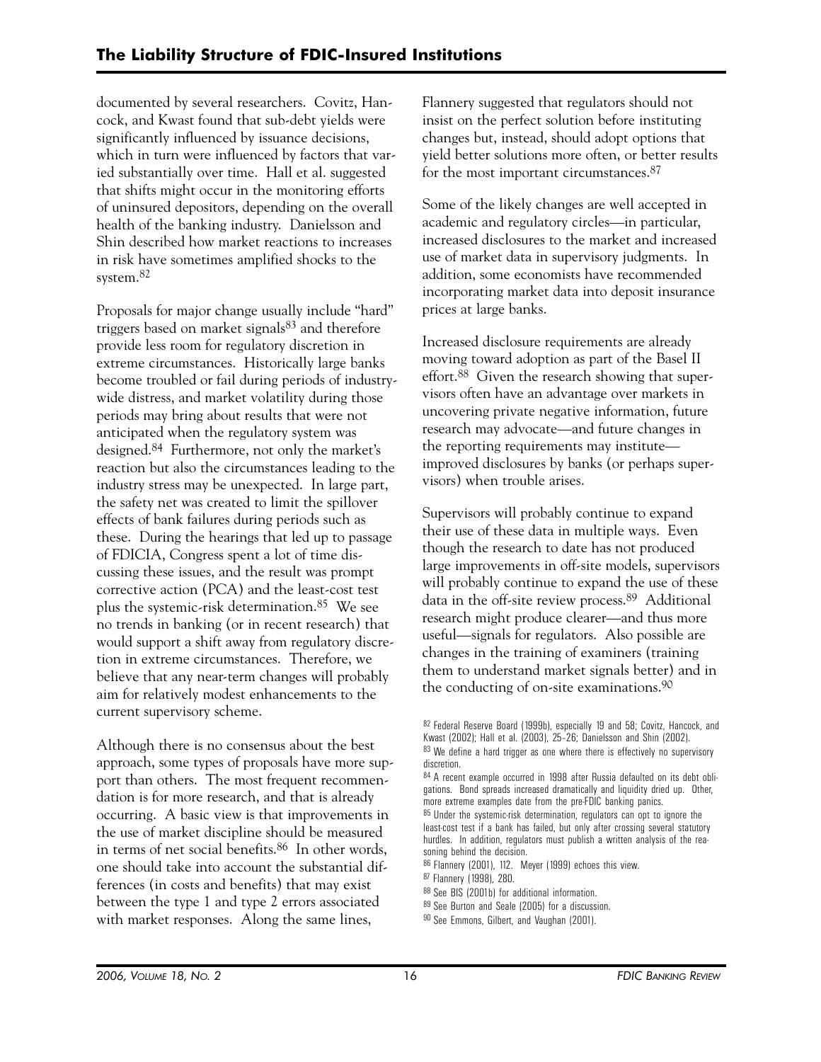documented by several researchers. Covitz, Hancock, and Kwast found that sub-debt yields were significantly influenced by issuance decisions, which in turn were influenced by factors that varied substantially over time. Hall et al. suggested that shifts might occur in the monitoring efforts of uninsured depositors, depending on the overall health of the banking industry. Danielsson and Shin described how market reactions to increases in risk have sometimes amplified shocks to the system.[82]

Proposals for major change usually include "hard" triggers based on market signals[83] and therefore provide less room for regulatory discretion in extreme circumstances. Historically large banks become troubled or fail during periods of industry-wide distress, and market volatility during those periods may bring about results that were not anticipated when the regulatory system was designed.[84] Furthermore, not only the market's reaction but also the circumstances leading to the industry stress may be unexpected. In large part, the safety net was created to limit the spillover effects of bank failures during periods such as these. During the hearings that led up to passage of FDICIA, Congress spent a lot of time discussing these issues, and the result was prompt corrective action (PCA) and the least-cost test plus the systemic-risk determination.[85] We see no trends in banking (or in recent research) that would support a shift away from regulatory discretion in extreme circumstances. Therefore, we believe that any near-term changes will probably aim for relatively modest enhancements to the current supervisory scheme.

Although there is no consensus about the best approach, some types of proposals have more support than others. The most frequent recommendation is for more research, and that is already occurring. A basic view is that improvements in the use of market discipline should be measured in terms of net social benefits.[86] In other words, one should take into account the substantial differences (in costs and benefits) that may exist between the type 1 and type 2 errors associated with market responses. Along the same lines, Flannery suggested that regulators should not insist on the perfect solution before instituting changes but, instead, should adopt options that yield better solutions more often, or better results for the most important circumstances.[87]

Some of the likely changes are well accepted in academic and regulatory circles—in particular, increased disclosures to the market and increased use of market data in supervisory judgments. In addition, some economists have recommended incorporating market data into deposit insurance prices at large banks.

Increased disclosure requirements are already moving toward adoption as part of the Basel II effort.[88] Given the research showing that supervisors often have an advantage over markets in uncovering private negative information, future research may advocate—and future changes in the reporting requirements may institute—improved disclosures by banks (or perhaps supervisors) when trouble arises.

Supervisors will probably continue to expand their use of these data in multiple ways. Even though the research to date has not produced large improvements in off-site models, supervisors will probably continue to expand the use of these data in the off-site review process.[89] Additional research might produce clearer—and thus more useful—signals for regulators. Also possible are changes in the training of examiners (training them to understand market signals better) and in the conducting of on-site examinations.[90]

[82] Federal Reserve Board (1999b), especially 19 and 58; Covitz, Hancock, and Kwast (2002); Hall et al. (2003), 25–26; Danielsson and Shin (2002).

[83] We define a hard trigger as one where there is effectively no supervisory discretion.

[84] A recent example occurred in 1998 after Russia defaulted on its debt obligations. Bond spreads increased dramatically and liquidity dried up. Other, more extreme examples date from the pre-FDIC banking panics.

[85] Under the systemic-risk determination, regulators can opt to ignore the least-cost test if a bank has failed, but only after crossing several statutory hurdles. In addition, regulators must publish a written analysis of the reasoning behind the decision.

[86] Flannery (2001), 112. Meyer (1999) echoes this view.

[87] Flannery (1998), 280.

[88] See BIS (2001b) for additional information.

[89] See Burton and Seale (2005) for a discussion.

[90] See Emmons, Gilbert, and Vaughan (2001).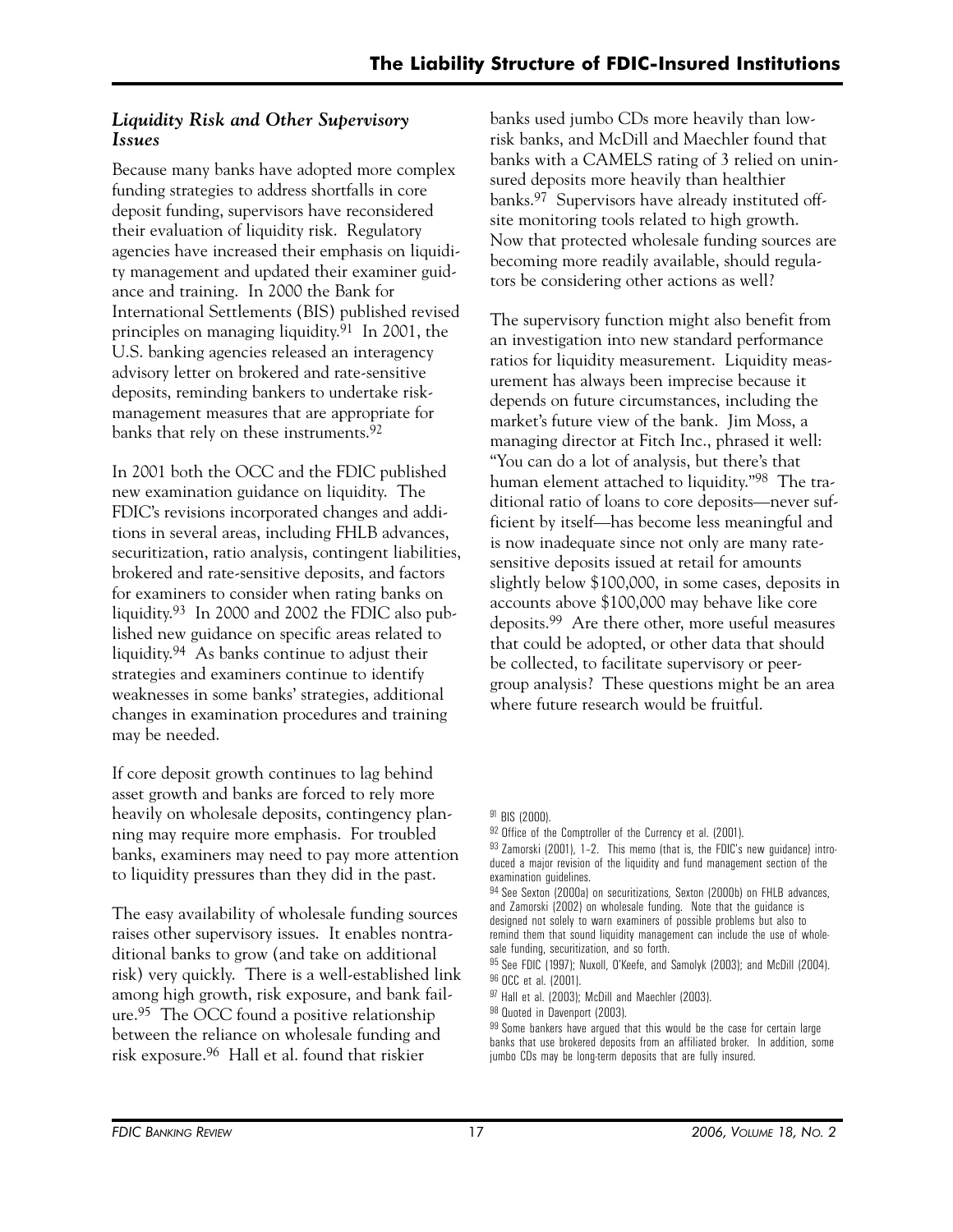### *Liquidity Risk and Other Supervisory Issues*

Because many banks have adopted more complex funding strategies to address shortfalls in core deposit funding, supervisors have reconsidered their evaluation of liquidity risk. Regulatory agencies have increased their emphasis on liquidity management and updated their examiner guidance and training. In 2000 the Bank for International Settlements (BIS) published revised principles on managing liquidity.[91] In 2001, the U.S. banking agencies released an interagency advisory letter on brokered and rate-sensitive deposits, reminding bankers to undertake risk-management measures that are appropriate for banks that rely on these instruments.[92]

In 2001 both the OCC and the FDIC published new examination guidance on liquidity. The FDIC's revisions incorporated changes and additions in several areas, including FHLB advances, securitization, ratio analysis, contingent liabilities, brokered and rate-sensitive deposits, and factors for examiners to consider when rating banks on liquidity.[93] In 2000 and 2002 the FDIC also published new guidance on specific areas related to liquidity.[94] As banks continue to adjust their strategies and examiners continue to identify weaknesses in some banks' strategies, additional changes in examination procedures and training may be needed.

If core deposit growth continues to lag behind asset growth and banks are forced to rely more heavily on wholesale deposits, contingency planning may require more emphasis. For troubled banks, examiners may need to pay more attention to liquidity pressures than they did in the past.

The easy availability of wholesale funding sources raises other supervisory issues. It enables nontraditional banks to grow (and take on additional risk) very quickly. There is a well-established link among high growth, risk exposure, and bank failure.[95] The OCC found a positive relationship between the reliance on wholesale funding and risk exposure.[96] Hall et al. found that riskier banks used jumbo CDs more heavily than low-risk banks, and McDill and Maechler found that banks with a CAMELS rating of 3 relied on uninsured deposits more heavily than healthier banks.[97] Supervisors have already instituted off-site monitoring tools related to high growth. Now that protected wholesale funding sources are becoming more readily available, should regulators be considering other actions as well?

The supervisory function might also benefit from an investigation into new standard performance ratios for liquidity measurement. Liquidity measurement has always been imprecise because it depends on future circumstances, including the market's future view of the bank. Jim Moss, a managing director at Fitch Inc., phrased it well: "You can do a lot of analysis, but there's that human element attached to liquidity."[98] The traditional ratio of loans to core deposits—never sufficient by itself—has become less meaningful and is now inadequate since not only are many rate-sensitive deposits issued at retail for amounts slightly below \$100,000, in some cases, deposits in accounts above \$100,000 may behave like core deposits.[99] Are there other, more useful measures that could be adopted, or other data that should be collected, to facilitate supervisory or peer-group analysis? These questions might be an area where future research would be fruitful.

---

[91] BIS (2000).

[92] Office of the Comptroller of the Currency et al. (2001).

[93] Zamorski (2001), 1–2. This memo (that is, the FDIC's new guidance) introduced a major revision of the liquidity and fund management section of the examination guidelines.

[94] See Sexton (2000a) on securitizations, Sexton (2000b) on FHLB advances, and Zamorski (2002) on wholesale funding. Note that the guidance is designed not solely to warn examiners of possible problems but also to remind them that sound liquidity management can include the use of wholesale funding, securitization, and so forth.

[95] See FDIC (1997); Nuxoll, O'Keefe, and Samolyk (2003); and McDill (2004).

[96] OCC et al. (2001).

[97] Hall et al. (2003); McDill and Maechler (2003).

[98] Quoted in Davenport (2003).

[99] Some bankers have argued that this would be the case for certain large banks that use brokered deposits from an affiliated broker. In addition, some jumbo CDs may be long-term deposits that are fully insured.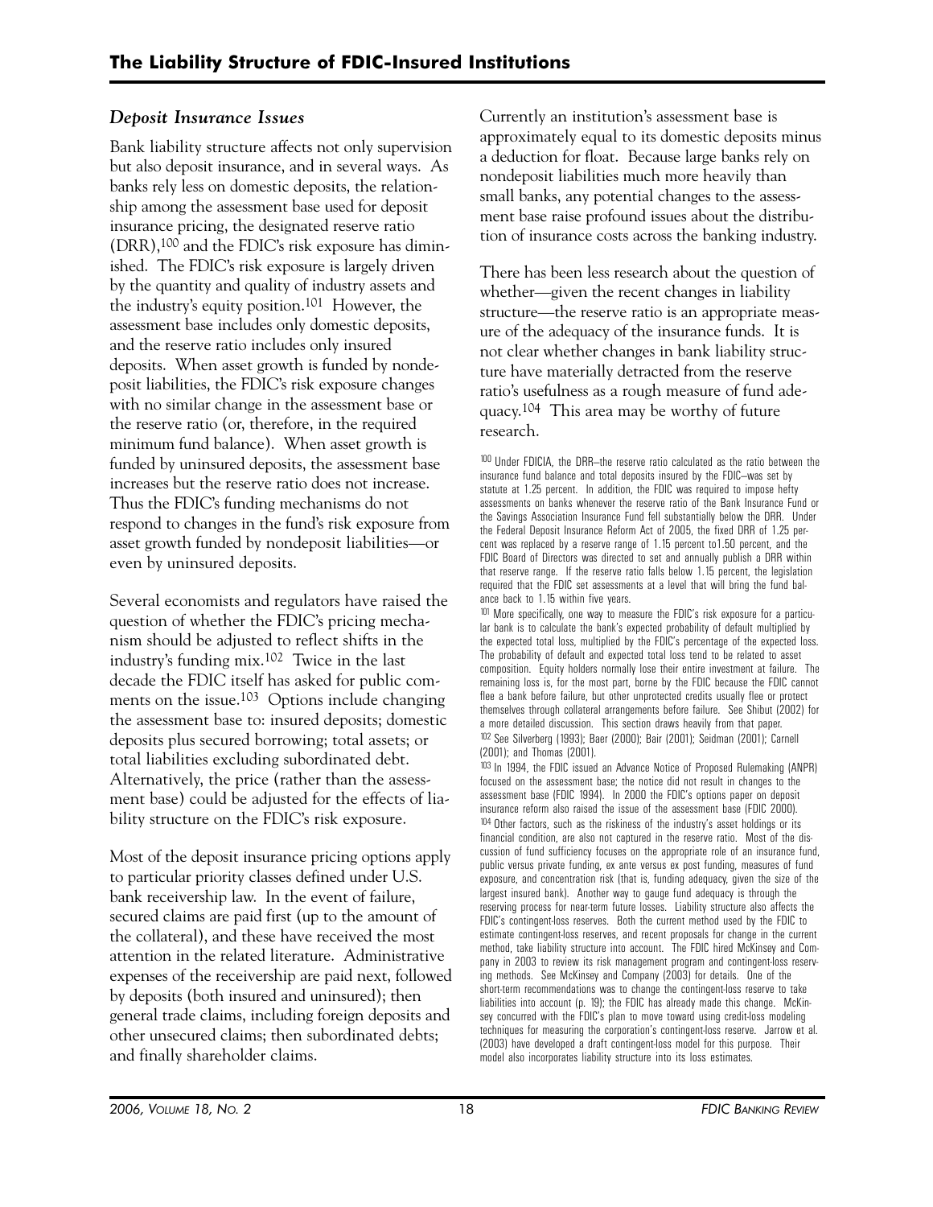### *Deposit Insurance Issues*

Bank liability structure affects not only supervision but also deposit insurance, and in several ways. As banks rely less on domestic deposits, the relationship among the assessment base used for deposit insurance pricing, the designated reserve ratio (DRR),[100] and the FDIC's risk exposure has diminished. The FDIC's risk exposure is largely driven by the quantity and quality of industry assets and the industry's equity position.[101] However, the assessment base includes only domestic deposits, and the reserve ratio includes only insured deposits. When asset growth is funded by nondeposit liabilities, the FDIC's risk exposure changes with no similar change in the assessment base or the reserve ratio (or, therefore, in the required minimum fund balance). When asset growth is funded by uninsured deposits, the assessment base increases but the reserve ratio does not increase. Thus the FDIC's funding mechanisms do not respond to changes in the fund's risk exposure from asset growth funded by nondeposit liabilities—or even by uninsured deposits.

Several economists and regulators have raised the question of whether the FDIC's pricing mechanism should be adjusted to reflect shifts in the industry's funding mix.[102] Twice in the last decade the FDIC itself has asked for public comments on the issue.[103] Options include changing the assessment base to: insured deposits; domestic deposits plus secured borrowing; total assets; or total liabilities excluding subordinated debt. Alternatively, the price (rather than the assessment base) could be adjusted for the effects of liability structure on the FDIC's risk exposure.

Most of the deposit insurance pricing options apply to particular priority classes defined under U.S. bank receivership law. In the event of failure, secured claims are paid first (up to the amount of the collateral), and these have received the most attention in the related literature. Administrative expenses of the receivership are paid next, followed by deposits (both insured and uninsured); then general trade claims, including foreign deposits and other unsecured claims; then subordinated debts; and finally shareholder claims.

Currently an institution's assessment base is approximately equal to its domestic deposits minus a deduction for float. Because large banks rely on nondeposit liabilities much more heavily than small banks, any potential changes to the assessment base raise profound issues about the distribution of insurance costs across the banking industry.

There has been less research about the question of whether—given the recent changes in liability structure—the reserve ratio is an appropriate measure of the adequacy of the insurance funds. It is not clear whether changes in bank liability structure have materially detracted from the reserve ratio's usefulness as a rough measure of fund adequacy.[104] This area may be worthy of future research.

[100] Under FDICIA, the DRR—the reserve ratio calculated as the ratio between the insurance fund balance and total deposits insured by the FDIC—was set by statute at 1.25 percent. In addition, the FDIC was required to impose hefty assessments on banks whenever the reserve ratio of the Bank Insurance Fund or the Savings Association Insurance Fund fell substantially below the DRR. Under the Federal Deposit Insurance Reform Act of 2005, the fixed DRR of 1.25 percent was replaced by a reserve range of 1.15 percent to1.50 percent, and the FDIC Board of Directors was directed to set and annually publish a DRR within that reserve range. If the reserve ratio falls below 1.15 percent, the legislation required that the FDIC set assessments at a level that will bring the fund balance back to 1.15 within five years.

[101] More specifically, one way to measure the FDIC's risk exposure for a particular bank is to calculate the bank's expected probability of default multiplied by the expected total loss, multiplied by the FDIC's percentage of the expected loss. The probability of default and expected total loss tend to be related to asset composition. Equity holders normally lose their entire investment at failure. The remaining loss is, for the most part, borne by the FDIC because the FDIC cannot flee a bank before failure, but other unprotected credits usually flee or protect themselves through collateral arrangements before failure. See Shibut (2002) for a more detailed discussion. This section draws heavily from that paper.

[102] See Silverberg (1993); Baer (2000); Bair (2001); Seidman (2001); Carnell (2001); and Thomas (2001).

[103] In 1994, the FDIC issued an Advance Notice of Proposed Rulemaking (ANPR) focused on the assessment base; the notice did not result in changes to the assessment base (FDIC 1994). In 2000 the FDIC's options paper on deposit insurance reform also raised the issue of the assessment base (FDIC 2000).

[104] Other factors, such as the riskiness of the industry's asset holdings or its financial condition, are also not captured in the reserve ratio. Most of the discussion of fund sufficiency focuses on the appropriate role of an insurance fund, public versus private funding, ex ante versus ex post funding, measures of fund exposure, and concentration risk (that is, funding adequacy, given the size of the largest insured bank). Another way to gauge fund adequacy is through the reserving process for near-term future losses. Liability structure also affects the FDIC's contingent-loss reserves. Both the current method used by the FDIC to estimate contingent-loss reserves, and recent proposals for change in the current method, take liability structure into account. The FDIC hired McKinsey and Company in 2003 to review its risk management program and contingent-loss reserving methods. See McKinsey and Company (2003) for details. One of the short-term recommendations was to change the contingent-loss reserve to take liabilities into account (p. 19); the FDIC has already made this change. McKinsey concurred with the FDIC's plan to move toward using credit-loss modeling techniques for measuring the corporation's contingent-loss reserve. Jarrow et al. (2003) have developed a draft contingent-loss model for this purpose. Their model also incorporates liability structure into its loss estimates.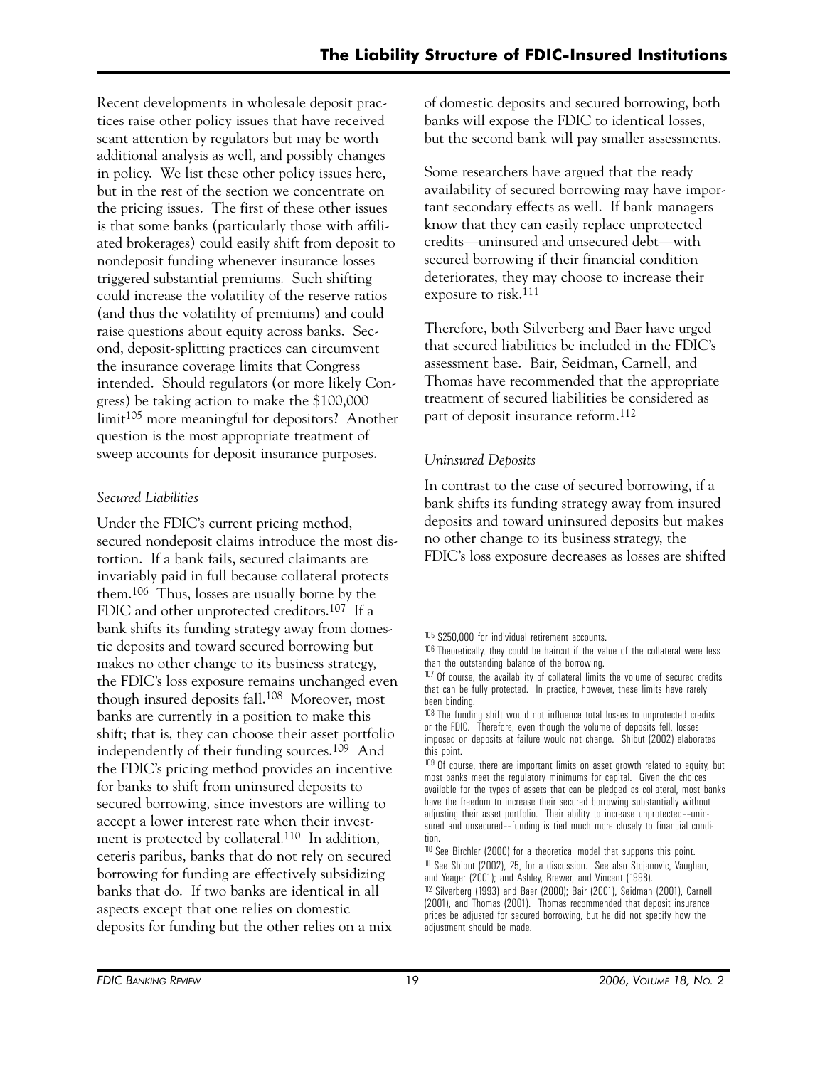Recent developments in wholesale deposit practices raise other policy issues that have received scant attention by regulators but may be worth additional analysis as well, and possibly changes in policy. We list these other policy issues here, but in the rest of the section we concentrate on the pricing issues. The first of these other issues is that some banks (particularly those with affiliated brokerages) could easily shift from deposit to nondeposit funding whenever insurance losses triggered substantial premiums. Such shifting could increase the volatility of the reserve ratios (and thus the volatility of premiums) and could raise questions about equity across banks. Second, deposit-splitting practices can circumvent the insurance coverage limits that Congress intended. Should regulators (or more likely Congress) be taking action to make the $100,000 limit[105] more meaningful for depositors? Another question is the most appropriate treatment of sweep accounts for deposit insurance purposes.

### *Secured Liabilities*

Under the FDIC's current pricing method, secured nondeposit claims introduce the most distortion. If a bank fails, secured claimants are invariably paid in full because collateral protects them.[106] Thus, losses are usually borne by the FDIC and other unprotected creditors.[107] If a bank shifts its funding strategy away from domestic deposits and toward secured borrowing but makes no other change to its business strategy, the FDIC's loss exposure remains unchanged even though insured deposits fall.[108] Moreover, most banks are currently in a position to make this shift; that is, they can choose their asset portfolio independently of their funding sources.[109] And the FDIC's pricing method provides an incentive for banks to shift from uninsured deposits to secured borrowing, since investors are willing to accept a lower interest rate when their investment is protected by collateral.[110] In addition, ceteris paribus, banks that do not rely on secured borrowing for funding are effectively subsidizing banks that do. If two banks are identical in all aspects except that one relies on domestic deposits for funding but the other relies on a mix of domestic deposits and secured borrowing, both banks will expose the FDIC to identical losses, but the second bank will pay smaller assessments.

Some researchers have argued that the ready availability of secured borrowing may have important secondary effects as well. If bank managers know that they can easily replace unprotected credits—uninsured and unsecured debt—with secured borrowing if their financial condition deteriorates, they may choose to increase their exposure to risk.[111]

Therefore, both Silverberg and Baer have urged that secured liabilities be included in the FDIC's assessment base. Bair, Seidman, Carnell, and Thomas have recommended that the appropriate treatment of secured liabilities be considered as part of deposit insurance reform.[112]

### *Uninsured Deposits*

In contrast to the case of secured borrowing, if a bank shifts its funding strategy away from insured deposits and toward uninsured deposits but makes no other change to its business strategy, the FDIC's loss exposure decreases as losses are shifted

---

[105] $250,000 for individual retirement accounts.

[106] Theoretically, they could be haircut if the value of the collateral were less than the outstanding balance of the borrowing.

[107] Of course, the availability of collateral limits the volume of secured credits that can be fully protected. In practice, however, these limits have rarely been binding.

[108] The funding shift would not influence total losses to unprotected credits or the FDIC. Therefore, even though the volume of deposits fell, losses imposed on deposits at failure would not change. Shibut (2002) elaborates this point.

[109] Of course, there are important limits on asset growth related to equity, but most banks meet the regulatory minimums for capital. Given the choices available for the types of assets that can be pledged as collateral, most banks have the freedom to increase their secured borrowing substantially without adjusting their asset portfolio. Their ability to increase unprotected––uninsured and unsecured––funding is tied much more closely to financial condition.

[110] See Birchler (2000) for a theoretical model that supports this point.

[111] See Shibut (2002), 25, for a discussion. See also Stojanovic, Vaughan, and Yeager (2001); and Ashley, Brewer, and Vincent (1998).

[112] Silverberg (1993) and Baer (2000); Bair (2001), Seidman (2001), Carnell (2001), and Thomas (2001). Thomas recommended that deposit insurance prices be adjusted for secured borrowing, but he did not specify how the adjustment should be made.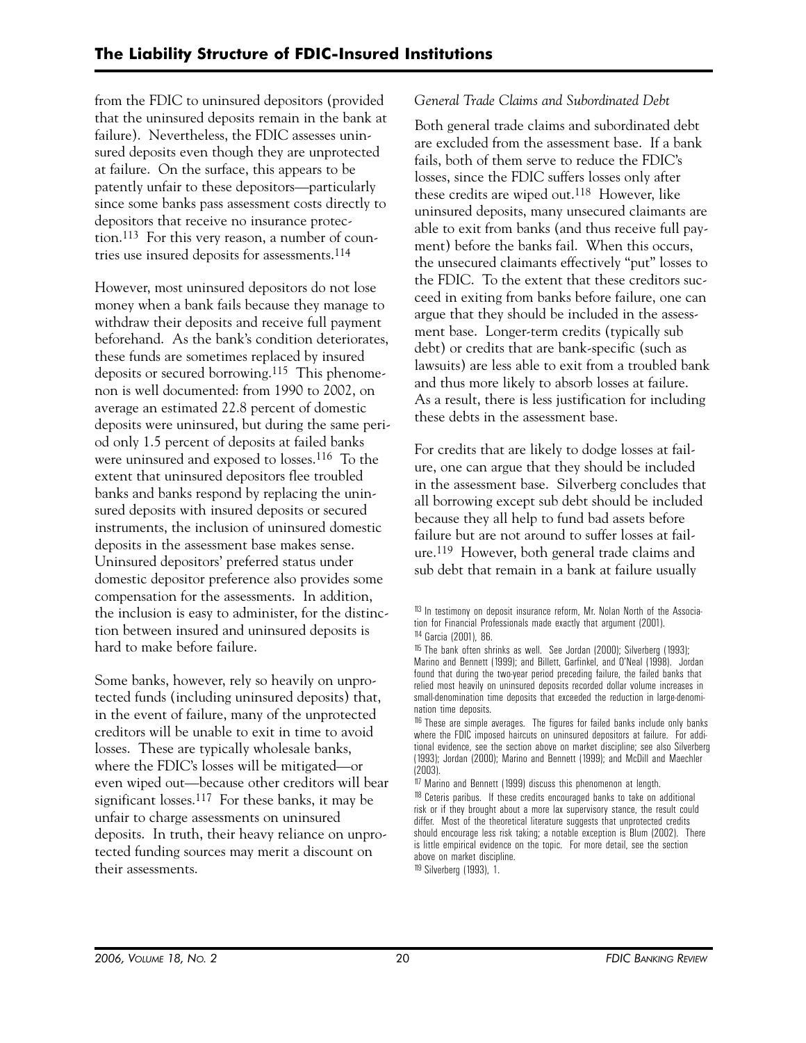from the FDIC to uninsured depositors (provided that the uninsured deposits remain in the bank at failure). Nevertheless, the FDIC assesses uninsured deposits even though they are unprotected at failure. On the surface, this appears to be patently unfair to these depositors—particularly since some banks pass assessment costs directly to depositors that receive no insurance protection.[113] For this very reason, a number of countries use insured deposits for assessments.[114]

However, most uninsured depositors do not lose money when a bank fails because they manage to withdraw their deposits and receive full payment beforehand. As the bank's condition deteriorates, these funds are sometimes replaced by insured deposits or secured borrowing.[115] This phenomenon is well documented: from 1990 to 2002, on average an estimated 22.8 percent of domestic deposits were uninsured, but during the same period only 1.5 percent of deposits at failed banks were uninsured and exposed to losses.[116] To the extent that uninsured depositors flee troubled banks and banks respond by replacing the uninsured deposits with insured deposits or secured instruments, the inclusion of uninsured domestic deposits in the assessment base makes sense. Uninsured depositors' preferred status under domestic depositor preference also provides some compensation for the assessments. In addition, the inclusion is easy to administer, for the distinction between insured and uninsured deposits is hard to make before failure.

Some banks, however, rely so heavily on unprotected funds (including uninsured deposits) that, in the event of failure, many of the unprotected creditors will be unable to exit in time to avoid losses. These are typically wholesale banks, where the FDIC's losses will be mitigated—or even wiped out—because other creditors will bear significant losses.[117] For these banks, it may be unfair to charge assessments on uninsured deposits. In truth, their heavy reliance on unprotected funding sources may merit a discount on their assessments.

*General Trade Claims and Subordinated Debt*

Both general trade claims and subordinated debt are excluded from the assessment base. If a bank fails, both of them serve to reduce the FDIC's losses, since the FDIC suffers losses only after these credits are wiped out.[118] However, like uninsured deposits, many unsecured claimants are able to exit from banks (and thus receive full payment) before the banks fail. When this occurs, the unsecured claimants effectively "put" losses to the FDIC. To the extent that these creditors succeed in exiting from banks before failure, one can argue that they should be included in the assessment base. Longer-term credits (typically sub debt) or credits that are bank-specific (such as lawsuits) are less able to exit from a troubled bank and thus more likely to absorb losses at failure. As a result, there is less justification for including these debts in the assessment base.

For credits that are likely to dodge losses at failure, one can argue that they should be included in the assessment base. Silverberg concludes that all borrowing except sub debt should be included because they all help to fund bad assets before failure but are not around to suffer losses at failure.[119] However, both general trade claims and sub debt that remain in a bank at failure usually

---

[113] In testimony on deposit insurance reform, Mr. Nolan North of the Association for Financial Professionals made exactly that argument (2001).

[114] Garcia (2001), 86.

[115] The bank often shrinks as well. See Jordan (2000); Silverberg (1993); Marino and Bennett (1999); and Billett, Garfinkel, and O'Neal (1998). Jordan found that during the two-year period preceding failure, the failed banks that relied most heavily on uninsured deposits recorded dollar volume increases in small-denomination time deposits that exceeded the reduction in large-denomination time deposits.

[116] These are simple averages. The figures for failed banks include only banks where the FDIC imposed haircuts on uninsured depositors at failure. For additional evidence, see the section above on market discipline; see also Silverberg (1993); Jordan (2000); Marino and Bennett (1999); and McDill and Maechler (2003).

[117] Marino and Bennett (1999) discuss this phenomenon at length.

[118] Ceteris paribus. If these credits encouraged banks to take on additional risk or if they brought about a more lax supervisory stance, the result could differ. Most of the theoretical literature suggests that unprotected credits should encourage less risk taking; a notable exception is Blum (2002). There is little empirical evidence on the topic. For more detail, see the section above on market discipline.

[119] Silverberg (1993), 1.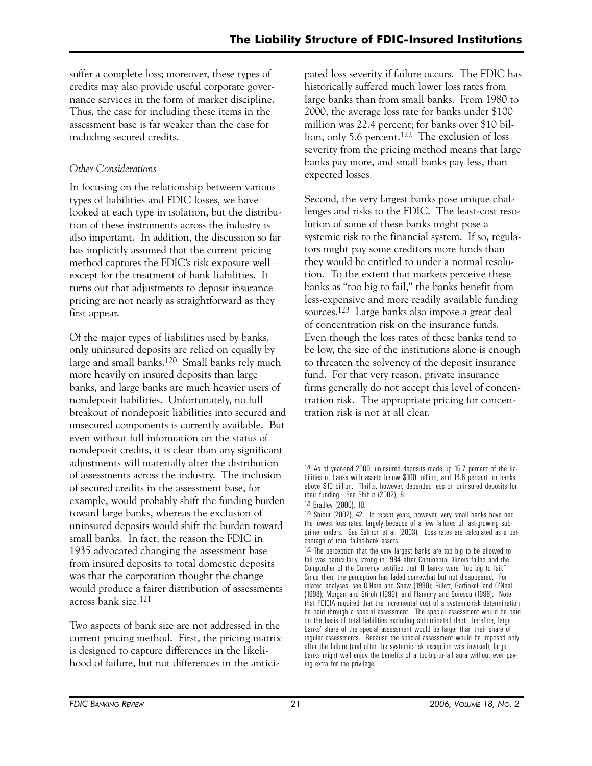suffer a complete loss; moreover, these types of credits may also provide useful corporate governance services in the form of market discipline. Thus, the case for including these items in the assessment base is far weaker than the case for including secured credits.

*Other Considerations*

In focusing on the relationship between various types of liabilities and FDIC losses, we have looked at each type in isolation, but the distribution of these instruments across the industry is also important. In addition, the discussion so far has implicitly assumed that the current pricing method captures the FDIC's risk exposure well—except for the treatment of bank liabilities. It turns out that adjustments to deposit insurance pricing are not nearly as straightforward as they first appear.

Of the major types of liabilities used by banks, only uninsured deposits are relied on equally by large and small banks.[120] Small banks rely much more heavily on insured deposits than large banks, and large banks are much heavier users of nondeposit liabilities. Unfortunately, no full breakout of nondeposit liabilities into secured and unsecured components is currently available. But even without full information on the status of nondeposit credits, it is clear than any significant adjustments will materially alter the distribution of assessments across the industry. The inclusion of secured credits in the assessment base, for example, would probably shift the funding burden toward large banks, whereas the exclusion of uninsured deposits would shift the burden toward small banks. In fact, the reason the FDIC in 1935 advocated changing the assessment base from insured deposits to total domestic deposits was that the corporation thought the change would produce a fairer distribution of assessments across bank size.[121]

Two aspects of bank size are not addressed in the current pricing method. First, the pricing matrix is designed to capture differences in the likelihood of failure, but not differences in the anticipated loss severity if failure occurs. The FDIC has historically suffered much lower loss rates from large banks than from small banks. From 1980 to 2000, the average loss rate for banks under $100 million was 22.4 percent; for banks over $10 billion, only 5.6 percent.[122] The exclusion of loss severity from the pricing method means that large banks pay more, and small banks pay less, than expected losses.

Second, the very largest banks pose unique challenges and risks to the FDIC. The least-cost resolution of some of these banks might pose a systemic risk to the financial system. If so, regulators might pay some creditors more funds than they would be entitled to under a normal resolution. To the extent that markets perceive these banks as "too big to fail," the banks benefit from less-expensive and more readily available funding sources.[123] Large banks also impose a great deal of concentration risk on the insurance funds. Even though the loss rates of these banks tend to be low, the size of the institutions alone is enough to threaten the solvency of the deposit insurance fund. For that very reason, private insurance firms generally do not accept this level of concentration risk. The appropriate pricing for concentration risk is not at all clear.

[120] As of year-end 2000, uninsured deposits made up 15.7 percent of the liabilities of banks with assets below $100 million, and 14.6 percent for banks above $10 billion. Thrifts, however, depended less on uninsured deposits for their funding. See Shibut (2002), 8.

[121] Bradley (2000), 10.

[122] Shibut (2002), 42. In recent years, however, very small banks have had the lowest loss rates, largely because of a few failures of fast-growing subprime lenders. See Salmon et al. (2003). Loss rates are calculated as a percentage of total failed-bank assets.

[123] The perception that the very largest banks are too big to be allowed to fail was particularly strong in 1984 after Continental Illinois failed and the Comptroller of the Currency testified that 11 banks were "too big to fail." Since then, the perception has faded somewhat but not disappeared. For related analyses, see O'Hara and Shaw (1990); Billett, Garfinkel, and O'Neal (1998); Morgan and Stiroh (1999); and Flannery and Sorescu (1996). Note that FDICIA required that the incremental cost of a systemic-risk determination be paid through a special assessment. The special assessment would be paid on the basis of total liabilities excluding subordinated debt; therefore, large banks' share of the special assessment would be larger than their share of regular assessments. Because the special assessment would be imposed only after the failure (and after the systemic-risk exception was invoked), large banks might well enjoy the benefits of a too-big-to-fail aura without ever paying extra for the privilege.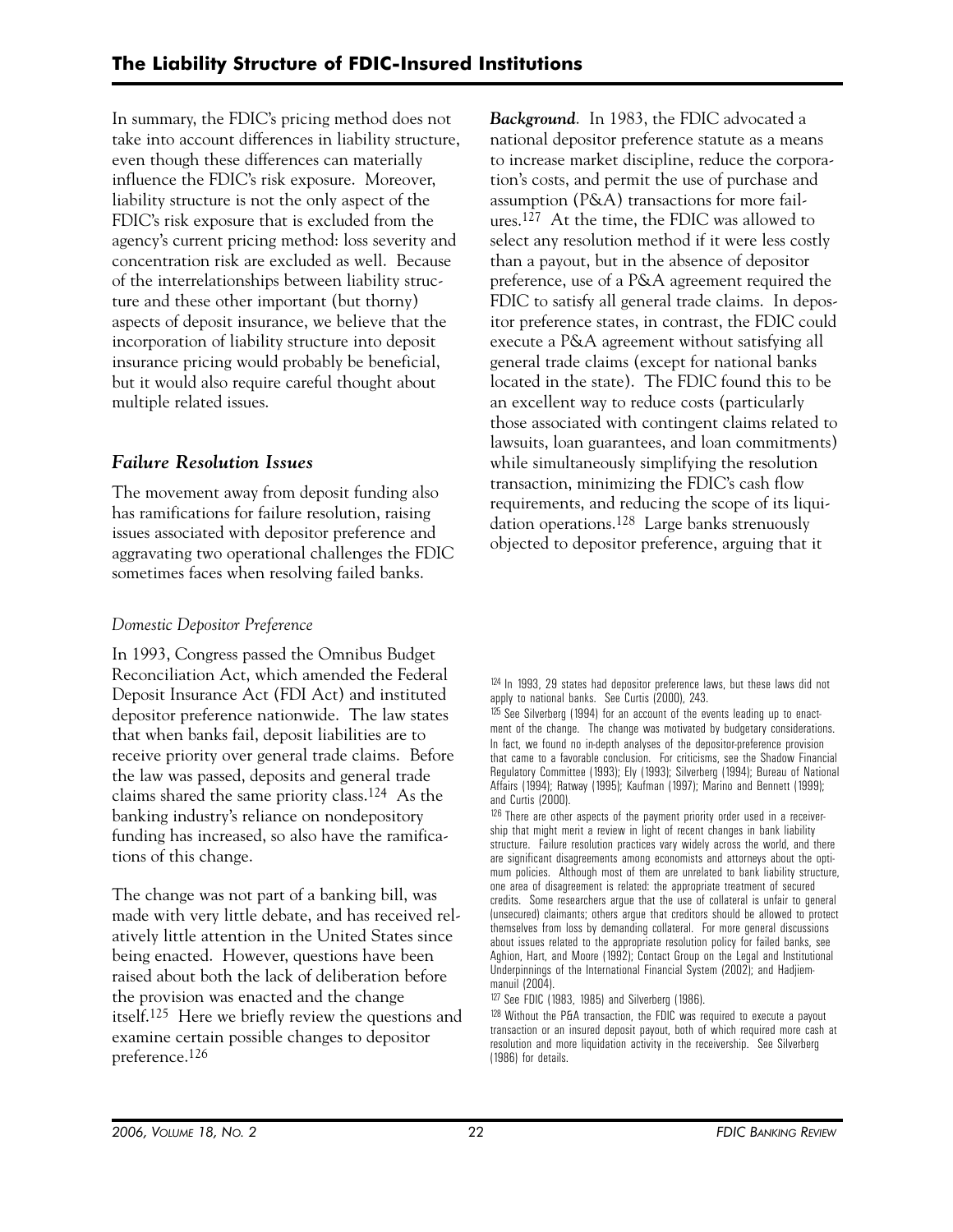In summary, the FDIC's pricing method does not take into account differences in liability structure, even though these differences can materially influence the FDIC's risk exposure. Moreover, liability structure is not the only aspect of the FDIC's risk exposure that is excluded from the agency's current pricing method: loss severity and concentration risk are excluded as well. Because of the interrelationships between liability structure and these other important (but thorny) aspects of deposit insurance, we believe that the incorporation of liability structure into deposit insurance pricing would probably be beneficial, but it would also require careful thought about multiple related issues.

## *Failure Resolution Issues*

The movement away from deposit funding also has ramifications for failure resolution, raising issues associated with depositor preference and aggravating two operational challenges the FDIC sometimes faces when resolving failed banks.

### *Domestic Depositor Preference*

In 1993, Congress passed the Omnibus Budget Reconciliation Act, which amended the Federal Deposit Insurance Act (FDI Act) and instituted depositor preference nationwide. The law states that when banks fail, deposit liabilities are to receive priority over general trade claims. Before the law was passed, deposits and general trade claims shared the same priority class.[124] As the banking industry's reliance on nondepository funding has increased, so also have the ramifications of this change.

The change was not part of a banking bill, was made with very little debate, and has received relatively little attention in the United States since being enacted. However, questions have been raised about both the lack of deliberation before the provision was enacted and the change itself.[125] Here we briefly review the questions and examine certain possible changes to depositor preference.[126]

***Background***. In 1983, the FDIC advocated a national depositor preference statute as a means to increase market discipline, reduce the corporation's costs, and permit the use of purchase and assumption (P&A) transactions for more failures.[127] At the time, the FDIC was allowed to select any resolution method if it were less costly than a payout, but in the absence of depositor preference, use of a P&A agreement required the FDIC to satisfy all general trade claims. In depositor preference states, in contrast, the FDIC could execute a P&A agreement without satisfying all general trade claims (except for national banks located in the state). The FDIC found this to be an excellent way to reduce costs (particularly those associated with contingent claims related to lawsuits, loan guarantees, and loan commitments) while simultaneously simplifying the resolution transaction, minimizing the FDIC's cash flow requirements, and reducing the scope of its liquidation operations.[128] Large banks strenuously objected to depositor preference, arguing that it

---

[124] In 1993, 29 states had depositor preference laws, but these laws did not apply to national banks. See Curtis (2000), 243.

[125] See Silverberg (1994) for an account of the events leading up to enactment of the change. The change was motivated by budgetary considerations. In fact, we found no in-depth analyses of the depositor-preference provision that came to a favorable conclusion. For criticisms, see the Shadow Financial Regulatory Committee (1993); Ely (1993); Silverberg (1994); Bureau of National Affairs (1994); Ratway (1995); Kaufman (1997); Marino and Bennett (1999); and Curtis (2000).

[126] There are other aspects of the payment priority order used in a receivership that might merit a review in light of recent changes in bank liability structure. Failure resolution practices vary widely across the world, and there are significant disagreements among economists and attorneys about the optimum policies. Although most of them are unrelated to bank liability structure, one area of disagreement is related: the appropriate treatment of secured credits. Some researchers argue that the use of collateral is unfair to general (unsecured) claimants; others argue that creditors should be allowed to protect themselves from loss by demanding collateral. For more general discussions about issues related to the appropriate resolution policy for failed banks, see Aghion, Hart, and Moore (1992); Contact Group on the Legal and Institutional Underpinnings of the International Financial System (2002); and Hadjiemmanuil (2004).

[127] See FDIC (1983, 1985) and Silverberg (1986).

[128] Without the P&A transaction, the FDIC was required to execute a payout transaction or an insured deposit payout, both of which required more cash at resolution and more liquidation activity in the receivership. See Silverberg (1986) for details.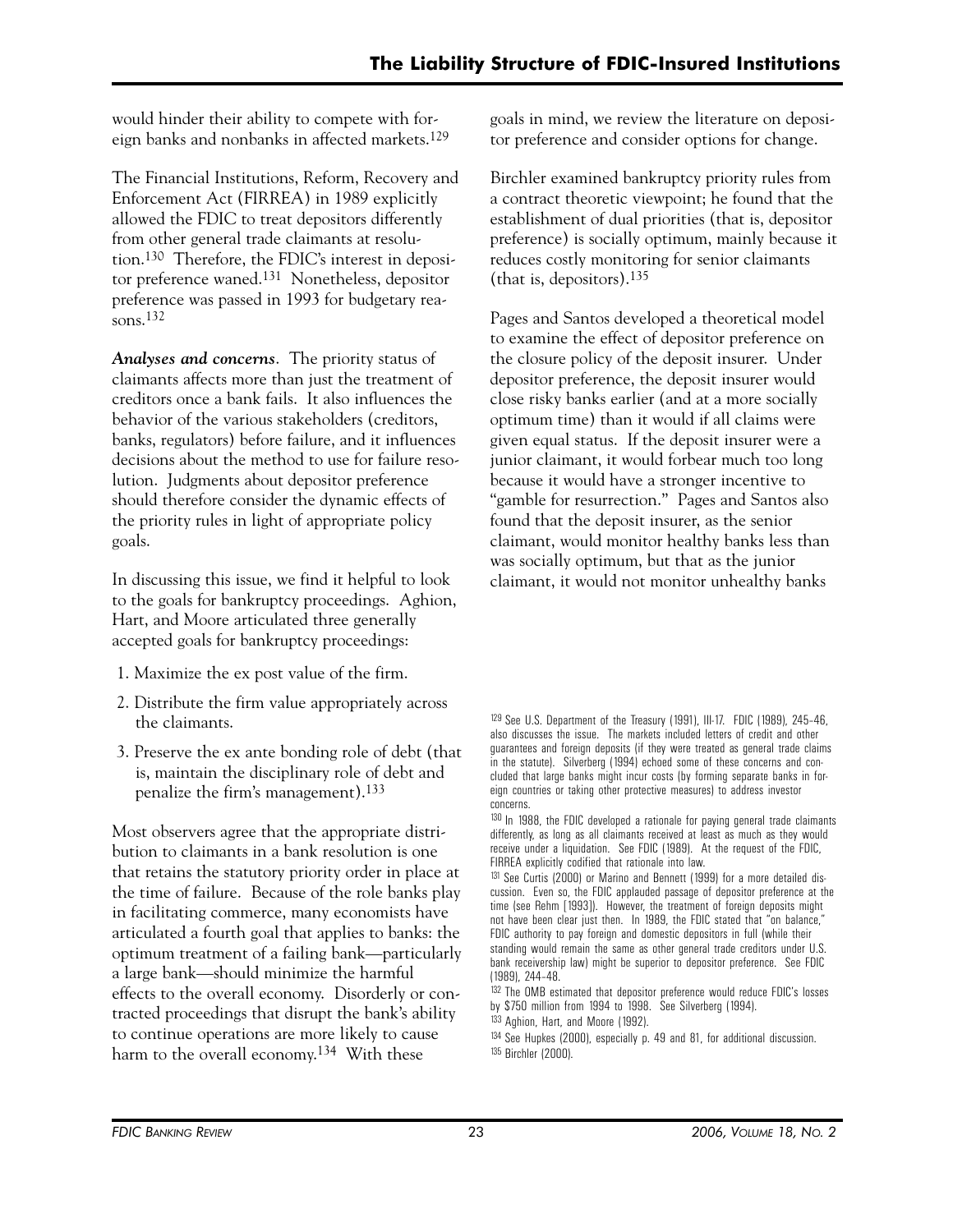would hinder their ability to compete with foreign banks and nonbanks in affected markets.[129]

The Financial Institutions, Reform, Recovery and Enforcement Act (FIRREA) in 1989 explicitly allowed the FDIC to treat depositors differently from other general trade claimants at resolution.[130] Therefore, the FDIC's interest in depositor preference waned.[131] Nonetheless, depositor preference was passed in 1993 for budgetary reasons.[132]

***Analyses and concerns*.** The priority status of claimants affects more than just the treatment of creditors once a bank fails. It also influences the behavior of the various stakeholders (creditors, banks, regulators) before failure, and it influences decisions about the method to use for failure resolution. Judgments about depositor preference should therefore consider the dynamic effects of the priority rules in light of appropriate policy goals.

In discussing this issue, we find it helpful to look to the goals for bankruptcy proceedings. Aghion, Hart, and Moore articulated three generally accepted goals for bankruptcy proceedings:

1. Maximize the ex post value of the firm.
2. Distribute the firm value appropriately across the claimants.
3. Preserve the ex ante bonding role of debt (that is, maintain the disciplinary role of debt and penalize the firm's management).[133]

Most observers agree that the appropriate distribution to claimants in a bank resolution is one that retains the statutory priority order in place at the time of failure. Because of the role banks play in facilitating commerce, many economists have articulated a fourth goal that applies to banks: the optimum treatment of a failing bank—particularly a large bank—should minimize the harmful effects to the overall economy. Disorderly or contracted proceedings that disrupt the bank's ability to continue operations are more likely to cause harm to the overall economy.[134] With these goals in mind, we review the literature on depositor preference and consider options for change.

Birchler examined bankruptcy priority rules from a contract theoretic viewpoint; he found that the establishment of dual priorities (that is, depositor preference) is socially optimum, mainly because it reduces costly monitoring for senior claimants (that is, depositors).[135]

Pages and Santos developed a theoretical model to examine the effect of depositor preference on the closure policy of the deposit insurer. Under depositor preference, the deposit insurer would close risky banks earlier (and at a more socially optimum time) than it would if all claims were given equal status. If the deposit insurer were a junior claimant, it would forbear much too long because it would have a stronger incentive to "gamble for resurrection." Pages and Santos also found that the deposit insurer, as the senior claimant, would monitor healthy banks less than was socially optimum, but that as the junior claimant, it would not monitor unhealthy banks

[129] See U.S. Department of the Treasury (1991), III-17. FDIC (1989), 245–46, also discusses the issue. The markets included letters of credit and other guarantees and foreign deposits (if they were treated as general trade claims in the statute). Silverberg (1994) echoed some of these concerns and concluded that large banks might incur costs (by forming separate banks in foreign countries or taking other protective measures) to address investor concerns.

[130] In 1988, the FDIC developed a rationale for paying general trade claimants differently, as long as all claimants received at least as much as they would receive under a liquidation. See FDIC (1989). At the request of the FDIC, FIRREA explicitly codified that rationale into law.

[131] See Curtis (2000) or Marino and Bennett (1999) for a more detailed discussion. Even so, the FDIC applauded passage of depositor preference at the time (see Rehm [1993]). However, the treatment of foreign deposits might not have been clear just then. In 1989, the FDIC stated that "on balance," FDIC authority to pay foreign and domestic depositors in full (while their standing would remain the same as other general trade creditors under U.S. bank receivership law) might be superior to depositor preference. See FDIC (1989), 244–48.

[132] The OMB estimated that depositor preference would reduce FDIC's losses by $750 million from 1994 to 1998. See Silverberg (1994).

[133] Aghion, Hart, and Moore (1992).

[134] See Hupkes (2000), especially p. 49 and 81, for additional discussion.

[135] Birchler (2000).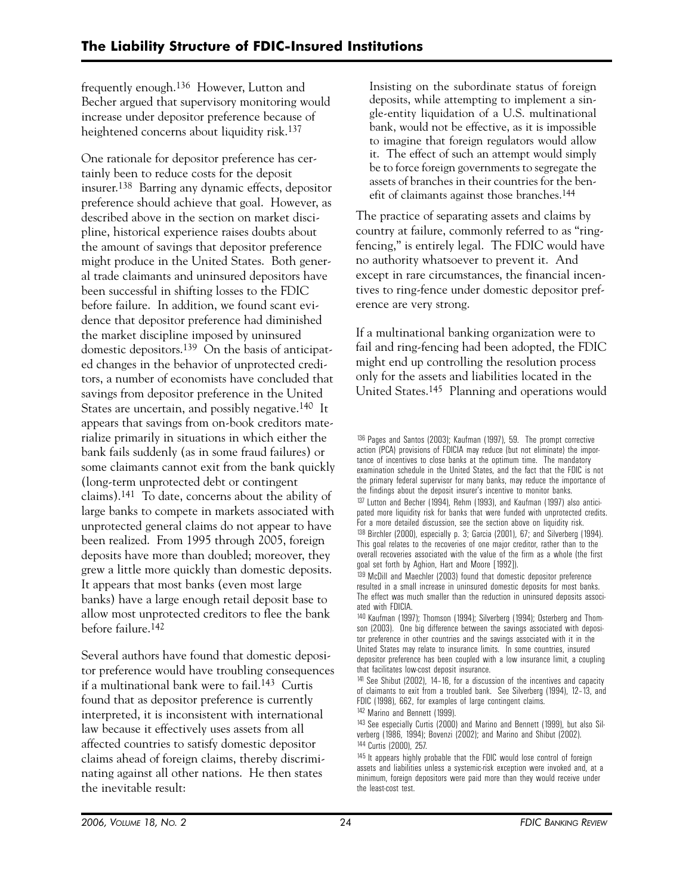frequently enough.[136] However, Lutton and Becher argued that supervisory monitoring would increase under depositor preference because of heightened concerns about liquidity risk.[137]

One rationale for depositor preference has certainly been to reduce costs for the deposit insurer.[138] Barring any dynamic effects, depositor preference should achieve that goal. However, as described above in the section on market discipline, historical experience raises doubts about the amount of savings that depositor preference might produce in the United States. Both general trade claimants and uninsured depositors have been successful in shifting losses to the FDIC before failure. In addition, we found scant evidence that depositor preference had diminished the market discipline imposed by uninsured domestic depositors.[139] On the basis of anticipated changes in the behavior of unprotected creditors, a number of economists have concluded that savings from depositor preference in the United States are uncertain, and possibly negative.[140] It appears that savings from on-book creditors materialize primarily in situations in which either the bank fails suddenly (as in some fraud failures) or some claimants cannot exit from the bank quickly (long-term unprotected debt or contingent claims).[141] To date, concerns about the ability of large banks to compete in markets associated with unprotected general claims do not appear to have been realized. From 1995 through 2005, foreign deposits have more than doubled; moreover, they grew a little more quickly than domestic deposits. It appears that most banks (even most large banks) have a large enough retail deposit base to allow most unprotected creditors to flee the bank before failure.[142]

Several authors have found that domestic depositor preference would have troubling consequences if a multinational bank were to fail.[143] Curtis found that as depositor preference is currently interpreted, it is inconsistent with international law because it effectively uses assets from all affected countries to satisfy domestic depositor claims ahead of foreign claims, thereby discriminating against all other nations. He then states the inevitable result:

> Insisting on the subordinate status of foreign deposits, while attempting to implement a single-entity liquidation of a U.S. multinational bank, would not be effective, as it is impossible to imagine that foreign regulators would allow it. The effect of such an attempt would simply be to force foreign governments to segregate the assets of branches in their countries for the benefit of claimants against those branches.[144]

The practice of separating assets and claims by country at failure, commonly referred to as "ring-fencing," is entirely legal. The FDIC would have no authority whatsoever to prevent it. And except in rare circumstances, the financial incentives to ring-fence under domestic depositor preference are very strong.

If a multinational banking organization were to fail and ring-fencing had been adopted, the FDIC might end up controlling the resolution process only for the assets and liabilities located in the United States.[145] Planning and operations would

---

[136] Pages and Santos (2003); Kaufman (1997), 59. The prompt corrective action (PCA) provisions of FDICIA may reduce (but not eliminate) the importance of incentives to close banks at the optimum time. The mandatory examination schedule in the United States, and the fact that the FDIC is not the primary federal supervisor for many banks, may reduce the importance of the findings about the deposit insurer's incentive to monitor banks.

[137] Lutton and Becher (1994), Rehm (1993), and Kaufman (1997) also anticipated more liquidity risk for banks that were funded with unprotected credits. For a more detailed discussion, see the section above on liquidity risk.

[138] Birchler (2000), especially p. 3; Garcia (2001), 67; and Silverberg (1994). This goal relates to the recoveries of one major creditor, rather than to the overall recoveries associated with the value of the firm as a whole (the first goal set forth by Aghion, Hart and Moore [1992]).

[139] McDill and Maechler (2003) found that domestic depositor preference resulted in a small increase in uninsured domestic deposits for most banks. The effect was much smaller than the reduction in uninsured deposits associated with FDICIA.

[140] Kaufman (1997); Thomson (1994); Silverberg (1994); Osterberg and Thomson (2003). One big difference between the savings associated with depositor preference in other countries and the savings associated with it in the United States may relate to insurance limits. In some countries, insured depositor preference has been coupled with a low insurance limit, a coupling that facilitates low-cost deposit insurance.

[141] See Shibut (2002), 14–16, for a discussion of the incentives and capacity of claimants to exit from a troubled bank. See Silverberg (1994), 12–13, and FDIC (1998), 662, for examples of large contingent claims.

[142] Marino and Bennett (1999).

[143] See especially Curtis (2000) and Marino and Bennett (1999), but also Silverberg (1986, 1994); Bovenzi (2002); and Marino and Shibut (2002).

[144] Curtis (2000), 257.

[145] It appears highly probable that the FDIC would lose control of foreign assets and liabilities unless a systemic-risk exception were invoked and, at a minimum, foreign depositors were paid more than they would receive under the least-cost test.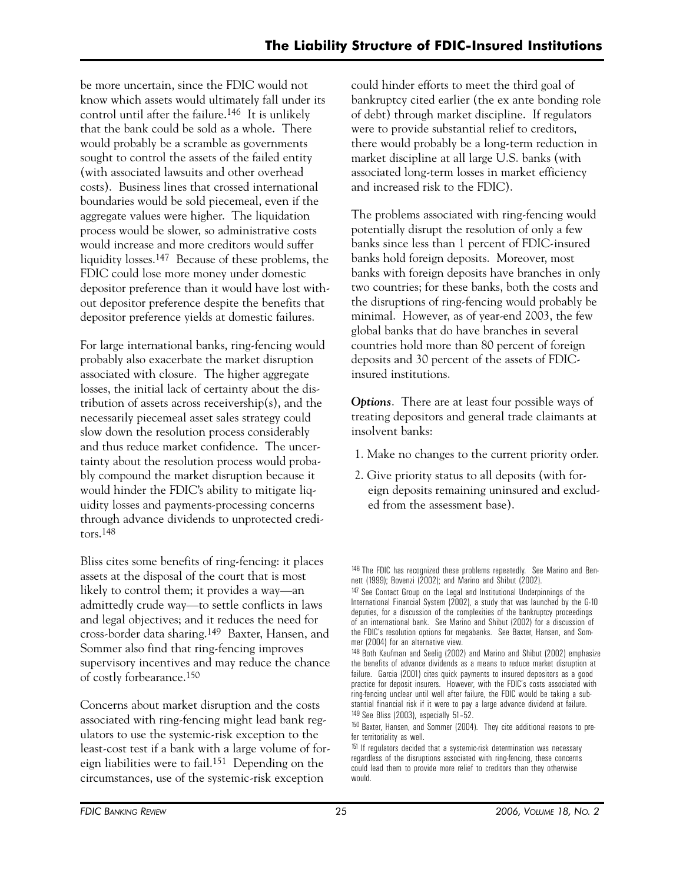be more uncertain, since the FDIC would not know which assets would ultimately fall under its control until after the failure.[146] It is unlikely that the bank could be sold as a whole. There would probably be a scramble as governments sought to control the assets of the failed entity (with associated lawsuits and other overhead costs). Business lines that crossed international boundaries would be sold piecemeal, even if the aggregate values were higher. The liquidation process would be slower, so administrative costs would increase and more creditors would suffer liquidity losses.[147] Because of these problems, the FDIC could lose more money under domestic depositor preference than it would have lost without depositor preference despite the benefits that depositor preference yields at domestic failures.

For large international banks, ring-fencing would probably also exacerbate the market disruption associated with closure. The higher aggregate losses, the initial lack of certainty about the distribution of assets across receivership(s), and the necessarily piecemeal asset sales strategy could slow down the resolution process considerably and thus reduce market confidence. The uncertainty about the resolution process would probably compound the market disruption because it would hinder the FDIC's ability to mitigate liquidity losses and payments-processing concerns through advance dividends to unprotected creditors.[148]

Bliss cites some benefits of ring-fencing: it places assets at the disposal of the court that is most likely to control them; it provides a way—an admittedly crude way—to settle conflicts in laws and legal objectives; and it reduces the need for cross-border data sharing.[149] Baxter, Hansen, and Sommer also find that ring-fencing improves supervisory incentives and may reduce the chance of costly forbearance.[150]

Concerns about market disruption and the costs associated with ring-fencing might lead bank regulators to use the systemic-risk exception to the least-cost test if a bank with a large volume of foreign liabilities were to fail.[151] Depending on the circumstances, use of the systemic-risk exception could hinder efforts to meet the third goal of bankruptcy cited earlier (the ex ante bonding role of debt) through market discipline. If regulators were to provide substantial relief to creditors, there would probably be a long-term reduction in market discipline at all large U.S. banks (with associated long-term losses in market efficiency and increased risk to the FDIC).

The problems associated with ring-fencing would potentially disrupt the resolution of only a few banks since less than 1 percent of FDIC-insured banks hold foreign deposits. Moreover, most banks with foreign deposits have branches in only two countries; for these banks, both the costs and the disruptions of ring-fencing would probably be minimal. However, as of year-end 2003, the few global banks that do have branches in several countries hold more than 80 percent of foreign deposits and 30 percent of the assets of FDIC-insured institutions.

***Options***. There are at least four possible ways of treating depositors and general trade claimants at insolvent banks:

1. Make no changes to the current priority order.
2. Give priority status to all deposits (with foreign deposits remaining uninsured and excluded from the assessment base).

---

[146] The FDIC has recognized these problems repeatedly. See Marino and Bennett (1999); Bovenzi (2002); and Marino and Shibut (2002).

[147] See Contact Group on the Legal and Institutional Underpinnings of the International Financial System (2002), a study that was launched by the G-10 deputies, for a discussion of the complexities of the bankruptcy proceedings of an international bank. See Marino and Shibut (2002) for a discussion of the FDIC's resolution options for megabanks. See Baxter, Hansen, and Sommer (2004) for an alternative view.

[148] Both Kaufman and Seelig (2002) and Marino and Shibut (2002) emphasize the benefits of advance dividends as a means to reduce market disruption at failure. Garcia (2001) cites quick payments to insured depositors as a good practice for deposit insurers. However, with the FDIC's costs associated with ring-fencing unclear until well after failure, the FDIC would be taking a substantial financial risk if it were to pay a large advance dividend at failure.

[149] See Bliss (2003), especially 51–52.

[150] Baxter, Hansen, and Sommer (2004). They cite additional reasons to prefer territoriality as well.

[151] If regulators decided that a systemic-risk determination was necessary regardless of the disruptions associated with ring-fencing, these concerns could lead them to provide more relief to creditors than they otherwise would.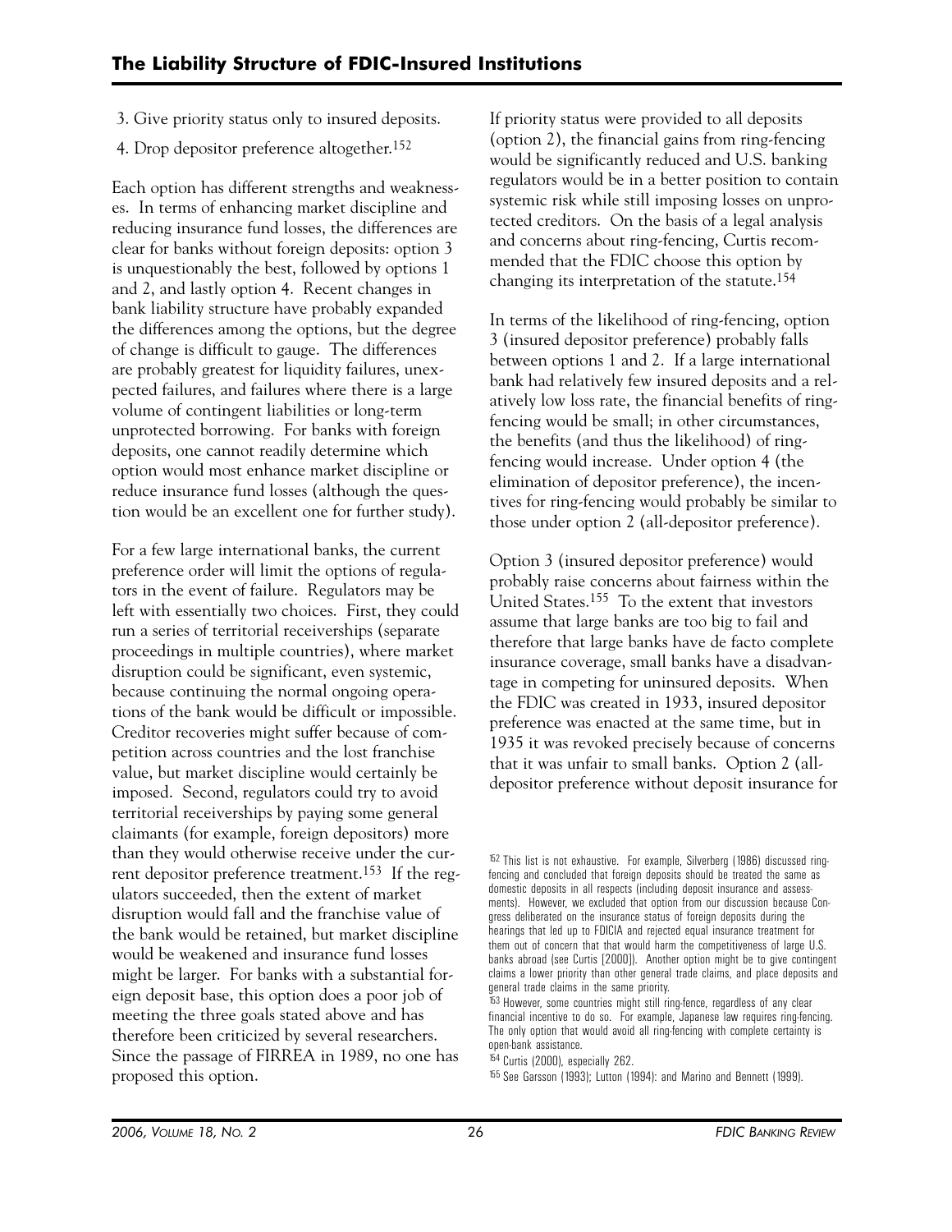3. Give priority status only to insured deposits.
4. Drop depositor preference altogether.[152]

Each option has different strengths and weaknesses. In terms of enhancing market discipline and reducing insurance fund losses, the differences are clear for banks without foreign deposits: option 3 is unquestionably the best, followed by options 1 and 2, and lastly option 4. Recent changes in bank liability structure have probably expanded the differences among the options, but the degree of change is difficult to gauge. The differences are probably greatest for liquidity failures, unexpected failures, and failures where there is a large volume of contingent liabilities or long-term unprotected borrowing. For banks with foreign deposits, one cannot readily determine which option would most enhance market discipline or reduce insurance fund losses (although the question would be an excellent one for further study).

For a few large international banks, the current preference order will limit the options of regulators in the event of failure. Regulators may be left with essentially two choices. First, they could run a series of territorial receiverships (separate proceedings in multiple countries), where market disruption could be significant, even systemic, because continuing the normal ongoing operations of the bank would be difficult or impossible. Creditor recoveries might suffer because of competition across countries and the lost franchise value, but market discipline would certainly be imposed. Second, regulators could try to avoid territorial receiverships by paying some general claimants (for example, foreign depositors) more than they would otherwise receive under the current depositor preference treatment.[153] If the regulators succeeded, then the extent of market disruption would fall and the franchise value of the bank would be retained, but market discipline would be weakened and insurance fund losses might be larger. For banks with a substantial foreign deposit base, this option does a poor job of meeting the three goals stated above and has therefore been criticized by several researchers. Since the passage of FIRREA in 1989, no one has proposed this option.

If priority status were provided to all deposits (option 2), the financial gains from ring-fencing would be significantly reduced and U.S. banking regulators would be in a better position to contain systemic risk while still imposing losses on unprotected creditors. On the basis of a legal analysis and concerns about ring-fencing, Curtis recommended that the FDIC choose this option by changing its interpretation of the statute.[154]

In terms of the likelihood of ring-fencing, option 3 (insured depositor preference) probably falls between options 1 and 2. If a large international bank had relatively few insured deposits and a relatively low loss rate, the financial benefits of ring-fencing would be small; in other circumstances, the benefits (and thus the likelihood) of ring-fencing would increase. Under option 4 (the elimination of depositor preference), the incentives for ring-fencing would probably be similar to those under option 2 (all-depositor preference).

Option 3 (insured depositor preference) would probably raise concerns about fairness within the United States.[155] To the extent that investors assume that large banks are too big to fail and therefore that large banks have de facto complete insurance coverage, small banks have a disadvantage in competing for uninsured deposits. When the FDIC was created in 1933, insured depositor preference was enacted at the same time, but in 1935 it was revoked precisely because of concerns that it was unfair to small banks. Option 2 (all-depositor preference without deposit insurance for

---

[152] This list is not exhaustive. For example, Silverberg (1986) discussed ring-fencing and concluded that foreign deposits should be treated the same as domestic deposits in all respects (including deposit insurance and assessments). However, we excluded that option from our discussion because Congress deliberated on the insurance status of foreign deposits during the hearings that led up to FDICIA and rejected equal insurance treatment for them out of concern that that would harm the competitiveness of large U.S. banks abroad (see Curtis [2000]). Another option might be to give contingent claims a lower priority than other general trade claims, and place deposits and general trade claims in the same priority.

[153] However, some countries might still ring-fence, regardless of any clear financial incentive to do so. For example, Japanese law requires ring-fencing. The only option that would avoid all ring-fencing with complete certainty is open-bank assistance.

[154] Curtis (2000), especially 262.

[155] See Garsson (1993); Lutton (1994): and Marino and Bennett (1999).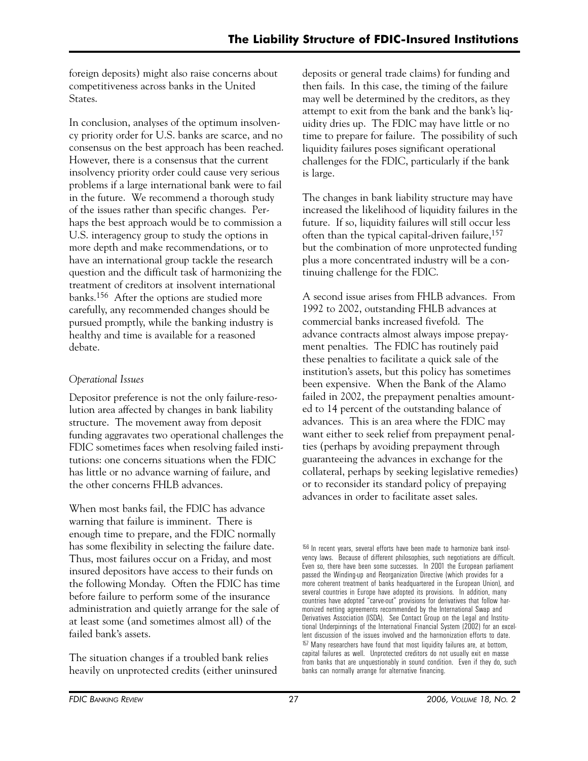foreign deposits) might also raise concerns about competitiveness across banks in the United States.

In conclusion, analyses of the optimum insolvency priority order for U.S. banks are scarce, and no consensus on the best approach has been reached. However, there is a consensus that the current insolvency priority order could cause very serious problems if a large international bank were to fail in the future. We recommend a thorough study of the issues rather than specific changes. Perhaps the best approach would be to commission a U.S. interagency group to study the options in more depth and make recommendations, or to have an international group tackle the research question and the difficult task of harmonizing the treatment of creditors at insolvent international banks.[156] After the options are studied more carefully, any recommended changes should be pursued promptly, while the banking industry is healthy and time is available for a reasoned debate.

*Operational Issues*

Depositor preference is not the only failure-resolution area affected by changes in bank liability structure. The movement away from deposit funding aggravates two operational challenges the FDIC sometimes faces when resolving failed institutions: one concerns situations when the FDIC has little or no advance warning of failure, and the other concerns FHLB advances.

When most banks fail, the FDIC has advance warning that failure is imminent. There is enough time to prepare, and the FDIC normally has some flexibility in selecting the failure date. Thus, most failures occur on a Friday, and most insured depositors have access to their funds on the following Monday. Often the FDIC has time before failure to perform some of the insurance administration and quietly arrange for the sale of at least some (and sometimes almost all) of the failed bank's assets.

The situation changes if a troubled bank relies heavily on unprotected credits (either uninsured deposits or general trade claims) for funding and then fails. In this case, the timing of the failure may well be determined by the creditors, as they attempt to exit from the bank and the bank's liquidity dries up. The FDIC may have little or no time to prepare for failure. The possibility of such liquidity failures poses significant operational challenges for the FDIC, particularly if the bank is large.

The changes in bank liability structure may have increased the likelihood of liquidity failures in the future. If so, liquidity failures will still occur less often than the typical capital-driven failure,[157] but the combination of more unprotected funding plus a more concentrated industry will be a continuing challenge for the FDIC.

A second issue arises from FHLB advances. From 1992 to 2002, outstanding FHLB advances at commercial banks increased fivefold. The advance contracts almost always impose prepayment penalties. The FDIC has routinely paid these penalties to facilitate a quick sale of the institution's assets, but this policy has sometimes been expensive. When the Bank of the Alamo failed in 2002, the prepayment penalties amounted to 14 percent of the outstanding balance of advances. This is an area where the FDIC may want either to seek relief from prepayment penalties (perhaps by avoiding prepayment through guaranteeing the advances in exchange for the collateral, perhaps by seeking legislative remedies) or to reconsider its standard policy of prepaying advances in order to facilitate asset sales.

[156] In recent years, several efforts have been made to harmonize bank insolvency laws. Because of different philosophies, such negotiations are difficult. Even so, there have been some successes. In 2001 the European parliament passed the Winding-up and Reorganization Directive (which provides for a more coherent treatment of banks headquartered in the European Union), and several countries in Europe have adopted its provisions. In addition, many countries have adopted "carve-out" provisions for derivatives that follow harmonized netting agreements recommended by the International Swap and Derivatives Association (ISDA). See Contact Group on the Legal and Institutional Underpinnings of the International Financial System (2002) for an excellent discussion of the issues involved and the harmonization efforts to date.

[157] Many researchers have found that most liquidity failures are, at bottom, capital failures as well. Unprotected creditors do not usually exit en masse from banks that are unquestionably in sound condition. Even if they do, such banks can normally arrange for alternative financing.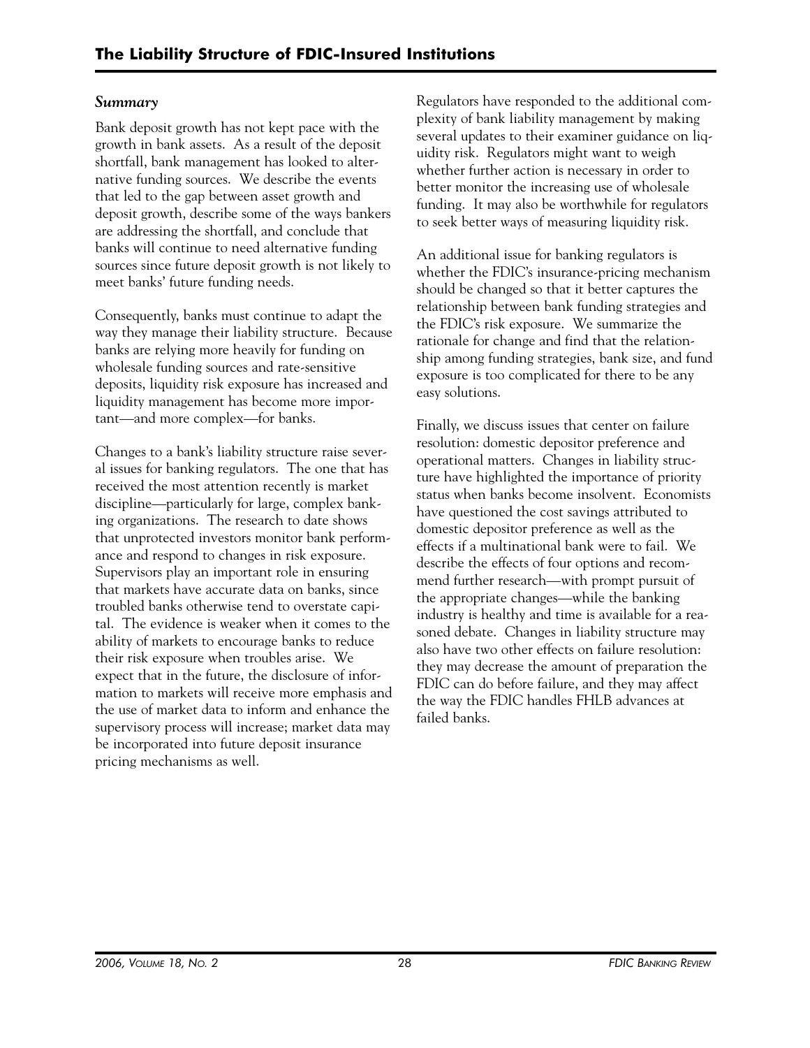## Summary

Bank deposit growth has not kept pace with the growth in bank assets. As a result of the deposit shortfall, bank management has looked to alternative funding sources. We describe the events that led to the gap between asset growth and deposit growth, describe some of the ways bankers are addressing the shortfall, and conclude that banks will continue to need alternative funding sources since future deposit growth is not likely to meet banks' future funding needs.

Consequently, banks must continue to adapt the way they manage their liability structure. Because banks are relying more heavily for funding on wholesale funding sources and rate-sensitive deposits, liquidity risk exposure has increased and liquidity management has become more important—and more complex—for banks.

Changes to a bank's liability structure raise several issues for banking regulators. The one that has received the most attention recently is market discipline—particularly for large, complex banking organizations. The research to date shows that unprotected investors monitor bank performance and respond to changes in risk exposure. Supervisors play an important role in ensuring that markets have accurate data on banks, since troubled banks otherwise tend to overstate capital. The evidence is weaker when it comes to the ability of markets to encourage banks to reduce their risk exposure when troubles arise. We expect that in the future, the disclosure of information to markets will receive more emphasis and the use of market data to inform and enhance the supervisory process will increase; market data may be incorporated into future deposit insurance pricing mechanisms as well.

Regulators have responded to the additional complexity of bank liability management by making several updates to their examiner guidance on liquidity risk. Regulators might want to weigh whether further action is necessary in order to better monitor the increasing use of wholesale funding. It may also be worthwhile for regulators to seek better ways of measuring liquidity risk.

An additional issue for banking regulators is whether the FDIC's insurance-pricing mechanism should be changed so that it better captures the relationship between bank funding strategies and the FDIC's risk exposure. We summarize the rationale for change and find that the relationship among funding strategies, bank size, and fund exposure is too complicated for there to be any easy solutions.

Finally, we discuss issues that center on failure resolution: domestic depositor preference and operational matters. Changes in liability structure have highlighted the importance of priority status when banks become insolvent. Economists have questioned the cost savings attributed to domestic depositor preference as well as the effects if a multinational bank were to fail. We describe the effects of four options and recommend further research—with prompt pursuit of the appropriate changes—while the banking industry is healthy and time is available for a reasoned debate. Changes in liability structure may also have two other effects on failure resolution: they may decrease the amount of preparation the FDIC can do before failure, and they may affect the way the FDIC handles FHLB advances at failed banks.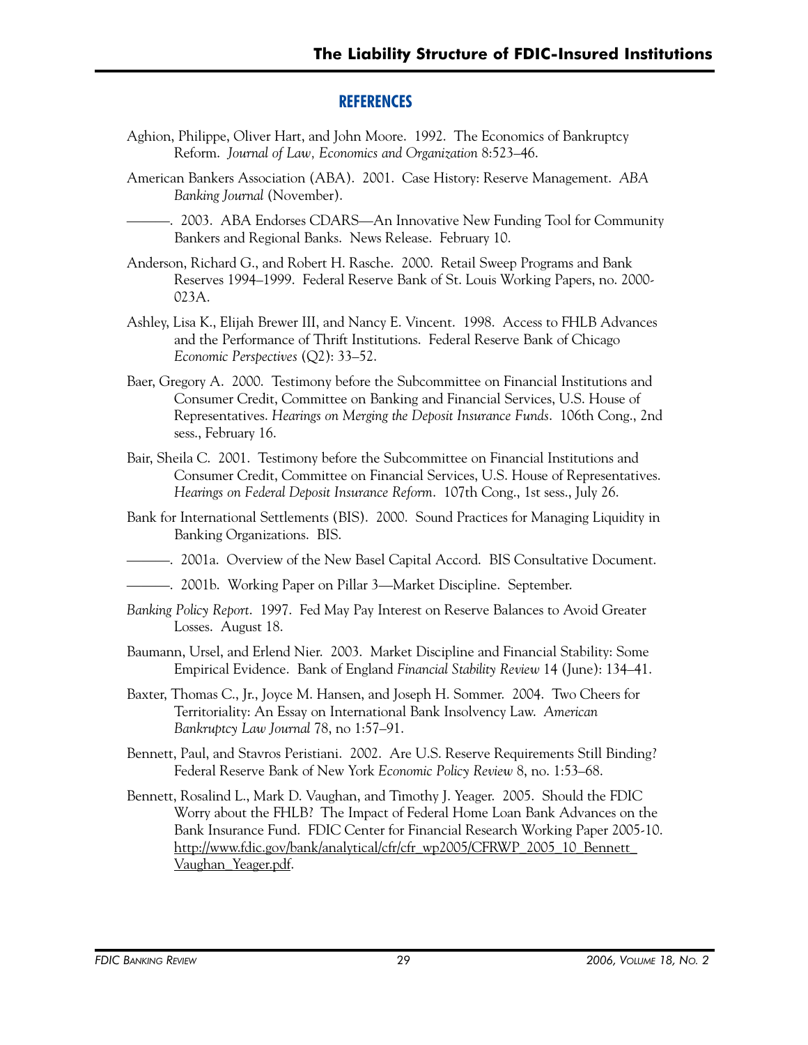## REFERENCES

Aghion, Philippe, Oliver Hart, and John Moore. 1992. The Economics of Bankruptcy Reform. *Journal of Law, Economics and Organization* 8:523–46.

American Bankers Association (ABA). 2001. Case History: Reserve Management. *ABA Banking Journal* (November).

———. 2003. ABA Endorses CDARS—An Innovative New Funding Tool for Community Bankers and Regional Banks. News Release. February 10.

Anderson, Richard G., and Robert H. Rasche. 2000. Retail Sweep Programs and Bank Reserves 1994–1999. Federal Reserve Bank of St. Louis Working Papers, no. 2000-023A.

Ashley, Lisa K., Elijah Brewer III, and Nancy E. Vincent. 1998. Access to FHLB Advances and the Performance of Thrift Institutions. Federal Reserve Bank of Chicago *Economic Perspectives* (Q2): 33–52.

Baer, Gregory A. 2000. Testimony before the Subcommittee on Financial Institutions and Consumer Credit, Committee on Banking and Financial Services, U.S. House of Representatives. *Hearings on Merging the Deposit Insurance Funds*. 106th Cong., 2nd sess., February 16.

Bair, Sheila C. 2001. Testimony before the Subcommittee on Financial Institutions and Consumer Credit, Committee on Financial Services, U.S. House of Representatives. *Hearings on Federal Deposit Insurance Reform*. 107th Cong., 1st sess., July 26.

Bank for International Settlements (BIS). 2000. Sound Practices for Managing Liquidity in Banking Organizations. BIS.

———. 2001a. Overview of the New Basel Capital Accord. BIS Consultative Document.

———. 2001b. Working Paper on Pillar 3—Market Discipline. September.

*Banking Policy Report*. 1997. Fed May Pay Interest on Reserve Balances to Avoid Greater Losses. August 18.

Baumann, Ursel, and Erlend Nier. 2003. Market Discipline and Financial Stability: Some Empirical Evidence. Bank of England *Financial Stability Review* 14 (June): 134–41.

Baxter, Thomas C., Jr., Joyce M. Hansen, and Joseph H. Sommer. 2004. Two Cheers for Territoriality: An Essay on International Bank Insolvency Law. *American Bankruptcy Law Journal* 78, no 1:57–91.

Bennett, Paul, and Stavros Peristiani. 2002. Are U.S. Reserve Requirements Still Binding? Federal Reserve Bank of New York *Economic Policy Review* 8, no. 1:53–68.

Bennett, Rosalind L., Mark D. Vaughan, and Timothy J. Yeager. 2005. Should the FDIC Worry about the FHLB? The Impact of Federal Home Loan Bank Advances on the Bank Insurance Fund. FDIC Center for Financial Research Working Paper 2005-10. http://www.fdic.gov/bank/analytical/cfr/cfr_wp2005/CFRWP_2005_10_Bennett_Vaughan_Yeager.pdf.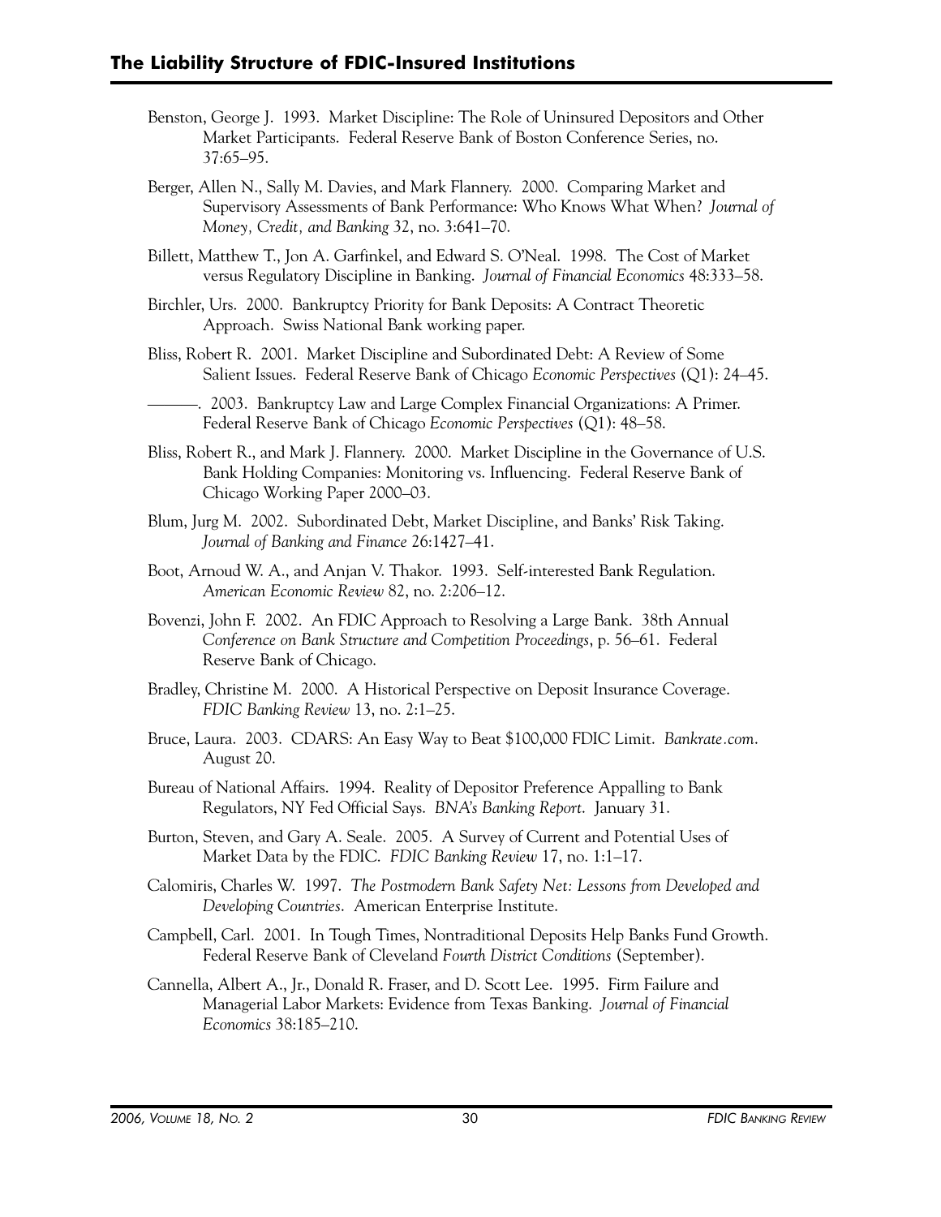Benston, George J. 1993. Market Discipline: The Role of Uninsured Depositors and Other Market Participants. Federal Reserve Bank of Boston Conference Series, no. 37:65–95.

Berger, Allen N., Sally M. Davies, and Mark Flannery. 2000. Comparing Market and Supervisory Assessments of Bank Performance: Who Knows What When? *Journal of Money, Credit, and Banking* 32, no. 3:641–70.

Billett, Matthew T., Jon A. Garfinkel, and Edward S. O'Neal. 1998. The Cost of Market versus Regulatory Discipline in Banking. *Journal of Financial Economics* 48:333–58.

Birchler, Urs. 2000. Bankruptcy Priority for Bank Deposits: A Contract Theoretic Approach. Swiss National Bank working paper.

Bliss, Robert R. 2001. Market Discipline and Subordinated Debt: A Review of Some Salient Issues. Federal Reserve Bank of Chicago *Economic Perspectives* (Q1): 24–45.

———. 2003. Bankruptcy Law and Large Complex Financial Organizations: A Primer. Federal Reserve Bank of Chicago *Economic Perspectives* (Q1): 48–58.

Bliss, Robert R., and Mark J. Flannery. 2000. Market Discipline in the Governance of U.S. Bank Holding Companies: Monitoring vs. Influencing. Federal Reserve Bank of Chicago Working Paper 2000–03.

Blum, Jurg M. 2002. Subordinated Debt, Market Discipline, and Banks' Risk Taking. *Journal of Banking and Finance* 26:1427–41.

Boot, Arnoud W. A., and Anjan V. Thakor. 1993. Self-interested Bank Regulation. *American Economic Review* 82, no. 2:206–12.

Bovenzi, John F. 2002. An FDIC Approach to Resolving a Large Bank. 38th Annual *Conference on Bank Structure and Competition Proceedings*, p. 56–61. Federal Reserve Bank of Chicago.

Bradley, Christine M. 2000. A Historical Perspective on Deposit Insurance Coverage. *FDIC Banking Review* 13, no. 2:1–25.

Bruce, Laura. 2003. CDARS: An Easy Way to Beat $100,000 FDIC Limit. *Bankrate.com*. August 20.

Bureau of National Affairs. 1994. Reality of Depositor Preference Appalling to Bank Regulators, NY Fed Official Says. *BNA's Banking Report*. January 31.

Burton, Steven, and Gary A. Seale. 2005. A Survey of Current and Potential Uses of Market Data by the FDIC. *FDIC Banking Review* 17, no. 1:1–17.

Calomiris, Charles W. 1997. *The Postmodern Bank Safety Net: Lessons from Developed and Developing Countries*. American Enterprise Institute.

Campbell, Carl. 2001. In Tough Times, Nontraditional Deposits Help Banks Fund Growth. Federal Reserve Bank of Cleveland *Fourth District Conditions* (September).

Cannella, Albert A., Jr., Donald R. Fraser, and D. Scott Lee. 1995. Firm Failure and Managerial Labor Markets: Evidence from Texas Banking. *Journal of Financial Economics* 38:185–210.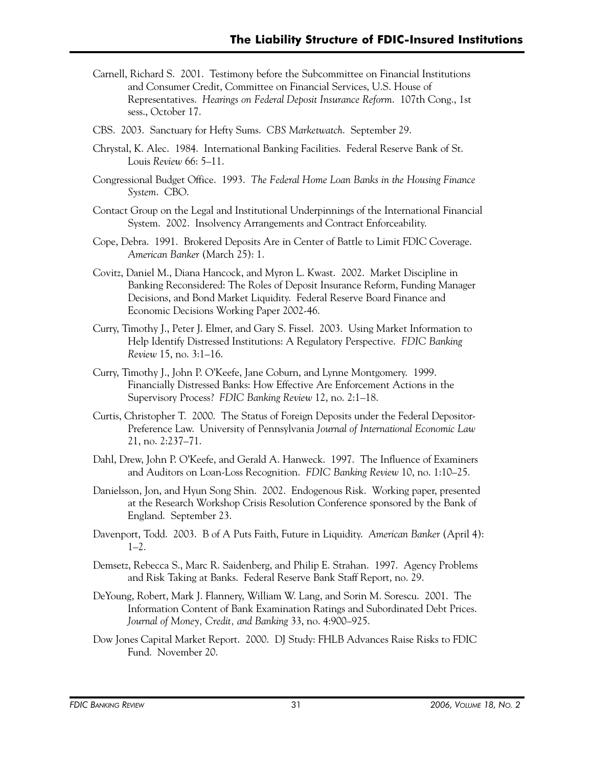Carnell, Richard S. 2001. Testimony before the Subcommittee on Financial Institutions and Consumer Credit, Committee on Financial Services, U.S. House of Representatives. *Hearings on Federal Deposit Insurance Reform*. 107th Cong., 1st sess., October 17.

CBS. 2003. Sanctuary for Hefty Sums. *CBS Marketwatch*. September 29.

Chrystal, K. Alec. 1984. International Banking Facilities. Federal Reserve Bank of St. Louis *Review* 66: 5–11.

Congressional Budget Office. 1993. *The Federal Home Loan Banks in the Housing Finance System*. CBO.

Contact Group on the Legal and Institutional Underpinnings of the International Financial System. 2002. Insolvency Arrangements and Contract Enforceability.

Cope, Debra. 1991. Brokered Deposits Are in Center of Battle to Limit FDIC Coverage. *American Banker* (March 25): 1.

Covitz, Daniel M., Diana Hancock, and Myron L. Kwast. 2002. Market Discipline in Banking Reconsidered: The Roles of Deposit Insurance Reform, Funding Manager Decisions, and Bond Market Liquidity. Federal Reserve Board Finance and Economic Decisions Working Paper 2002-46.

Curry, Timothy J., Peter J. Elmer, and Gary S. Fissel. 2003. Using Market Information to Help Identify Distressed Institutions: A Regulatory Perspective. *FDIC Banking Review* 15, no. 3:1–16.

Curry, Timothy J., John P. O'Keefe, Jane Coburn, and Lynne Montgomery. 1999. Financially Distressed Banks: How Effective Are Enforcement Actions in the Supervisory Process? *FDIC Banking Review* 12, no. 2:1–18.

Curtis, Christopher T. 2000. The Status of Foreign Deposits under the Federal Depositor-Preference Law. University of Pennsylvania *Journal of International Economic Law* 21, no. 2:237–71.

Dahl, Drew, John P. O'Keefe, and Gerald A. Hanweck. 1997. The Influence of Examiners and Auditors on Loan-Loss Recognition. *FDIC Banking Review* 10, no. 1:10–25.

Danielsson, Jon, and Hyun Song Shin. 2002. Endogenous Risk. Working paper, presented at the Research Workshop Crisis Resolution Conference sponsored by the Bank of England. September 23.

Davenport, Todd. 2003. B of A Puts Faith, Future in Liquidity. *American Banker* (April 4): 1–2.

Demsetz, Rebecca S., Marc R. Saidenberg, and Philip E. Strahan. 1997. Agency Problems and Risk Taking at Banks. Federal Reserve Bank Staff Report, no. 29.

DeYoung, Robert, Mark J. Flannery, William W. Lang, and Sorin M. Sorescu. 2001. The Information Content of Bank Examination Ratings and Subordinated Debt Prices. *Journal of Money, Credit, and Banking* 33, no. 4:900–925.

Dow Jones Capital Market Report. 2000. DJ Study: FHLB Advances Raise Risks to FDIC Fund. November 20.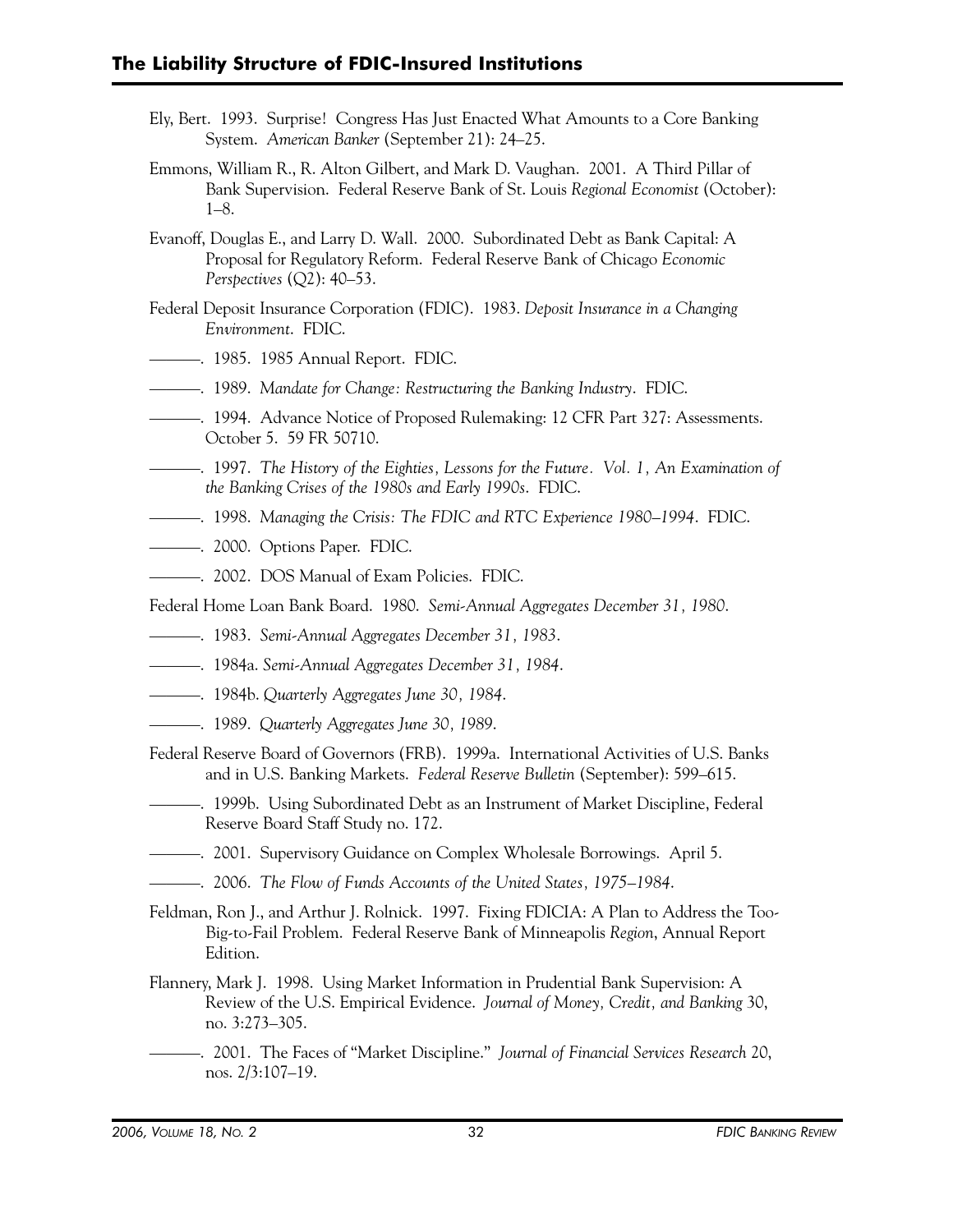Ely, Bert. 1993. Surprise! Congress Has Just Enacted What Amounts to a Core Banking System. *American Banker* (September 21): 24–25.

Emmons, William R., R. Alton Gilbert, and Mark D. Vaughan. 2001. A Third Pillar of Bank Supervision. Federal Reserve Bank of St. Louis *Regional Economist* (October): 1–8.

Evanoff, Douglas E., and Larry D. Wall. 2000. Subordinated Debt as Bank Capital: A Proposal for Regulatory Reform. Federal Reserve Bank of Chicago *Economic Perspectives* (Q2): 40–53.

Federal Deposit Insurance Corporation (FDIC). 1983. *Deposit Insurance in a Changing Environment*. FDIC.

———. 1985. 1985 Annual Report. FDIC.

———. 1989. *Mandate for Change: Restructuring the Banking Industry*. FDIC.

———. 1994. Advance Notice of Proposed Rulemaking: 12 CFR Part 327: Assessments. October 5. 59 FR 50710.

———. 1997. *The History of the Eighties, Lessons for the Future. Vol. 1, An Examination of the Banking Crises of the 1980s and Early 1990s*. FDIC.

———. 1998. *Managing the Crisis: The FDIC and RTC Experience 1980–1994*. FDIC.

———. 2000. Options Paper. FDIC.

———. 2002. DOS Manual of Exam Policies. FDIC.

Federal Home Loan Bank Board. 1980. *Semi-Annual Aggregates December 31, 1980*.

———. 1983. *Semi-Annual Aggregates December 31, 1983*.

———. 1984a. *Semi-Annual Aggregates December 31, 1984*.

———. 1984b. *Quarterly Aggregates June 30, 1984*.

———. 1989. *Quarterly Aggregates June 30, 1989*.

Federal Reserve Board of Governors (FRB). 1999a. International Activities of U.S. Banks and in U.S. Banking Markets. *Federal Reserve Bulletin* (September): 599–615.

———. 1999b. Using Subordinated Debt as an Instrument of Market Discipline, Federal Reserve Board Staff Study no. 172.

———. 2001. Supervisory Guidance on Complex Wholesale Borrowings. April 5.

———. 2006. *The Flow of Funds Accounts of the United States, 1975–1984*.

Feldman, Ron J., and Arthur J. Rolnick. 1997. Fixing FDICIA: A Plan to Address the Too-Big-to-Fail Problem. Federal Reserve Bank of Minneapolis *Region*, Annual Report Edition.

Flannery, Mark J. 1998. Using Market Information in Prudential Bank Supervision: A Review of the U.S. Empirical Evidence. *Journal of Money, Credit, and Banking* 30, no. 3:273–305.

———. 2001. The Faces of "Market Discipline." *Journal of Financial Services Research* 20, nos. 2/3:107–19.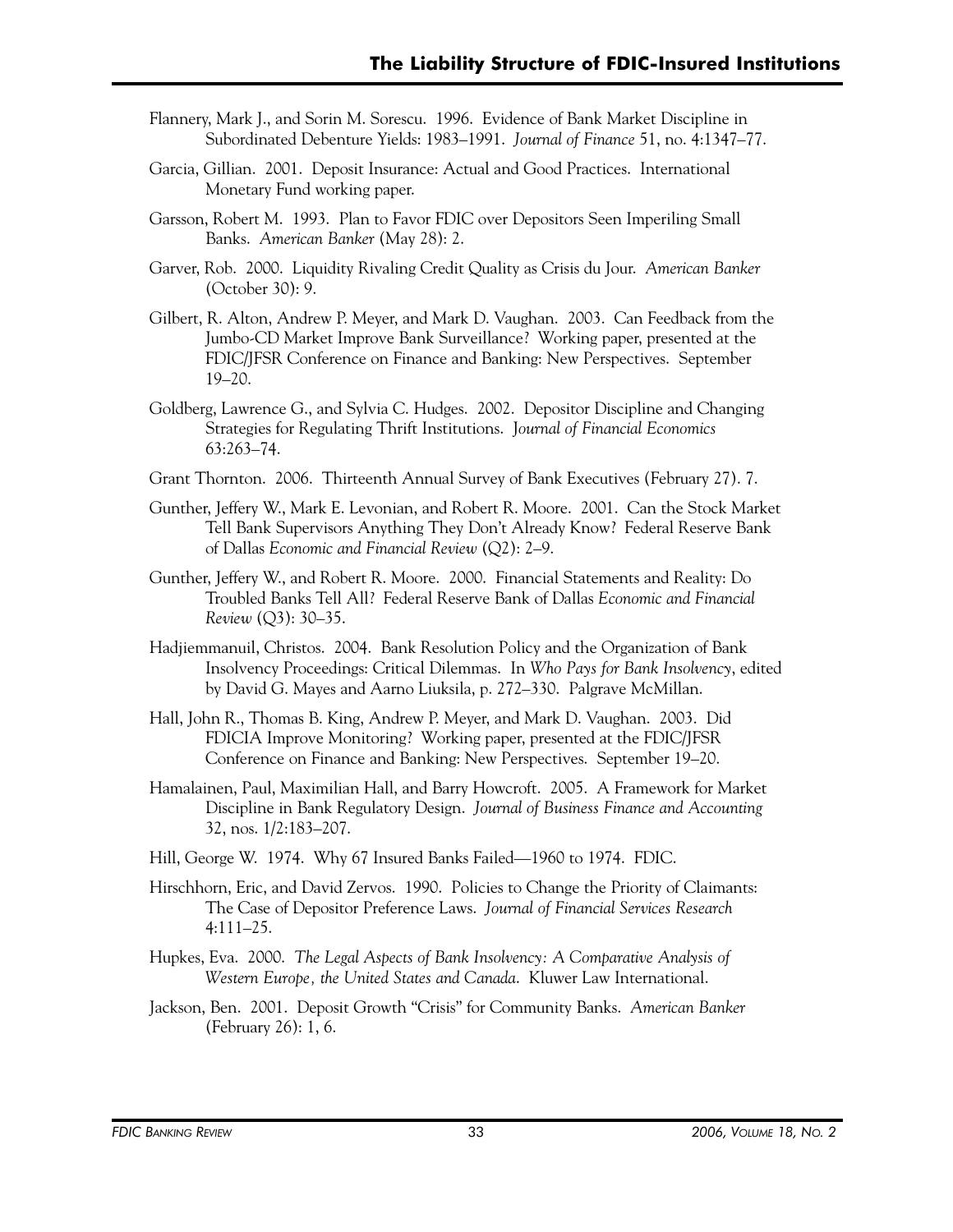Flannery, Mark J., and Sorin M. Sorescu. 1996. Evidence of Bank Market Discipline in Subordinated Debenture Yields: 1983–1991. *Journal of Finance* 51, no. 4:1347–77.

Garcia, Gillian. 2001. Deposit Insurance: Actual and Good Practices. International Monetary Fund working paper.

Garsson, Robert M. 1993. Plan to Favor FDIC over Depositors Seen Imperiling Small Banks. *American Banker* (May 28): 2.

Garver, Rob. 2000. Liquidity Rivaling Credit Quality as Crisis du Jour. *American Banker* (October 30): 9.

Gilbert, R. Alton, Andrew P. Meyer, and Mark D. Vaughan. 2003. Can Feedback from the Jumbo-CD Market Improve Bank Surveillance? Working paper, presented at the FDIC/JFSR Conference on Finance and Banking: New Perspectives. September 19–20.

Goldberg, Lawrence G., and Sylvia C. Hudges. 2002. Depositor Discipline and Changing Strategies for Regulating Thrift Institutions. *Journal of Financial Economics* 63:263–74.

Grant Thornton. 2006. Thirteenth Annual Survey of Bank Executives (February 27). 7.

Gunther, Jeffery W., Mark E. Levonian, and Robert R. Moore. 2001. Can the Stock Market Tell Bank Supervisors Anything They Don't Already Know? Federal Reserve Bank of Dallas *Economic and Financial Review* (Q2): 2–9.

Gunther, Jeffery W., and Robert R. Moore. 2000. Financial Statements and Reality: Do Troubled Banks Tell All? Federal Reserve Bank of Dallas *Economic and Financial Review* (Q3): 30–35.

Hadjiemmanuil, Christos. 2004. Bank Resolution Policy and the Organization of Bank Insolvency Proceedings: Critical Dilemmas. In *Who Pays for Bank Insolvency*, edited by David G. Mayes and Aarno Liuksila, p. 272–330. Palgrave McMillan.

Hall, John R., Thomas B. King, Andrew P. Meyer, and Mark D. Vaughan. 2003. Did FDICIA Improve Monitoring? Working paper, presented at the FDIC/JFSR Conference on Finance and Banking: New Perspectives. September 19–20.

Hamalainen, Paul, Maximilian Hall, and Barry Howcroft. 2005. A Framework for Market Discipline in Bank Regulatory Design. *Journal of Business Finance and Accounting* 32, nos. 1/2:183–207.

Hill, George W. 1974. Why 67 Insured Banks Failed—1960 to 1974. FDIC.

Hirschhorn, Eric, and David Zervos. 1990. Policies to Change the Priority of Claimants: The Case of Depositor Preference Laws. *Journal of Financial Services Research* 4:111–25.

Hupkes, Eva. 2000. *The Legal Aspects of Bank Insolvency: A Comparative Analysis of Western Europe, the United States and Canada*. Kluwer Law International.

Jackson, Ben. 2001. Deposit Growth "Crisis" for Community Banks. *American Banker* (February 26): 1, 6.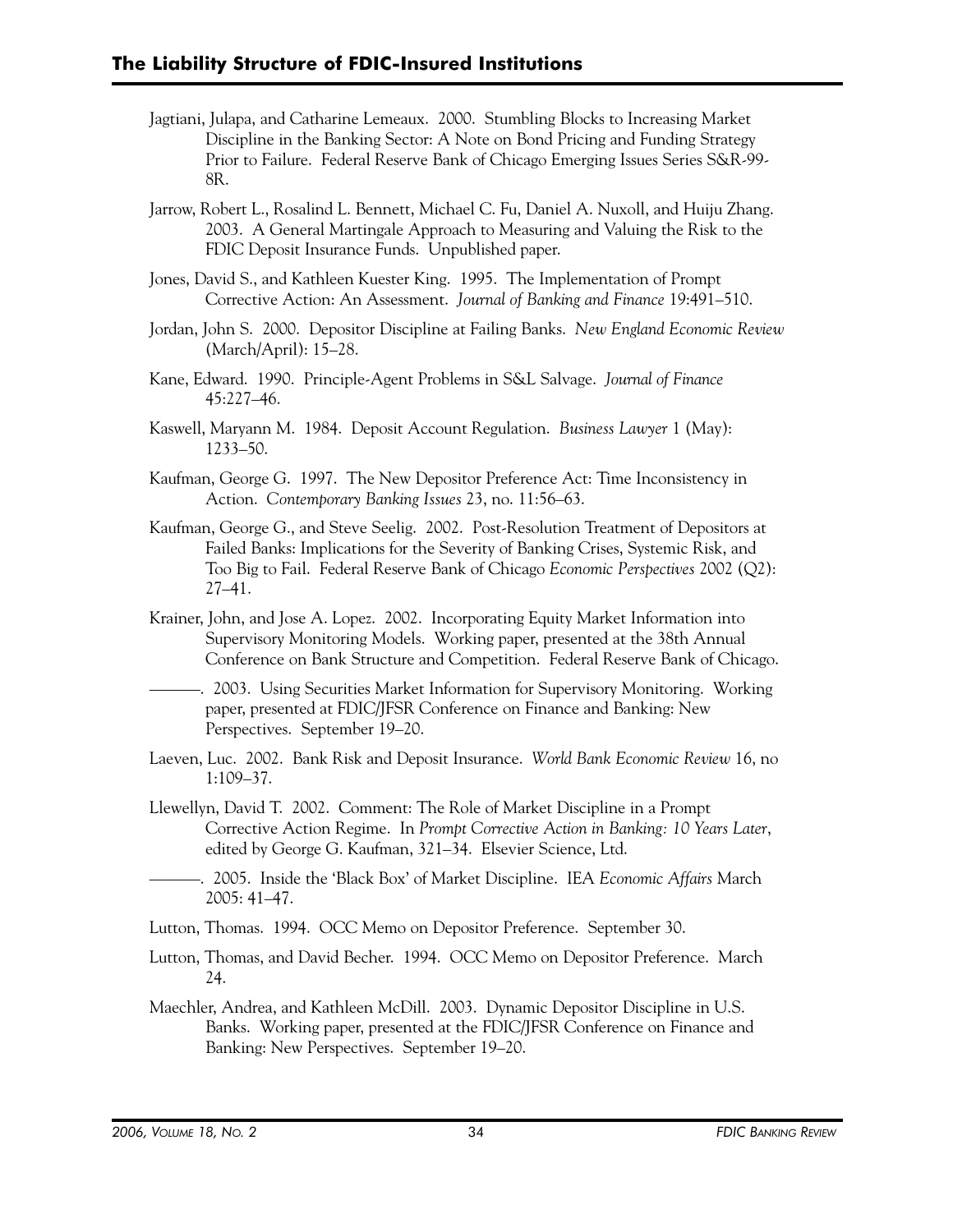Jagtiani, Julapa, and Catharine Lemeaux. 2000. Stumbling Blocks to Increasing Market Discipline in the Banking Sector: A Note on Bond Pricing and Funding Strategy Prior to Failure. Federal Reserve Bank of Chicago Emerging Issues Series S&R-99-8R.

Jarrow, Robert L., Rosalind L. Bennett, Michael C. Fu, Daniel A. Nuxoll, and Huiju Zhang. 2003. A General Martingale Approach to Measuring and Valuing the Risk to the FDIC Deposit Insurance Funds. Unpublished paper.

Jones, David S., and Kathleen Kuester King. 1995. The Implementation of Prompt Corrective Action: An Assessment. *Journal of Banking and Finance* 19:491–510.

Jordan, John S. 2000. Depositor Discipline at Failing Banks. *New England Economic Review* (March/April): 15–28.

Kane, Edward. 1990. Principle-Agent Problems in S&L Salvage. *Journal of Finance* 45:227–46.

Kaswell, Maryann M. 1984. Deposit Account Regulation. *Business Lawyer* 1 (May): 1233–50.

Kaufman, George G. 1997. The New Depositor Preference Act: Time Inconsistency in Action. *Contemporary Banking Issues* 23, no. 11:56–63.

Kaufman, George G., and Steve Seelig. 2002. Post-Resolution Treatment of Depositors at Failed Banks: Implications for the Severity of Banking Crises, Systemic Risk, and Too Big to Fail. Federal Reserve Bank of Chicago *Economic Perspectives* 2002 (Q2): 27–41.

Krainer, John, and Jose A. Lopez. 2002. Incorporating Equity Market Information into Supervisory Monitoring Models. Working paper, presented at the 38th Annual Conference on Bank Structure and Competition. Federal Reserve Bank of Chicago.

———. 2003. Using Securities Market Information for Supervisory Monitoring. Working paper, presented at FDIC/JFSR Conference on Finance and Banking: New Perspectives. September 19–20.

Laeven, Luc. 2002. Bank Risk and Deposit Insurance. *World Bank Economic Review* 16, no 1:109–37.

Llewellyn, David T. 2002. Comment: The Role of Market Discipline in a Prompt Corrective Action Regime. In *Prompt Corrective Action in Banking: 10 Years Later*, edited by George G. Kaufman, 321–34. Elsevier Science, Ltd.

———. 2005. Inside the 'Black Box' of Market Discipline. IEA *Economic Affairs* March 2005: 41–47.

Lutton, Thomas. 1994. OCC Memo on Depositor Preference. September 30.

Lutton, Thomas, and David Becher. 1994. OCC Memo on Depositor Preference. March 24.

Maechler, Andrea, and Kathleen McDill. 2003. Dynamic Depositor Discipline in U.S. Banks. Working paper, presented at the FDIC/JFSR Conference on Finance and Banking: New Perspectives. September 19–20.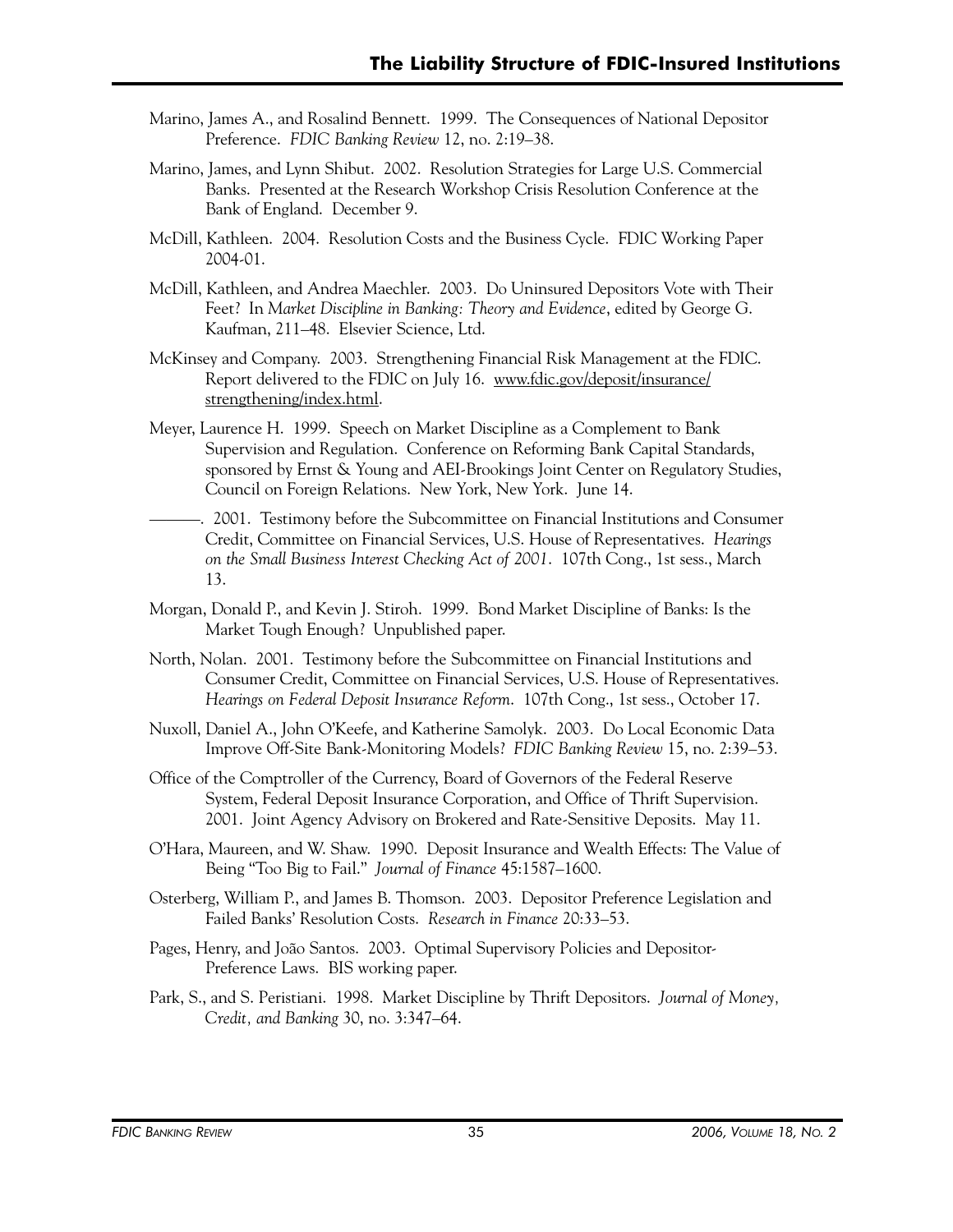Marino, James A., and Rosalind Bennett. 1999. The Consequences of National Depositor Preference. *FDIC Banking Review* 12, no. 2:19–38.

Marino, James, and Lynn Shibut. 2002. Resolution Strategies for Large U.S. Commercial Banks. Presented at the Research Workshop Crisis Resolution Conference at the Bank of England. December 9.

McDill, Kathleen. 2004. Resolution Costs and the Business Cycle. FDIC Working Paper 2004-01.

McDill, Kathleen, and Andrea Maechler. 2003. Do Uninsured Depositors Vote with Their Feet? In *Market Discipline in Banking: Theory and Evidence*, edited by George G. Kaufman, 211–48. Elsevier Science, Ltd.

McKinsey and Company. 2003. Strengthening Financial Risk Management at the FDIC. Report delivered to the FDIC on July 16. www.fdic.gov/deposit/insurance/strengthening/index.html.

Meyer, Laurence H. 1999. Speech on Market Discipline as a Complement to Bank Supervision and Regulation. Conference on Reforming Bank Capital Standards, sponsored by Ernst & Young and AEI-Brookings Joint Center on Regulatory Studies, Council on Foreign Relations. New York, New York. June 14.

———. 2001. Testimony before the Subcommittee on Financial Institutions and Consumer Credit, Committee on Financial Services, U.S. House of Representatives. *Hearings on the Small Business Interest Checking Act of 2001*. 107th Cong., 1st sess., March 13.

Morgan, Donald P., and Kevin J. Stiroh. 1999. Bond Market Discipline of Banks: Is the Market Tough Enough? Unpublished paper.

North, Nolan. 2001. Testimony before the Subcommittee on Financial Institutions and Consumer Credit, Committee on Financial Services, U.S. House of Representatives. *Hearings on Federal Deposit Insurance Reform*. 107th Cong., 1st sess., October 17.

Nuxoll, Daniel A., John O'Keefe, and Katherine Samolyk. 2003. Do Local Economic Data Improve Off-Site Bank-Monitoring Models? *FDIC Banking Review* 15, no. 2:39–53.

Office of the Comptroller of the Currency, Board of Governors of the Federal Reserve System, Federal Deposit Insurance Corporation, and Office of Thrift Supervision. 2001. Joint Agency Advisory on Brokered and Rate-Sensitive Deposits. May 11.

O'Hara, Maureen, and W. Shaw. 1990. Deposit Insurance and Wealth Effects: The Value of Being "Too Big to Fail." *Journal of Finance* 45:1587–1600.

Osterberg, William P., and James B. Thomson. 2003. Depositor Preference Legislation and Failed Banks' Resolution Costs. *Research in Finance* 20:33–53.

Pages, Henry, and João Santos. 2003. Optimal Supervisory Policies and Depositor-Preference Laws. BIS working paper.

Park, S., and S. Peristiani. 1998. Market Discipline by Thrift Depositors. *Journal of Money, Credit, and Banking* 30, no. 3:347–64.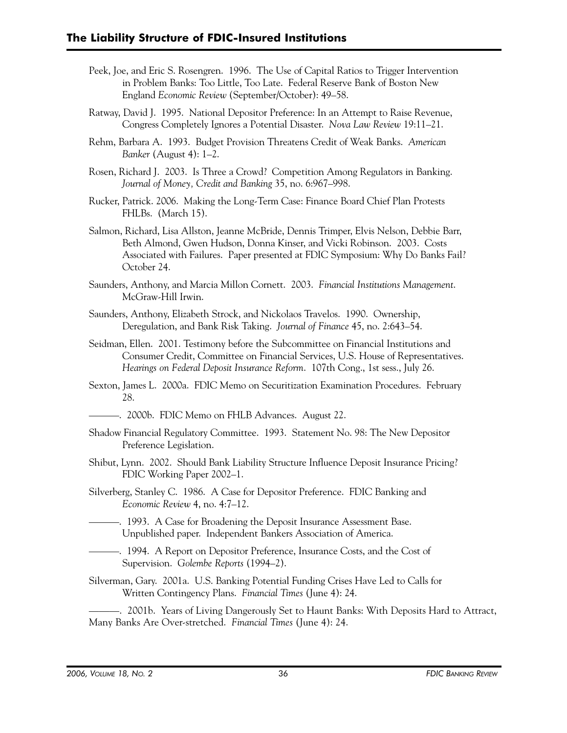Peek, Joe, and Eric S. Rosengren. 1996. The Use of Capital Ratios to Trigger Intervention in Problem Banks: Too Little, Too Late. Federal Reserve Bank of Boston New England *Economic Review* (September/October): 49–58.

Ratway, David J. 1995. National Depositor Preference: In an Attempt to Raise Revenue, Congress Completely Ignores a Potential Disaster. *Nova Law Review* 19:11–21.

Rehm, Barbara A. 1993. Budget Provision Threatens Credit of Weak Banks. *American Banker* (August 4): 1–2.

Rosen, Richard J. 2003. Is Three a Crowd? Competition Among Regulators in Banking. *Journal of Money, Credit and Banking* 35, no. 6:967–998.

Rucker, Patrick. 2006. Making the Long-Term Case: Finance Board Chief Plan Protests FHLBs. (March 15).

Salmon, Richard, Lisa Allston, Jeanne McBride, Dennis Trimper, Elvis Nelson, Debbie Barr, Beth Almond, Gwen Hudson, Donna Kinser, and Vicki Robinson. 2003. Costs Associated with Failures. Paper presented at FDIC Symposium: Why Do Banks Fail? October 24.

Saunders, Anthony, and Marcia Millon Cornett. 2003. *Financial Institutions Management*. McGraw-Hill Irwin.

Saunders, Anthony, Elizabeth Strock, and Nickolaos Travelos. 1990. Ownership, Deregulation, and Bank Risk Taking. *Journal of Finance* 45, no. 2:643–54.

Seidman, Ellen. 2001. Testimony before the Subcommittee on Financial Institutions and Consumer Credit, Committee on Financial Services, U.S. House of Representatives. *Hearings on Federal Deposit Insurance Reform*. 107th Cong., 1st sess., July 26.

Sexton, James L. 2000a. FDIC Memo on Securitization Examination Procedures. February 28.

———. 2000b. FDIC Memo on FHLB Advances. August 22.

Shadow Financial Regulatory Committee. 1993. Statement No. 98: The New Depositor Preference Legislation.

Shibut, Lynn. 2002. Should Bank Liability Structure Influence Deposit Insurance Pricing? FDIC Working Paper 2002–1.

Silverberg, Stanley C. 1986. A Case for Depositor Preference. FDIC Banking and *Economic Review* 4, no. 4:7–12.

———. 1993. A Case for Broadening the Deposit Insurance Assessment Base. Unpublished paper. Independent Bankers Association of America.

———. 1994. A Report on Depositor Preference, Insurance Costs, and the Cost of Supervision. *Golembe Reports* (1994–2).

Silverman, Gary. 2001a. U.S. Banking Potential Funding Crises Have Led to Calls for Written Contingency Plans. *Financial Times* (June 4): 24.

———. 2001b. Years of Living Dangerously Set to Haunt Banks: With Deposits Hard to Attract, Many Banks Are Over-stretched. *Financial Times* (June 4): 24.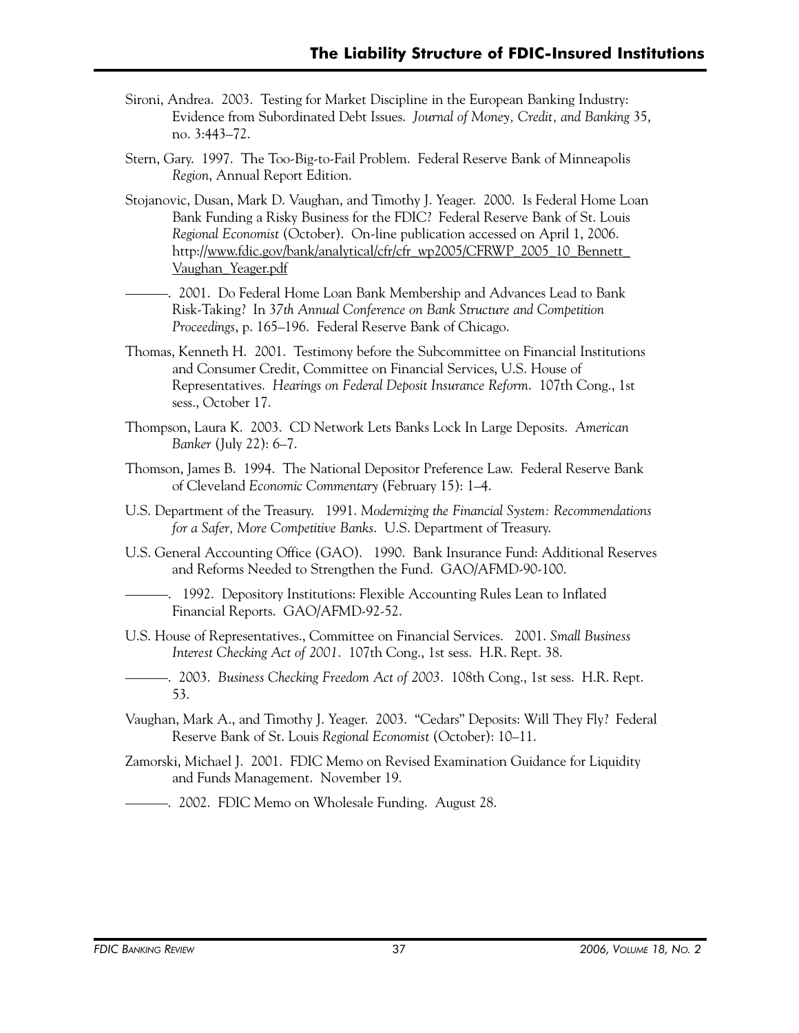Sironi, Andrea. 2003. Testing for Market Discipline in the European Banking Industry: Evidence from Subordinated Debt Issues. *Journal of Money, Credit, and Banking* 35, no. 3:443–72.

Stern, Gary. 1997. The Too-Big-to-Fail Problem. Federal Reserve Bank of Minneapolis *Region*, Annual Report Edition.

Stojanovic, Dusan, Mark D. Vaughan, and Timothy J. Yeager. 2000. Is Federal Home Loan Bank Funding a Risky Business for the FDIC? Federal Reserve Bank of St. Louis *Regional Economist* (October). On-line publication accessed on April 1, 2006. http://www.fdic.gov/bank/analytical/cfr/cfr_wp2005/CFRWP_2005_10_Bennett_Vaughan_Yeager.pdf

———. 2001. Do Federal Home Loan Bank Membership and Advances Lead to Bank Risk-Taking? In *37th Annual Conference on Bank Structure and Competition Proceedings*, p. 165–196. Federal Reserve Bank of Chicago.

Thomas, Kenneth H. 2001. Testimony before the Subcommittee on Financial Institutions and Consumer Credit, Committee on Financial Services, U.S. House of Representatives. *Hearings on Federal Deposit Insurance Reform*. 107th Cong., 1st sess., October 17.

Thompson, Laura K. 2003. CD Network Lets Banks Lock In Large Deposits. *American Banker* (July 22): 6–7.

Thomson, James B. 1994. The National Depositor Preference Law. Federal Reserve Bank of Cleveland *Economic Commentary* (February 15): 1–4.

U.S. Department of the Treasury. 1991. *Modernizing the Financial System: Recommendations for a Safer, More Competitive Banks*. U.S. Department of Treasury.

U.S. General Accounting Office (GAO). 1990. Bank Insurance Fund: Additional Reserves and Reforms Needed to Strengthen the Fund. GAO/AFMD-90-100.

———. 1992. Depository Institutions: Flexible Accounting Rules Lean to Inflated Financial Reports. GAO/AFMD-92-52.

U.S. House of Representatives., Committee on Financial Services. 2001. *Small Business Interest Checking Act of 2001*. 107th Cong., 1st sess. H.R. Rept. 38.

———. 2003. *Business Checking Freedom Act of 2003*. 108th Cong., 1st sess. H.R. Rept. 53.

Vaughan, Mark A., and Timothy J. Yeager. 2003. "Cedars" Deposits: Will They Fly? Federal Reserve Bank of St. Louis *Regional Economist* (October): 10–11.

Zamorski, Michael J. 2001. FDIC Memo on Revised Examination Guidance for Liquidity and Funds Management. November 19.

———. 2002. FDIC Memo on Wholesale Funding. August 28.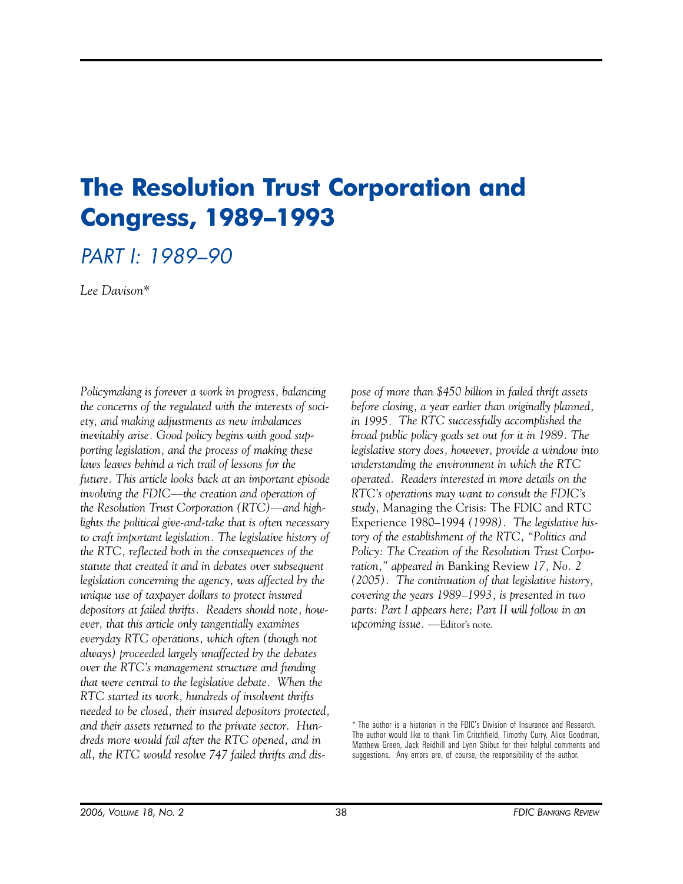# The Resolution Trust Corporation and Congress, 1989–1993

## *PART I: 1989–90*

*Lee Davison\**

*Policymaking is forever a work in progress, balancing the concerns of the regulated with the interests of society, and making adjustments as new imbalances inevitably arise. Good policy begins with good supporting legislation, and the process of making these laws leaves behind a rich trail of lessons for the future. This article looks back at an important episode involving the FDIC—the creation and operation of the Resolution Trust Corporation (RTC)—and highlights the political give-and-take that is often necessary to craft important legislation. The legislative history of the RTC, reflected both in the consequences of the statute that created it and in debates over subsequent legislation concerning the agency, was affected by the unique use of taxpayer dollars to protect insured depositors at failed thrifts. Readers should note, however, that this article only tangentially examines everyday RTC operations, which often (though not always) proceeded largely unaffected by the debates over the RTC's management structure and funding that were central to the legislative debate. When the RTC started its work, hundreds of insolvent thrifts needed to be closed, their insured depositors protected, and their assets returned to the private sector. Hundreds more would fail after the RTC opened, and in all, the RTC would resolve 747 failed thrifts and dispose of more than $450 billion in failed thrift assets before closing, a year earlier than originally planned, in 1995. The RTC successfully accomplished the broad public policy goals set out for it in 1989. The legislative story does, however, provide a window into understanding the environment in which the RTC operated. Readers interested in more details on the RTC's operations may want to consult the FDIC's study,* Managing the Crisis: The FDIC and RTC Experience 1980–1994 *(1998). The legislative history of the establishment of the RTC, "Politics and Policy: The Creation of the Resolution Trust Corporation," appeared in* Banking Review *17, No. 2 (2005). The continuation of that legislative history, covering the years 1989–1993, is presented in two parts: Part I appears here; Part II will follow in an upcoming issue.* —Editor's note.

\* The author is a historian in the FDIC's Division of Insurance and Research. The author would like to thank Tim Critchfield, Timothy Curry, Alice Goodman, Matthew Green, Jack Reidhill and Lynn Shibut for their helpful comments and suggestions. Any errors are, of course, the responsibility of the author.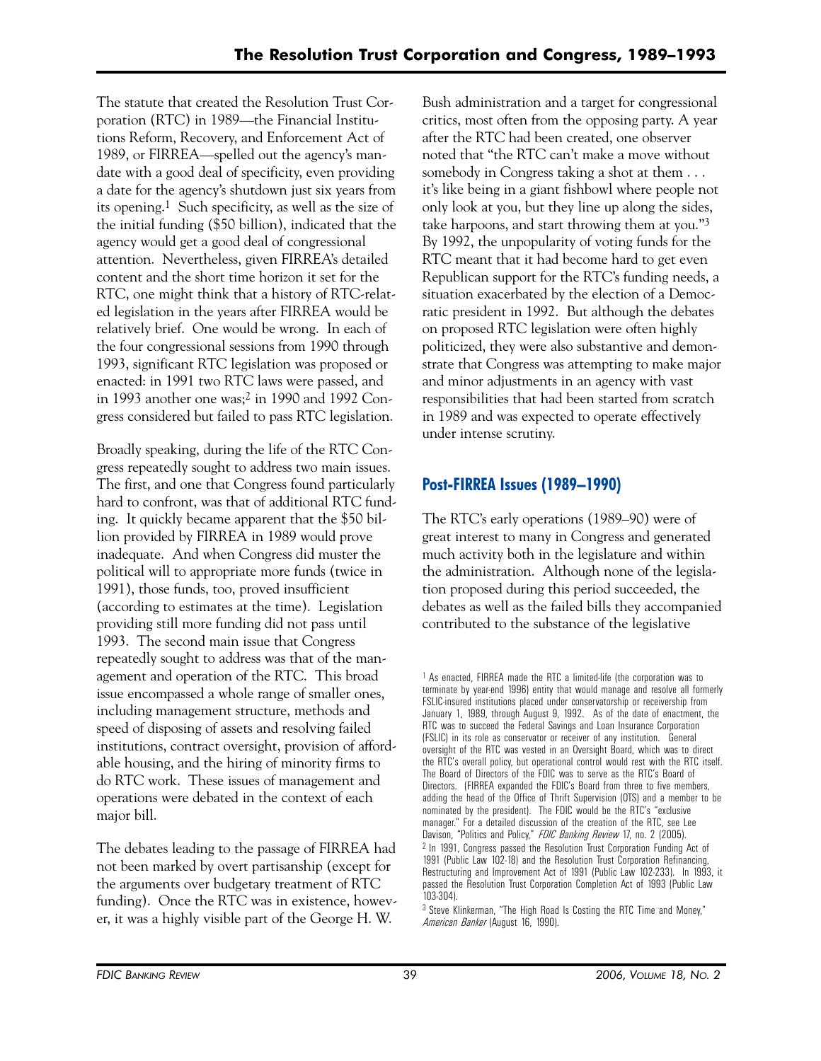The statute that created the Resolution Trust Corporation (RTC) in 1989—the Financial Institutions Reform, Recovery, and Enforcement Act of 1989, or FIRREA—spelled out the agency's mandate with a good deal of specificity, even providing a date for the agency's shutdown just six years from its opening.[1] Such specificity, as well as the size of the initial funding ($50 billion), indicated that the agency would get a good deal of congressional attention. Nevertheless, given FIRREA's detailed content and the short time horizon it set for the RTC, one might think that a history of RTC-related legislation in the years after FIRREA would be relatively brief. One would be wrong. In each of the four congressional sessions from 1990 through 1993, significant RTC legislation was proposed or enacted: in 1991 two RTC laws were passed, and in 1993 another one was;[2] in 1990 and 1992 Congress considered but failed to pass RTC legislation.

Broadly speaking, during the life of the RTC Congress repeatedly sought to address two main issues. The first, and one that Congress found particularly hard to confront, was that of additional RTC funding. It quickly became apparent that the $50 billion provided by FIRREA in 1989 would prove inadequate. And when Congress did muster the political will to appropriate more funds (twice in 1991), those funds, too, proved insufficient (according to estimates at the time). Legislation providing still more funding did not pass until 1993. The second main issue that Congress repeatedly sought to address was that of the management and operation of the RTC. This broad issue encompassed a whole range of smaller ones, including management structure, methods and speed of disposing of assets and resolving failed institutions, contract oversight, provision of affordable housing, and the hiring of minority firms to do RTC work. These issues of management and operations were debated in the context of each major bill.

The debates leading to the passage of FIRREA had not been marked by overt partisanship (except for the arguments over budgetary treatment of RTC funding). Once the RTC was in existence, however, it was a highly visible part of the George H. W. Bush administration and a target for congressional critics, most often from the opposing party. A year after the RTC had been created, one observer noted that "the RTC can't make a move without somebody in Congress taking a shot at them . . . it's like being in a giant fishbowl where people not only look at you, but they line up along the sides, take harpoons, and start throwing them at you."[3] By 1992, the unpopularity of voting funds for the RTC meant that it had become hard to get even Republican support for the RTC's funding needs, a situation exacerbated by the election of a Democratic president in 1992. But although the debates on proposed RTC legislation were often highly politicized, they were also substantive and demonstrate that Congress was attempting to make major and minor adjustments in an agency with vast responsibilities that had been started from scratch in 1989 and was expected to operate effectively under intense scrutiny.

## Post-FIRREA Issues (1989–1990)

The RTC's early operations (1989–90) were of great interest to many in Congress and generated much activity both in the legislature and within the administration. Although none of the legislation proposed during this period succeeded, the debates as well as the failed bills they accompanied contributed to the substance of the legislative

---

[1] As enacted, FIRREA made the RTC a limited-life (the corporation was to terminate by year-end 1996) entity that would manage and resolve all formerly FSLIC-insured institutions placed under conservatorship or receivership from January 1, 1989, through August 9, 1992. As of the date of enactment, the RTC was to succeed the Federal Savings and Loan Insurance Corporation (FSLIC) in its role as conservator or receiver of any institution. General oversight of the RTC was vested in an Oversight Board, which was to direct the RTC's overall policy, but operational control would rest with the RTC itself. The Board of Directors of the FDIC was to serve as the RTC's Board of Directors. (FIRREA expanded the FDIC's Board from three to five members, adding the head of the Office of Thrift Supervision (OTS) and a member to be nominated by the president). The FDIC would be the RTC's "exclusive manager." For a detailed discussion of the creation of the RTC, see Lee Davison, "Politics and Policy," *FDIC Banking Review* 17, no. 2 (2005).

[2] In 1991, Congress passed the Resolution Trust Corporation Funding Act of 1991 (Public Law 102-18) and the Resolution Trust Corporation Refinancing, Restructuring and Improvement Act of 1991 (Public Law 102-233). In 1993, it passed the Resolution Trust Corporation Completion Act of 1993 (Public Law 103-304).

[3] Steve Klinkerman, "The High Road Is Costing the RTC Time and Money," *American Banker* (August 16, 1990).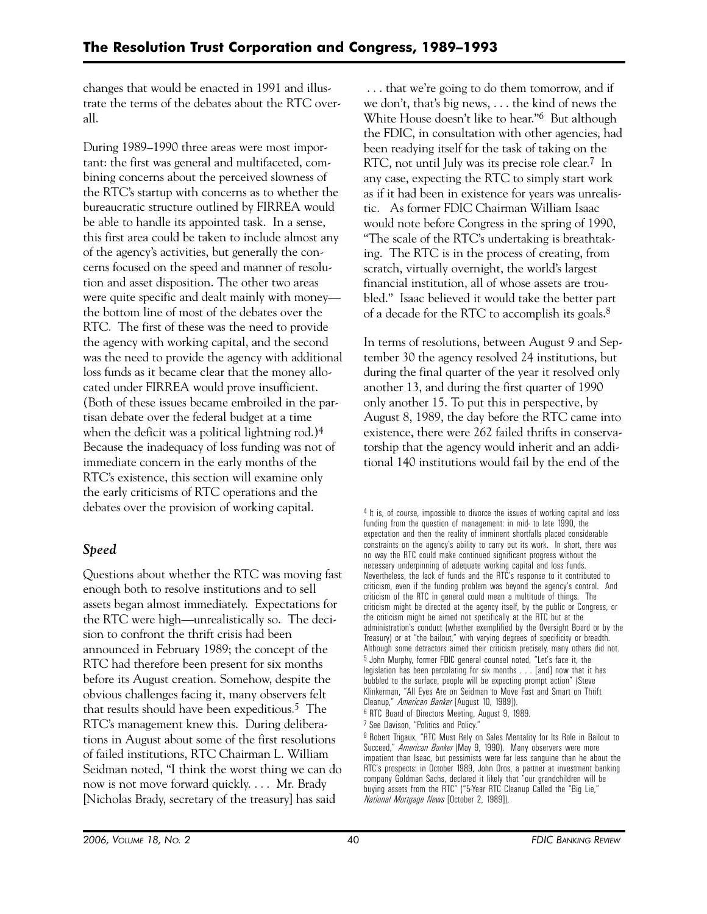changes that would be enacted in 1991 and illustrate the terms of the debates about the RTC overall.

During 1989–1990 three areas were most important: the first was general and multifaceted, combining concerns about the perceived slowness of the RTC's startup with concerns as to whether the bureaucratic structure outlined by FIRREA would be able to handle its appointed task. In a sense, this first area could be taken to include almost any of the agency's activities, but generally the concerns focused on the speed and manner of resolution and asset disposition. The other two areas were quite specific and dealt mainly with money—the bottom line of most of the debates over the RTC. The first of these was the need to provide the agency with working capital, and the second was the need to provide the agency with additional loss funds as it became clear that the money allocated under FIRREA would prove insufficient. (Both of these issues became embroiled in the partisan debate over the federal budget at a time when the deficit was a political lightning rod.)[4] Because the inadequacy of loss funding was not of immediate concern in the early months of the RTC's existence, this section will examine only the early criticisms of RTC operations and the debates over the provision of working capital.

### *Speed*

Questions about whether the RTC was moving fast enough both to resolve institutions and to sell assets began almost immediately. Expectations for the RTC were high—unrealistically so. The decision to confront the thrift crisis had been announced in February 1989; the concept of the RTC had therefore been present for six months before its August creation. Somehow, despite the obvious challenges facing it, many observers felt that results should have been expeditious.[5] The RTC's management knew this. During deliberations in August about some of the first resolutions of failed institutions, RTC Chairman L. William Seidman noted, "I think the worst thing we can do now is not move forward quickly. . . . Mr. Brady [Nicholas Brady, secretary of the treasury] has said . . . that we're going to do them tomorrow, and if we don't, that's big news, . . . the kind of news the White House doesn't like to hear."[6] But although the FDIC, in consultation with other agencies, had been readying itself for the task of taking on the RTC, not until July was its precise role clear.[7] In any case, expecting the RTC to simply start work as if it had been in existence for years was unrealistic. As former FDIC Chairman William Isaac would note before Congress in the spring of 1990, "The scale of the RTC's undertaking is breathtaking. The RTC is in the process of creating, from scratch, virtually overnight, the world's largest financial institution, all of whose assets are troubled." Isaac believed it would take the better part of a decade for the RTC to accomplish its goals.[8]

In terms of resolutions, between August 9 and September 30 the agency resolved 24 institutions, but during the final quarter of the year it resolved only another 13, and during the first quarter of 1990 only another 15. To put this in perspective, by August 8, 1989, the day before the RTC came into existence, there were 262 failed thrifts in conservatorship that the agency would inherit and an additional 140 institutions would fail by the end of the

---

[4] It is, of course, impossible to divorce the issues of working capital and loss funding from the question of management: in mid- to late 1990, the expectation and then the reality of imminent shortfalls placed considerable constraints on the agency's ability to carry out its work. In short, there was no way the RTC could make continued significant progress without the necessary underpinning of adequate working capital and loss funds. Nevertheless, the lack of funds and the RTC's response to it contributed to criticism, even if the funding problem was beyond the agency's control. And criticism of the RTC in general could mean a multitude of things. The criticism might be directed at the agency itself, by the public or Congress, or the criticism might be aimed not specifically at the RTC but at the administration's conduct (whether exemplified by the Oversight Board or by the Treasury) or at "the bailout," with varying degrees of specificity or breadth. Although some detractors aimed their criticism precisely, many others did not.

[5] John Murphy, former FDIC general counsel noted, "Let's face it, the legislation has been percolating for six months . . . [and] now that it has bubbled to the surface, people will be expecting prompt action" (Steve Klinkerman, "All Eyes Are on Seidman to Move Fast and Smart on Thrift Cleanup," *American Banker* [August 10, 1989]).

[6] RTC Board of Directors Meeting, August 9, 1989.

[7] See Davison, "Politics and Policy."

[8] Robert Trigaux, "RTC Must Rely on Sales Mentality for Its Role in Bailout to Succeed," *American Banker* (May 9, 1990). Many observers were more impatient than Isaac, but pessimists were far less sanguine than he about the RTC's prospects: in October 1989, John Oros, a partner at investment banking company Goldman Sachs, declared it likely that "our grandchildren will be buying assets from the RTC" ("5-Year RTC Cleanup Called the "Big Lie," *National Mortgage News* [October 2, 1989]).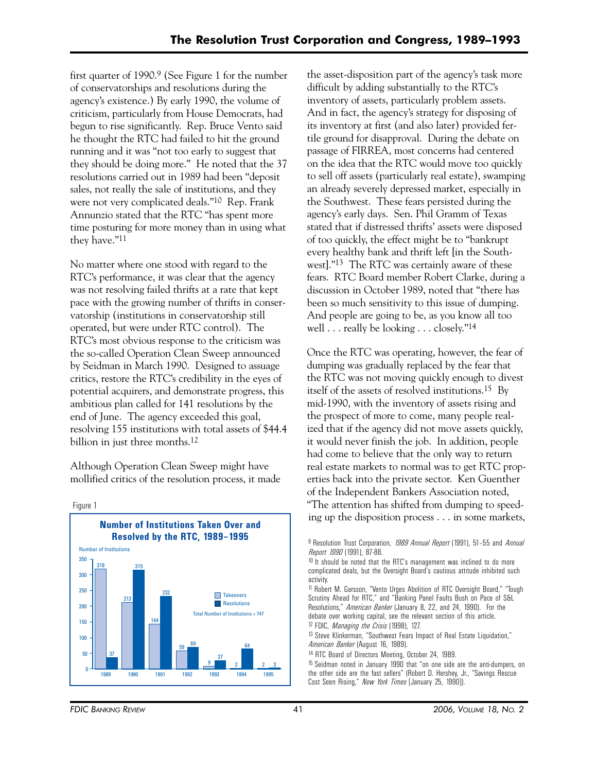first quarter of 1990.[9] (See Figure 1 for the number of conservatorships and resolutions during the agency's existence.) By early 1990, the volume of criticism, particularly from House Democrats, had begun to rise significantly. Rep. Bruce Vento said he thought the RTC had failed to hit the ground running and it was "not too early to suggest that they should be doing more." He noted that the 37 resolutions carried out in 1989 had been "deposit sales, not really the sale of institutions, and they were not very complicated deals."[10] Rep. Frank Annunzio stated that the RTC "has spent more time posturing for more money than in using what they have."[11]

No matter where one stood with regard to the RTC's performance, it was clear that the agency was not resolving failed thrifts at a rate that kept pace with the growing number of thrifts in conservatorship (institutions in conservatorship still operated, but were under RTC control). The RTC's most obvious response to the criticism was the so-called Operation Clean Sweep announced by Seidman in March 1990. Designed to assuage critics, restore the RTC's credibility in the eyes of potential acquirers, and demonstrate progress, this ambitious plan called for 141 resolutions by the end of June. The agency exceeded this goal, resolving 155 institutions with total assets of $44.4 billion in just three months.[12]

Although Operation Clean Sweep might have mollified critics of the resolution process, it made the asset-disposition part of the agency's task more difficult by adding substantially to the RTC's inventory of assets, particularly problem assets. And in fact, the agency's strategy for disposing of its inventory at first (and also later) provided fertile ground for disapproval. During the debate on passage of FIRREA, most concerns had centered on the idea that the RTC would move too quickly to sell off assets (particularly real estate), swamping an already severely depressed market, especially in the Southwest. These fears persisted during the agency's early days. Sen. Phil Gramm of Texas stated that if distressed thrifts' assets were disposed of too quickly, the effect might be to "bankrupt every healthy bank and thrift left [in the Southwest]."[13] The RTC was certainly aware of these fears. RTC Board member Robert Clarke, during a discussion in October 1989, noted that "there has been so much sensitivity to this issue of dumping. And people are going to be, as you know all too well . . . really be looking . . . closely."[14]

Once the RTC was operating, however, the fear of dumping was gradually replaced by the fear that the RTC was not moving quickly enough to divest itself of the assets of resolved institutions.[15] By mid-1990, with the inventory of assets rising and the prospect of more to come, many people realized that if the agency did not move assets quickly, it would never finish the job. In addition, people had come to believe that the only way to return real estate markets to normal was to get RTC properties back into the private sector. Ken Guenther of the Independent Bankers Association noted, "The attention has shifted from dumping to speeding up the disposition process . . . in some markets,

Figure 1

**Number of Institutions Taken Over and Resolved by the RTC, 1989–1995**

Number of Institutions

| Year | Takeovers | Resolutions |
|---|---|---|
| 1989 | 318 | 37 |
| 1990 | 213 | 315 |
| 1991 | 144 | 232 |
| 1992 | 59 | 69 |
| 1993 | 9 | 27 |
| 1994 | 2 | 64 |
| 1995 | 2 | 3 |

Total Number of Institutions = 747

[9] Resolution Trust Corporation, *1989 Annual Report* (1991), 51–55 and *Annual Report 1990* (1991), 87-88.

[10] It should be noted that the RTC's management was inclined to do more complicated deals, but the Oversight Board's cautious attitude inhibited such activity.

[11] Robert M. Garsson, "Vento Urges Abolition of RTC Oversight Board," "Tough Scrutiny Ahead for RTC," and "Banking Panel Faults Bush on Pace of S&L Resolutions," *American Banker* (January 8, 22, and 24, 1990). For the debate over working capital, see the relevant section of this article.

[12] FDIC, *Managing the Crisis* (1998), 127.

[13] Steve Klinkerman, "Southwest Fears Impact of Real Estate Liquidation," *American Banker* (August 16, 1989).

[14] RTC Board of Directors Meeting, October 24, 1989.

[15] Seidman noted in January 1990 that "on one side are the anti-dumpers, on the other side are the fast sellers" (Robert D. Hershey, Jr., "Savings Rescue Cost Seen Rising," *New York Times* [January 25, 1990]).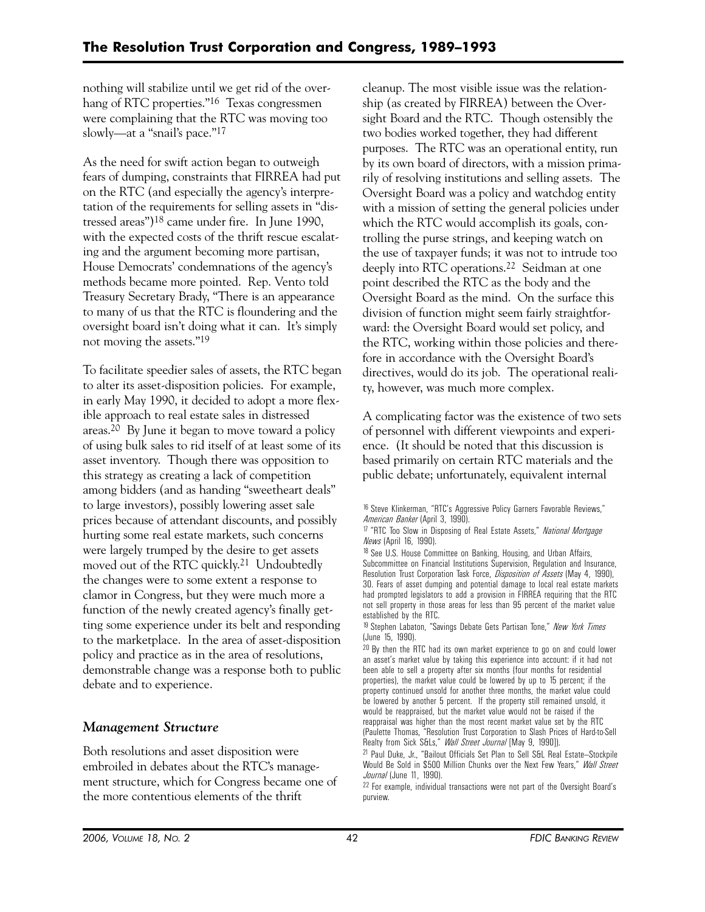nothing will stabilize until we get rid of the overhang of RTC properties."[16] Texas congressmen were complaining that the RTC was moving too slowly—at a "snail's pace."[17]

As the need for swift action began to outweigh fears of dumping, constraints that FIRREA had put on the RTC (and especially the agency's interpretation of the requirements for selling assets in "distressed areas")[18] came under fire. In June 1990, with the expected costs of the thrift rescue escalating and the argument becoming more partisan, House Democrats' condemnations of the agency's methods became more pointed. Rep. Vento told Treasury Secretary Brady, "There is an appearance to many of us that the RTC is floundering and the oversight board isn't doing what it can. It's simply not moving the assets."[19]

To facilitate speedier sales of assets, the RTC began to alter its asset-disposition policies. For example, in early May 1990, it decided to adopt a more flexible approach to real estate sales in distressed areas.[20] By June it began to move toward a policy of using bulk sales to rid itself of at least some of its asset inventory. Though there was opposition to this strategy as creating a lack of competition among bidders (and as handing "sweetheart deals" to large investors), possibly lowering asset sale prices because of attendant discounts, and possibly hurting some real estate markets, such concerns were largely trumped by the desire to get assets moved out of the RTC quickly.[21] Undoubtedly the changes were to some extent a response to clamor in Congress, but they were much more a function of the newly created agency's finally getting some experience under its belt and responding to the marketplace. In the area of asset-disposition policy and practice as in the area of resolutions, demonstrable change was a response both to public debate and to experience.

### *Management Structure*

Both resolutions and asset disposition were embroiled in debates about the RTC's management structure, which for Congress became one of the more contentious elements of the thrift cleanup. The most visible issue was the relationship (as created by FIRREA) between the Oversight Board and the RTC. Though ostensibly the two bodies worked together, they had different purposes. The RTC was an operational entity, run by its own board of directors, with a mission primarily of resolving institutions and selling assets. The Oversight Board was a policy and watchdog entity with a mission of setting the general policies under which the RTC would accomplish its goals, controlling the purse strings, and keeping watch on the use of taxpayer funds; it was not to intrude too deeply into RTC operations.[22] Seidman at one point described the RTC as the body and the Oversight Board as the mind. On the surface this division of function might seem fairly straightforward: the Oversight Board would set policy, and the RTC, working within those policies and therefore in accordance with the Oversight Board's directives, would do its job. The operational reality, however, was much more complex.

A complicating factor was the existence of two sets of personnel with different viewpoints and experience. (It should be noted that this discussion is based primarily on certain RTC materials and the public debate; unfortunately, equivalent internal

---

[16] Steve Klinkerman, "RTC's Aggressive Policy Garners Favorable Reviews," *American Banker* (April 3, 1990).

[17] "RTC Too Slow in Disposing of Real Estate Assets," *National Mortgage News* (April 16, 1990).

[18] See U.S. House Committee on Banking, Housing, and Urban Affairs, Subcommittee on Financial Institutions Supervision, Regulation and Insurance, Resolution Trust Corporation Task Force, *Disposition of Assets* (May 4, 1990), 30. Fears of asset dumping and potential damage to local real estate markets had prompted legislators to add a provision in FIRREA requiring that the RTC not sell property in those areas for less than 95 percent of the market value established by the RTC.

[19] Stephen Labaton, "Savings Debate Gets Partisan Tone," *New York Times* (June 15, 1990).

[20] By then the RTC had its own market experience to go on and could lower an asset's market value by taking this experience into account: if it had not been able to sell a property after six months (four months for residential properties), the market value could be lowered by up to 15 percent; if the property continued unsold for another three months, the market value could be lowered by another 5 percent. If the property still remained unsold, it would be reappraised, but the market value would not be raised if the reappraisal was higher than the most recent market value set by the RTC (Paulette Thomas, "Resolution Trust Corporation to Slash Prices of Hard-to-Sell Realty from Sick S&Ls," *Wall Street Journal* [May 9, 1990]).

[21] Paul Duke, Jr., "Bailout Officials Set Plan to Sell S&L Real Estate—Stockpile Would Be Sold in $500 Million Chunks over the Next Few Years," *Wall Street Journal* (June 11, 1990).

[22] For example, individual transactions were not part of the Oversight Board's purview.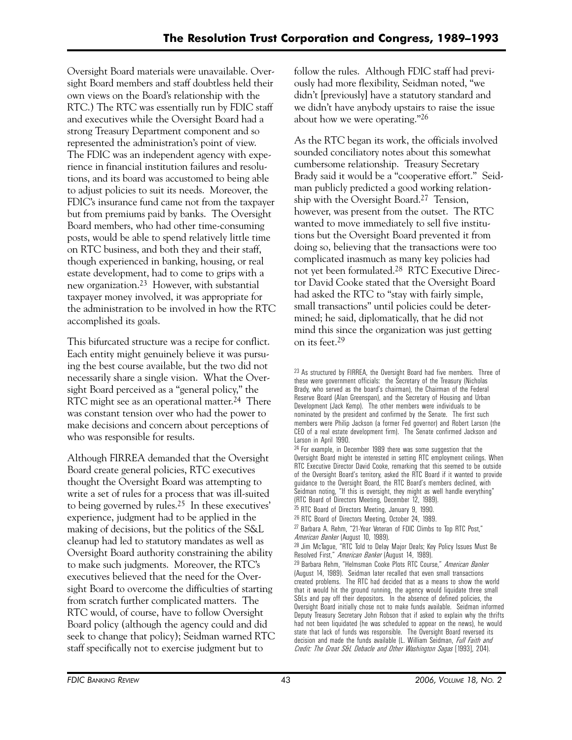Oversight Board materials were unavailable. Oversight Board members and staff doubtless held their own views on the Board's relationship with the RTC.) The RTC was essentially run by FDIC staff and executives while the Oversight Board had a strong Treasury Department component and so represented the administration's point of view. The FDIC was an independent agency with experience in financial institution failures and resolutions, and its board was accustomed to being able to adjust policies to suit its needs. Moreover, the FDIC's insurance fund came not from the taxpayer but from premiums paid by banks. The Oversight Board members, who had other time-consuming posts, would be able to spend relatively little time on RTC business, and both they and their staff, though experienced in banking, housing, or real estate development, had to come to grips with a new organization.[23] However, with substantial taxpayer money involved, it was appropriate for the administration to be involved in how the RTC accomplished its goals.

This bifurcated structure was a recipe for conflict. Each entity might genuinely believe it was pursuing the best course available, but the two did not necessarily share a single vision. What the Oversight Board perceived as a "general policy," the RTC might see as an operational matter.[24] There was constant tension over who had the power to make decisions and concern about perceptions of who was responsible for results.

Although FIRREA demanded that the Oversight Board create general policies, RTC executives thought the Oversight Board was attempting to write a set of rules for a process that was ill-suited to being governed by rules.[25] In these executives' experience, judgment had to be applied in the making of decisions, but the politics of the S&L cleanup had led to statutory mandates as well as Oversight Board authority constraining the ability to make such judgments. Moreover, the RTC's executives believed that the need for the Oversight Board to overcome the difficulties of starting from scratch further complicated matters. The RTC would, of course, have to follow Oversight Board policy (although the agency could and did seek to change that policy); Seidman warned RTC staff specifically not to exercise judgment but to follow the rules. Although FDIC staff had previously had more flexibility, Seidman noted, "we didn't [previously] have a statutory standard and we didn't have anybody upstairs to raise the issue about how we were operating."[26]

As the RTC began its work, the officials involved sounded conciliatory notes about this somewhat cumbersome relationship. Treasury Secretary Brady said it would be a "cooperative effort." Seidman publicly predicted a good working relationship with the Oversight Board.[27] Tension, however, was present from the outset. The RTC wanted to move immediately to sell five institutions but the Oversight Board prevented it from doing so, believing that the transactions were too complicated inasmuch as many key policies had not yet been formulated.[28] RTC Executive Director David Cooke stated that the Oversight Board had asked the RTC to "stay with fairly simple, small transactions" until policies could be determined; he said, diplomatically, that he did not mind this since the organization was just getting on its feet.[29]

---

[23] As structured by FIRREA, the Oversight Board had five members. Three of these were government officials: the Secretary of the Treasury (Nicholas Brady, who served as the board's chairman), the Chairman of the Federal Reserve Board (Alan Greenspan), and the Secretary of Housing and Urban Development (Jack Kemp). The other members were individuals to be nominated by the president and confirmed by the Senate. The first such members were Philip Jackson (a former Fed governor) and Robert Larson (the CEO of a real estate development firm). The Senate confirmed Jackson and Larson in April 1990.

[24] For example, in December 1989 there was some suggestion that the Oversight Board might be interested in setting RTC employment ceilings. When RTC Executive Director David Cooke, remarking that this seemed to be outside of the Oversight Board's territory, asked the RTC Board if it wanted to provide guidance to the Oversight Board, the RTC Board's members declined, with Seidman noting, "If this is oversight, they might as well handle everything" (RTC Board of Directors Meeting, December 12, 1989).

[25] RTC Board of Directors Meeting, January 9, 1990.

[26] RTC Board of Directors Meeting, October 24, 1989.

[27] Barbara A. Rehm, "21-Year Veteran of FDIC Climbs to Top RTC Post," *American Banker* (August 10, 1989).

[28] Jim McTague, "RTC Told to Delay Major Deals; Key Policy Issues Must Be Resolved First," *American Banker* (August 14, 1989).

[29] Barbara Rehm, "Helmsman Cooke Plots RTC Course," *American Banker* (August 14, 1989). Seidman later recalled that even small transactions created problems. The RTC had decided that as a means to show the world that it would hit the ground running, the agency would liquidate three small S&Ls and pay off their depositors. In the absence of defined policies, the Oversight Board initially chose not to make funds available. Seidman informed Deputy Treasury Secretary John Robson that if asked to explain why the thrifts had not been liquidated (he was scheduled to appear on the news), he would state that lack of funds was responsible. The Oversight Board reversed its decision and made the funds available (L. William Seidman, *Full Faith and Credit: The Great S&L Debacle and Other Washington Sagas* [1993], 204).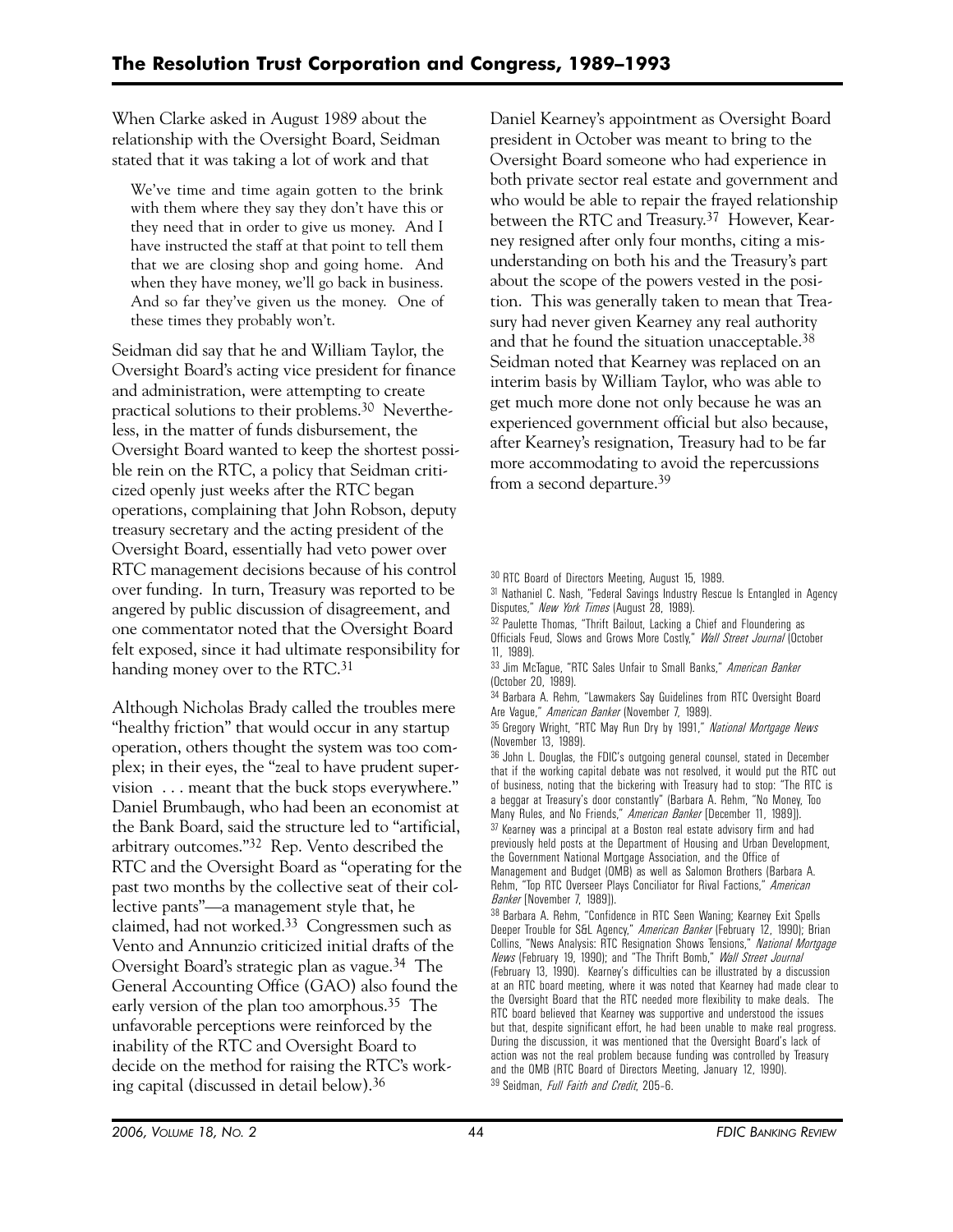When Clarke asked in August 1989 about the relationship with the Oversight Board, Seidman stated that it was taking a lot of work and that

> We've time and time again gotten to the brink with them where they say they don't have this or they need that in order to give us money. And I have instructed the staff at that point to tell them that we are closing shop and going home. And when they have money, we'll go back in business. And so far they've given us the money. One of these times they probably won't.

Seidman did say that he and William Taylor, the Oversight Board's acting vice president for finance and administration, were attempting to create practical solutions to their problems.[30] Nevertheless, in the matter of funds disbursement, the Oversight Board wanted to keep the shortest possible rein on the RTC, a policy that Seidman criticized openly just weeks after the RTC began operations, complaining that John Robson, deputy treasury secretary and the acting president of the Oversight Board, essentially had veto power over RTC management decisions because of his control over funding. In turn, Treasury was reported to be angered by public discussion of disagreement, and one commentator noted that the Oversight Board felt exposed, since it had ultimate responsibility for handing money over to the RTC.[31]

Although Nicholas Brady called the troubles mere "healthy friction" that would occur in any startup operation, others thought the system was too complex; in their eyes, the "zeal to have prudent supervision . . . meant that the buck stops everywhere." Daniel Brumbaugh, who had been an economist at the Bank Board, said the structure led to "artificial, arbitrary outcomes."[32] Rep. Vento described the RTC and the Oversight Board as "operating for the past two months by the collective seat of their collective pants"—a management style that, he claimed, had not worked.[33] Congressmen such as Vento and Annunzio criticized initial drafts of the Oversight Board's strategic plan as vague.[34] The General Accounting Office (GAO) also found the early version of the plan too amorphous.[35] The unfavorable perceptions were reinforced by the inability of the RTC and Oversight Board to decide on the method for raising the RTC's working capital (discussed in detail below).[36]

Daniel Kearney's appointment as Oversight Board president in October was meant to bring to the Oversight Board someone who had experience in both private sector real estate and government and who would be able to repair the frayed relationship between the RTC and Treasury.[37] However, Kearney resigned after only four months, citing a misunderstanding on both his and the Treasury's part about the scope of the powers vested in the position. This was generally taken to mean that Treasury had never given Kearney any real authority and that he found the situation unacceptable.[38] Seidman noted that Kearney was replaced on an interim basis by William Taylor, who was able to get much more done not only because he was an experienced government official but also because, after Kearney's resignation, Treasury had to be far more accommodating to avoid the repercussions from a second departure.[39]

---

[30] RTC Board of Directors Meeting, August 15, 1989.

[31] Nathaniel C. Nash, "Federal Savings Industry Rescue Is Entangled in Agency Disputes," *New York Times* (August 28, 1989).

[32] Paulette Thomas, "Thrift Bailout, Lacking a Chief and Floundering as Officials Feud, Slows and Grows More Costly," *Wall Street Journal* (October 11, 1989).

[33] Jim McTague, "RTC Sales Unfair to Small Banks," *American Banker* (October 20, 1989).

[34] Barbara A. Rehm, "Lawmakers Say Guidelines from RTC Oversight Board Are Vague," *American Banker* (November 7, 1989).

[35] Gregory Wright, "RTC May Run Dry by 1991," *National Mortgage News* (November 13, 1989).

[36] John L. Douglas, the FDIC's outgoing general counsel, stated in December that if the working capital debate was not resolved, it would put the RTC out of business, noting that the bickering with Treasury had to stop: "The RTC is a beggar at Treasury's door constantly" (Barbara A. Rehm, "No Money, Too Many Rules, and No Friends," *American Banker* [December 11, 1989]).

[37] Kearney was a principal at a Boston real estate advisory firm and had previously held posts at the Department of Housing and Urban Development, the Government National Mortgage Association, and the Office of Management and Budget (OMB) as well as Salomon Brothers (Barbara A. Rehm, "Top RTC Overseer Plays Conciliator for Rival Factions," *American Banker* [November 7, 1989]).

[38] Barbara A. Rehm, "Confidence in RTC Seen Waning; Kearney Exit Spells Deeper Trouble for S&L Agency," *American Banker* (February 12, 1990); Brian Collins, "News Analysis: RTC Resignation Shows Tensions," *National Mortgage News* (February 19, 1990); and "The Thrift Bomb," *Wall Street Journal* (February 13, 1990). Kearney's difficulties can be illustrated by a discussion at an RTC board meeting, where it was noted that Kearney had made clear to the Oversight Board that the RTC needed more flexibility to make deals. The RTC board believed that Kearney was supportive and understood the issues but that, despite significant effort, he had been unable to make real progress. During the discussion, it was mentioned that the Oversight Board's lack of action was not the real problem because funding was controlled by Treasury and the OMB (RTC Board of Directors Meeting, January 12, 1990).

[39] Seidman, *Full Faith and Credit*, 205–6.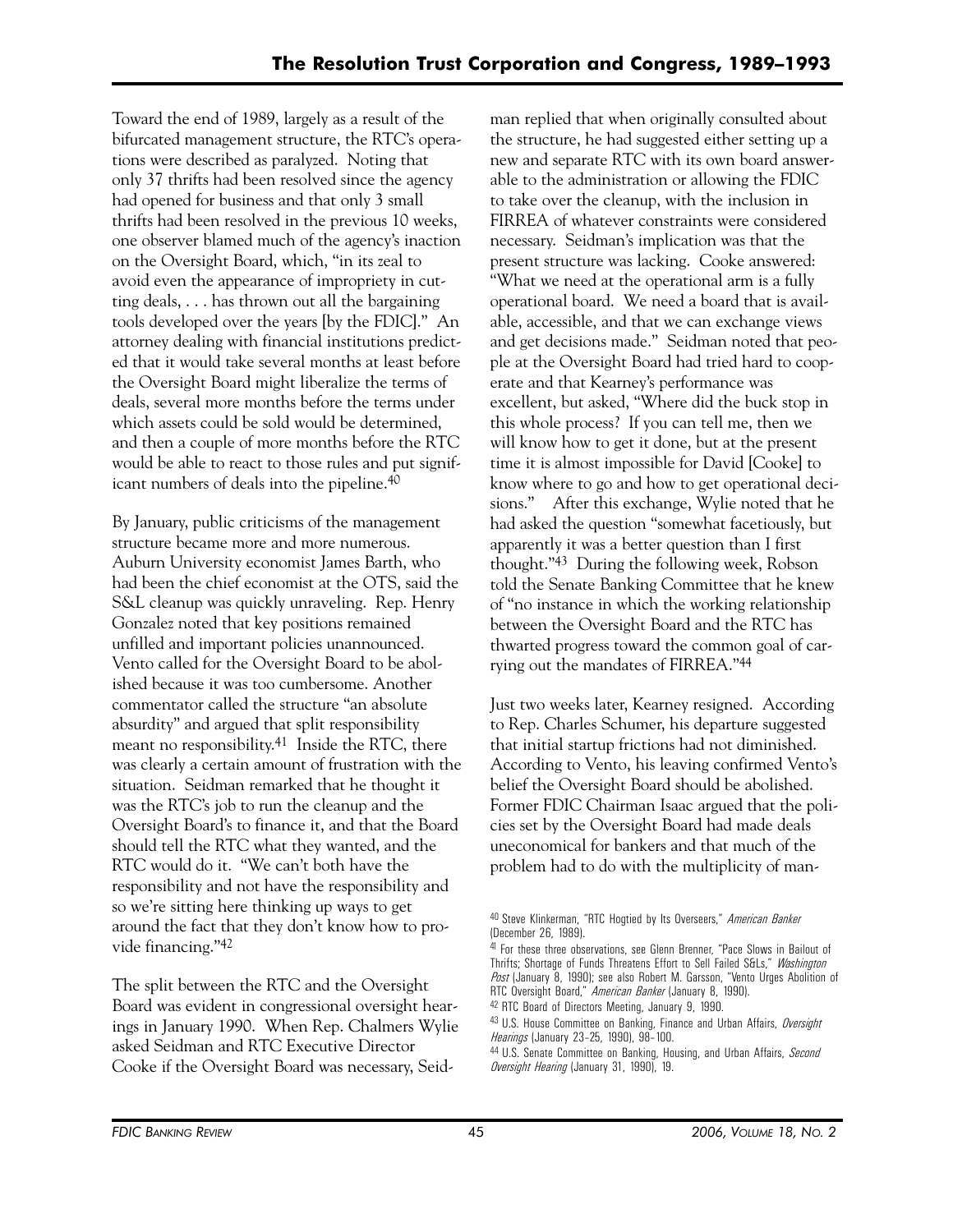Toward the end of 1989, largely as a result of the bifurcated management structure, the RTC's operations were described as paralyzed. Noting that only 37 thrifts had been resolved since the agency had opened for business and that only 3 small thrifts had been resolved in the previous 10 weeks, one observer blamed much of the agency's inaction on the Oversight Board, which, "in its zeal to avoid even the appearance of impropriety in cutting deals, . . . has thrown out all the bargaining tools developed over the years [by the FDIC]." An attorney dealing with financial institutions predicted that it would take several months at least before the Oversight Board might liberalize the terms of deals, several more months before the terms under which assets could be sold would be determined, and then a couple of more months before the RTC would be able to react to those rules and put significant numbers of deals into the pipeline.[40]

By January, public criticisms of the management structure became more and more numerous. Auburn University economist James Barth, who had been the chief economist at the OTS, said the S&L cleanup was quickly unraveling. Rep. Henry Gonzalez noted that key positions remained unfilled and important policies unannounced. Vento called for the Oversight Board to be abolished because it was too cumbersome. Another commentator called the structure "an absolute absurdity" and argued that split responsibility meant no responsibility.[41] Inside the RTC, there was clearly a certain amount of frustration with the situation. Seidman remarked that he thought it was the RTC's job to run the cleanup and the Oversight Board's to finance it, and that the Board should tell the RTC what they wanted, and the RTC would do it. "We can't both have the responsibility and not have the responsibility and so we're sitting here thinking up ways to get around the fact that they don't know how to provide financing."[42]

The split between the RTC and the Oversight Board was evident in congressional oversight hearings in January 1990. When Rep. Chalmers Wylie asked Seidman and RTC Executive Director Cooke if the Oversight Board was necessary, Seidman replied that when originally consulted about the structure, he had suggested either setting up a new and separate RTC with its own board answerable to the administration or allowing the FDIC to take over the cleanup, with the inclusion in FIRREA of whatever constraints were considered necessary. Seidman's implication was that the present structure was lacking. Cooke answered: "What we need at the operational arm is a fully operational board. We need a board that is available, accessible, and that we can exchange views and get decisions made." Seidman noted that people at the Oversight Board had tried hard to cooperate and that Kearney's performance was excellent, but asked, "Where did the buck stop in this whole process? If you can tell me, then we will know how to get it done, but at the present time it is almost impossible for David [Cooke] to know where to go and how to get operational decisions." After this exchange, Wylie noted that he had asked the question "somewhat facetiously, but apparently it was a better question than I first thought."[43] During the following week, Robson told the Senate Banking Committee that he knew of "no instance in which the working relationship between the Oversight Board and the RTC has thwarted progress toward the common goal of carrying out the mandates of FIRREA."[44]

Just two weeks later, Kearney resigned. According to Rep. Charles Schumer, his departure suggested that initial startup frictions had not diminished. According to Vento, his leaving confirmed Vento's belief the Oversight Board should be abolished. Former FDIC Chairman Isaac argued that the policies set by the Oversight Board had made deals uneconomical for bankers and that much of the problem had to do with the multiplicity of man-

---

[40] Steve Klinkerman, "RTC Hogtied by Its Overseers," *American Banker* (December 26, 1989).

[41] For these three observations, see Glenn Brenner, "Pace Slows in Bailout of Thrifts; Shortage of Funds Threatens Effort to Sell Failed S&Ls," *Washington Post* (January 8, 1990); see also Robert M. Garsson, "Vento Urges Abolition of RTC Oversight Board," *American Banker* (January 8, 1990).

[42] RTC Board of Directors Meeting, January 9, 1990.

[43] U.S. House Committee on Banking, Finance and Urban Affairs, *Oversight Hearings* (January 23–25, 1990), 98–100.

[44] U.S. Senate Committee on Banking, Housing, and Urban Affairs, *Second Oversight Hearing* (January 31, 1990), 19.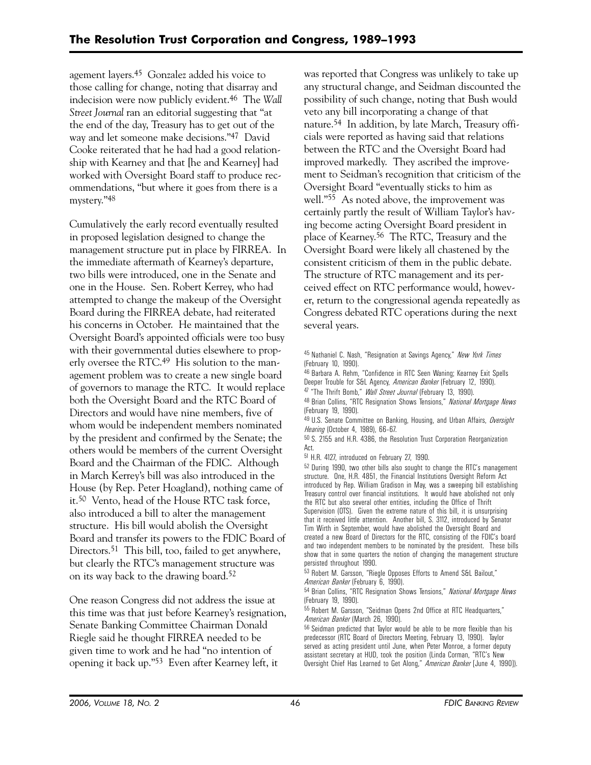agement layers.[45] Gonzalez added his voice to those calling for change, noting that disarray and indecision were now publicly evident.[46] The *Wall Street Journal* ran an editorial suggesting that "at the end of the day, Treasury has to get out of the way and let someone make decisions."[47] David Cooke reiterated that he had had a good relationship with Kearney and that [he and Kearney] had worked with Oversight Board staff to produce recommendations, "but where it goes from there is a mystery."[48]

Cumulatively the early record eventually resulted in proposed legislation designed to change the management structure put in place by FIRREA. In the immediate aftermath of Kearney's departure, two bills were introduced, one in the Senate and one in the House. Sen. Robert Kerrey, who had attempted to change the makeup of the Oversight Board during the FIRREA debate, had reiterated his concerns in October. He maintained that the Oversight Board's appointed officials were too busy with their governmental duties elsewhere to properly oversee the RTC.[49] His solution to the management problem was to create a new single board of governors to manage the RTC. It would replace both the Oversight Board and the RTC Board of Directors and would have nine members, five of whom would be independent members nominated by the president and confirmed by the Senate; the others would be members of the current Oversight Board and the Chairman of the FDIC. Although in March Kerrey's bill was also introduced in the House (by Rep. Peter Hoagland), nothing came of it.[50] Vento, head of the House RTC task force, also introduced a bill to alter the management structure. His bill would abolish the Oversight Board and transfer its powers to the FDIC Board of Directors.[51] This bill, too, failed to get anywhere, but clearly the RTC's management structure was on its way back to the drawing board.[52]

One reason Congress did not address the issue at this time was that just before Kearney's resignation, Senate Banking Committee Chairman Donald Riegle said he thought FIRREA needed to be given time to work and he had "no intention of opening it back up."[53] Even after Kearney left, it was reported that Congress was unlikely to take up any structural change, and Seidman discounted the possibility of such change, noting that Bush would veto any bill incorporating a change of that nature.[54] In addition, by late March, Treasury officials were reported as having said that relations between the RTC and the Oversight Board had improved markedly. They ascribed the improvement to Seidman's recognition that criticism of the Oversight Board "eventually sticks to him as well."[55] As noted above, the improvement was certainly partly the result of William Taylor's having become acting Oversight Board president in place of Kearney.[56] The RTC, Treasury and the Oversight Board were likely all chastened by the consistent criticism of them in the public debate. The structure of RTC management and its perceived effect on RTC performance would, however, return to the congressional agenda repeatedly as Congress debated RTC operations during the next several years.

---

[45] Nathaniel C. Nash, "Resignation at Savings Agency," *New York Times* (February 10, 1990).

[46] Barbara A. Rehm, "Confidence in RTC Seen Waning; Kearney Exit Spells Deeper Trouble for S&L Agency, *American Banker* (February 12, 1990).

[47] "The Thrift Bomb," *Wall Street Journal* (February 13, 1990).

[48] Brian Collins, "RTC Resignation Shows Tensions," *National Mortgage News* (February 19, 1990).

[49] U.S. Senate Committee on Banking, Housing, and Urban Affairs, *Oversight Hearing* (October 4, 1989), 66–67.

[50] S. 2155 and H.R. 4386, the Resolution Trust Corporation Reorganization Act.

[51] H.R. 4127, introduced on February 27, 1990.

[52] During 1990, two other bills also sought to change the RTC's management structure. One, H.R. 4851, the Financial Institutions Oversight Reform Act introduced by Rep. William Gradison in May, was a sweeping bill establishing Treasury control over financial institutions. It would have abolished not only the RTC but also several other entities, including the Office of Thrift Supervision (OTS). Given the extreme nature of this bill, it is unsurprising that it received little attention. Another bill, S. 3112, introduced by Senator Tim Wirth in September, would have abolished the Oversight Board and created a new Board of Directors for the RTC, consisting of the FDIC's board and two independent members to be nominated by the president. These bills show that in some quarters the notion of changing the management structure persisted throughout 1990.

[53] Robert M. Garsson, "Riegle Opposes Efforts to Amend S&L Bailout," *American Banker* (February 6, 1990).

[54] Brian Collins, "RTC Resignation Shows Tensions," *National Mortgage News* (February 19, 1990).

[55] Robert M. Garsson, "Seidman Opens 2nd Office at RTC Headquarters," *American Banker* (March 26, 1990).

[56] Seidman predicted that Taylor would be able to be more flexible than his predecessor (RTC Board of Directors Meeting, February 13, 1990). Taylor served as acting president until June, when Peter Monroe, a former deputy assistant secretary at HUD, took the position (Linda Corman, "RTC's New Oversight Chief Has Learned to Get Along," *American Banker* [June 4, 1990]).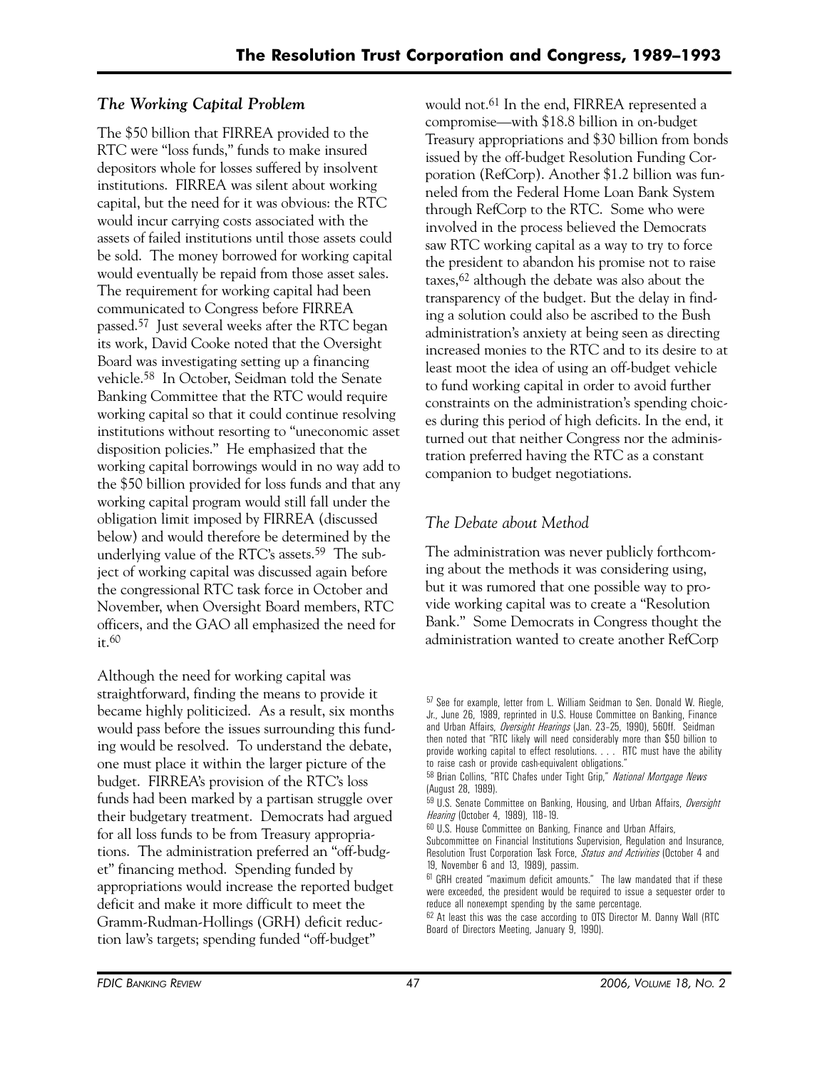### *The Working Capital Problem*

The $50 billion that FIRREA provided to the RTC were "loss funds," funds to make insured depositors whole for losses suffered by insolvent institutions. FIRREA was silent about working capital, but the need for it was obvious: the RTC would incur carrying costs associated with the assets of failed institutions until those assets could be sold. The money borrowed for working capital would eventually be repaid from those asset sales. The requirement for working capital had been communicated to Congress before FIRREA passed.[57] Just several weeks after the RTC began its work, David Cooke noted that the Oversight Board was investigating setting up a financing vehicle.[58] In October, Seidman told the Senate Banking Committee that the RTC would require working capital so that it could continue resolving institutions without resorting to "uneconomic asset disposition policies." He emphasized that the working capital borrowings would in no way add to the $50 billion provided for loss funds and that any working capital program would still fall under the obligation limit imposed by FIRREA (discussed below) and would therefore be determined by the underlying value of the RTC's assets.[59] The subject of working capital was discussed again before the congressional RTC task force in October and November, when Oversight Board members, RTC officers, and the GAO all emphasized the need for it.[60]

Although the need for working capital was straightforward, finding the means to provide it became highly politicized. As a result, six months would pass before the issues surrounding this funding would be resolved. To understand the debate, one must place it within the larger picture of the budget. FIRREA's provision of the RTC's loss funds had been marked by a partisan struggle over their budgetary treatment. Democrats had argued for all loss funds to be from Treasury appropriations. The administration preferred an "off-budget" financing method. Spending funded by appropriations would increase the reported budget deficit and make it more difficult to meet the Gramm-Rudman-Hollings (GRH) deficit reduction law's targets; spending funded "off-budget" would not.[61] In the end, FIRREA represented a compromise—with $18.8 billion in on-budget Treasury appropriations and $30 billion from bonds issued by the off-budget Resolution Funding Corporation (RefCorp). Another $1.2 billion was funneled from the Federal Home Loan Bank System through RefCorp to the RTC. Some who were involved in the process believed the Democrats saw RTC working capital as a way to try to force the president to abandon his promise not to raise taxes,[62] although the debate was also about the transparency of the budget. But the delay in finding a solution could also be ascribed to the Bush administration's anxiety at being seen as directing increased monies to the RTC and to its desire to at least moot the idea of using an off-budget vehicle to fund working capital in order to avoid further constraints on the administration's spending choices during this period of high deficits. In the end, it turned out that neither Congress nor the administration preferred having the RTC as a constant companion to budget negotiations.

### *The Debate about Method*

The administration was never publicly forthcoming about the methods it was considering using, but it was rumored that one possible way to provide working capital was to create a "Resolution Bank." Some Democrats in Congress thought the administration wanted to create another RefCorp

---

[57] See for example, letter from L. William Seidman to Sen. Donald W. Riegle, Jr., June 26, 1989, reprinted in U.S. House Committee on Banking, Finance and Urban Affairs, *Oversight Hearings* (Jan. 23–25, 1990), 560ff. Seidman then noted that "RTC likely will need considerably more than $50 billion to provide working capital to effect resolutions. . . . RTC must have the ability to raise cash or provide cash-equivalent obligations."

[58] Brian Collins, "RTC Chafes under Tight Grip," *National Mortgage News* (August 28, 1989).

[59] U.S. Senate Committee on Banking, Housing, and Urban Affairs, *Oversight Hearing* (October 4, 1989), 118–19.

[60] U.S. House Committee on Banking, Finance and Urban Affairs, Subcommittee on Financial Institutions Supervision, Regulation and Insurance, Resolution Trust Corporation Task Force, *Status and Activities* (October 4 and 19, November 6 and 13, 1989), passim.

[61] GRH created "maximum deficit amounts." The law mandated that if these were exceeded, the president would be required to issue a sequester order to reduce all nonexempt spending by the same percentage.

[62] At least this was the case according to OTS Director M. Danny Wall (RTC Board of Directors Meeting, January 9, 1990).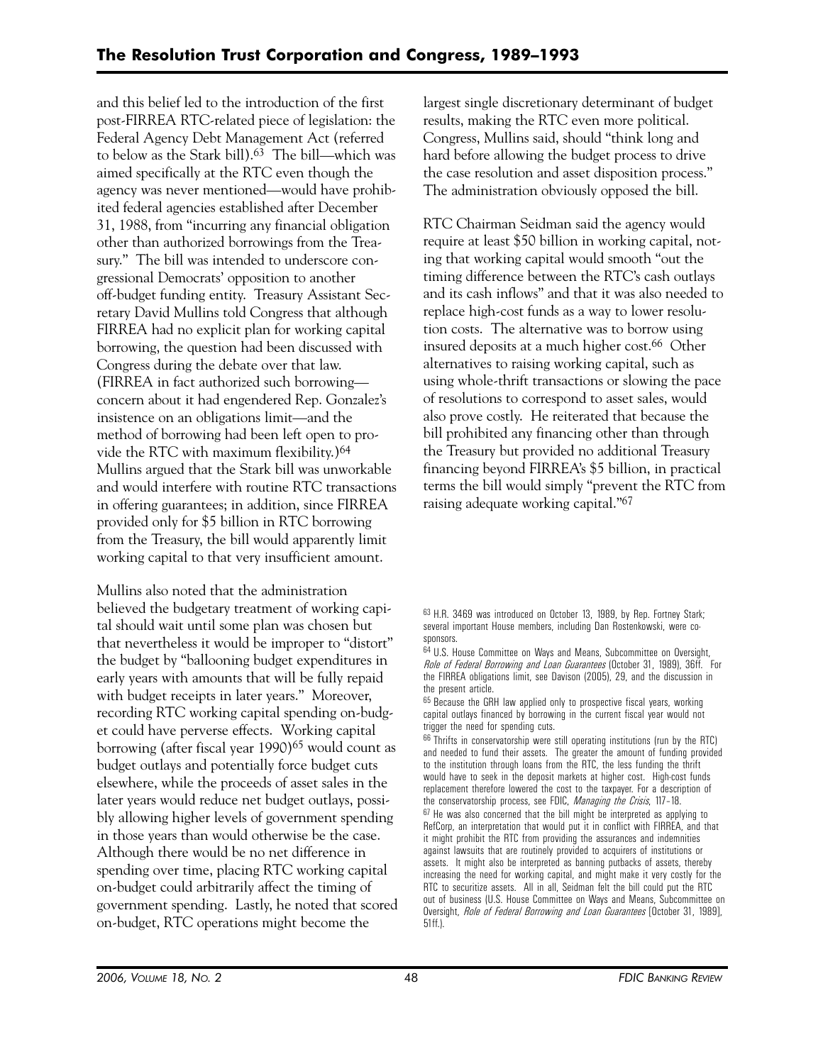and this belief led to the introduction of the first post-FIRREA RTC-related piece of legislation: the Federal Agency Debt Management Act (referred to below as the Stark bill).[63] The bill—which was aimed specifically at the RTC even though the agency was never mentioned—would have prohibited federal agencies established after December 31, 1988, from "incurring any financial obligation other than authorized borrowings from the Treasury." The bill was intended to underscore congressional Democrats' opposition to another off-budget funding entity. Treasury Assistant Secretary David Mullins told Congress that although FIRREA had no explicit plan for working capital borrowing, the question had been discussed with Congress during the debate over that law. (FIRREA in fact authorized such borrowing—concern about it had engendered Rep. Gonzalez's insistence on an obligations limit—and the method of borrowing had been left open to provide the RTC with maximum flexibility.)[64] Mullins argued that the Stark bill was unworkable and would interfere with routine RTC transactions in offering guarantees; in addition, since FIRREA provided only for $5 billion in RTC borrowing from the Treasury, the bill would apparently limit working capital to that very insufficient amount.

Mullins also noted that the administration believed the budgetary treatment of working capital should wait until some plan was chosen but that nevertheless it would be improper to "distort" the budget by "ballooning budget expenditures in early years with amounts that will be fully repaid with budget receipts in later years." Moreover, recording RTC working capital spending on-budget could have perverse effects. Working capital borrowing (after fiscal year 1990)[65] would count as budget outlays and potentially force budget cuts elsewhere, while the proceeds of asset sales in the later years would reduce net budget outlays, possibly allowing higher levels of government spending in those years than would otherwise be the case. Although there would be no net difference in spending over time, placing RTC working capital on-budget could arbitrarily affect the timing of government spending. Lastly, he noted that scored on-budget, RTC operations might become the largest single discretionary determinant of budget results, making the RTC even more political. Congress, Mullins said, should "think long and hard before allowing the budget process to drive the case resolution and asset disposition process." The administration obviously opposed the bill.

RTC Chairman Seidman said the agency would require at least $50 billion in working capital, noting that working capital would smooth "out the timing difference between the RTC's cash outlays and its cash inflows" and that it was also needed to replace high-cost funds as a way to lower resolution costs. The alternative was to borrow using insured deposits at a much higher cost.[66] Other alternatives to raising working capital, such as using whole-thrift transactions or slowing the pace of resolutions to correspond to asset sales, would also prove costly. He reiterated that because the bill prohibited any financing other than through the Treasury but provided no additional Treasury financing beyond FIRREA's $5 billion, in practical terms the bill would simply "prevent the RTC from raising adequate working capital."[67]

[63] H.R. 3469 was introduced on October 13, 1989, by Rep. Fortney Stark; several important House members, including Dan Rostenkowski, were cosponsors.

[64] U.S. House Committee on Ways and Means, Subcommittee on Oversight, *Role of Federal Borrowing and Loan Guarantees* (October 31, 1989), 36ff. For the FIRREA obligations limit, see Davison (2005), 29, and the discussion in the present article.

[65] Because the GRH law applied only to prospective fiscal years, working capital outlays financed by borrowing in the current fiscal year would not trigger the need for spending cuts.

[66] Thrifts in conservatorship were still operating institutions (run by the RTC) and needed to fund their assets. The greater the amount of funding provided to the institution through loans from the RTC, the less funding the thrift would have to seek in the deposit markets at higher cost. High-cost funds replacement therefore lowered the cost to the taxpayer. For a description of the conservatorship process, see FDIC, *Managing the Crisis*, 117–18.

[67] He was also concerned that the bill might be interpreted as applying to RefCorp, an interpretation that would put it in conflict with FIRREA, and that it might prohibit the RTC from providing the assurances and indemnities against lawsuits that are routinely provided to acquirers of institutions or assets. It might also be interpreted as banning putbacks of assets, thereby increasing the need for working capital, and might make it very costly for the RTC to securitize assets. All in all, Seidman felt the bill could put the RTC out of business (U.S. House Committee on Ways and Means, Subcommittee on Oversight, *Role of Federal Borrowing and Loan Guarantees* [October 31, 1989], 51ff.).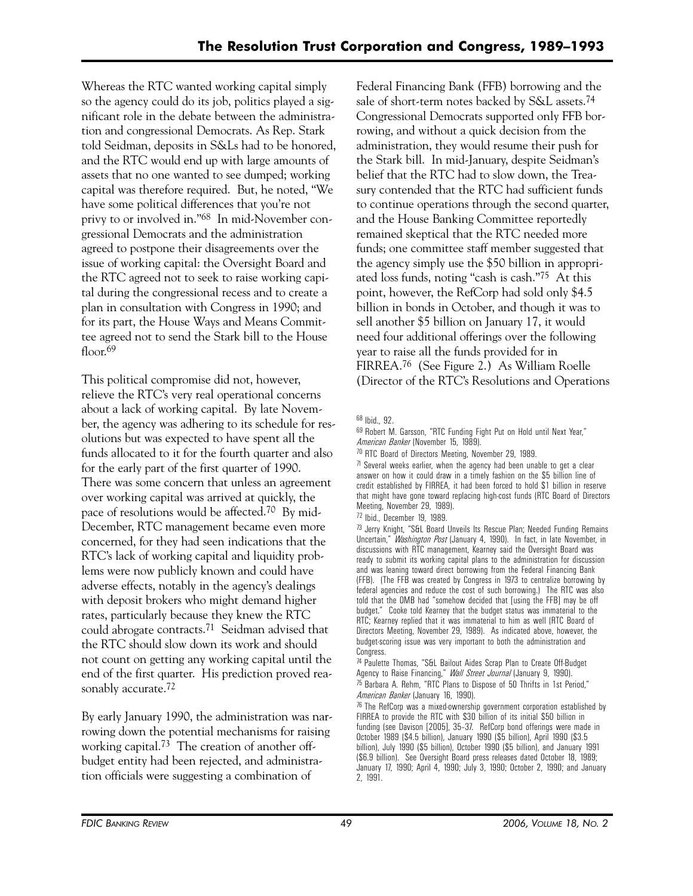Whereas the RTC wanted working capital simply so the agency could do its job, politics played a significant role in the debate between the administration and congressional Democrats. As Rep. Stark told Seidman, deposits in S&Ls had to be honored, and the RTC would end up with large amounts of assets that no one wanted to see dumped; working capital was therefore required. But, he noted, "We have some political differences that you're not privy to or involved in."[68] In mid-November congressional Democrats and the administration agreed to postpone their disagreements over the issue of working capital: the Oversight Board and the RTC agreed not to seek to raise working capital during the congressional recess and to create a plan in consultation with Congress in 1990; and for its part, the House Ways and Means Committee agreed not to send the Stark bill to the House floor.[69]

This political compromise did not, however, relieve the RTC's very real operational concerns about a lack of working capital. By late November, the agency was adhering to its schedule for resolutions but was expected to have spent all the funds allocated to it for the fourth quarter and also for the early part of the first quarter of 1990. There was some concern that unless an agreement over working capital was arrived at quickly, the pace of resolutions would be affected.[70] By mid-December, RTC management became even more concerned, for they had seen indications that the RTC's lack of working capital and liquidity problems were now publicly known and could have adverse effects, notably in the agency's dealings with deposit brokers who might demand higher rates, particularly because they knew the RTC could abrogate contracts.[71] Seidman advised that the RTC should slow down its work and should not count on getting any working capital until the end of the first quarter. His prediction proved reasonably accurate.[72]

By early January 1990, the administration was narrowing down the potential mechanisms for raising working capital.[73] The creation of another off-budget entity had been rejected, and administration officials were suggesting a combination of Federal Financing Bank (FFB) borrowing and the sale of short-term notes backed by S&L assets.[74] Congressional Democrats supported only FFB borrowing, and without a quick decision from the administration, they would resume their push for the Stark bill. In mid-January, despite Seidman's belief that the RTC had to slow down, the Treasury contended that the RTC had sufficient funds to continue operations through the second quarter, and the House Banking Committee reportedly remained skeptical that the RTC needed more funds; one committee staff member suggested that the agency simply use the $50 billion in appropriated loss funds, noting "cash is cash."[75] At this point, however, the RefCorp had sold only $4.5 billion in bonds in October, and though it was to sell another $5 billion on January 17, it would need four additional offerings over the following year to raise all the funds provided for in FIRREA.[76] (See Figure 2.) As William Roelle (Director of the RTC's Resolutions and Operations

---

[68] Ibid., 92.

[69] Robert M. Garsson, "RTC Funding Fight Put on Hold until Next Year," *American Banker* (November 15, 1989).

[70] RTC Board of Directors Meeting, November 29, 1989.

[71] Several weeks earlier, when the agency had been unable to get a clear answer on how it could draw in a timely fashion on the $5 billion line of credit established by FIRREA, it had been forced to hold $1 billion in reserve that might have gone toward replacing high-cost funds (RTC Board of Directors Meeting, November 29, 1989).

[72] Ibid., December 19, 1989.

[73] Jerry Knight, "S&L Board Unveils Its Rescue Plan; Needed Funding Remains Uncertain," *Washington Post* (January 4, 1990). In fact, in late November, in discussions with RTC management, Kearney said the Oversight Board was ready to submit its working capital plans to the administration for discussion and was leaning toward direct borrowing from the Federal Financing Bank (FFB). (The FFB was created by Congress in 1973 to centralize borrowing by federal agencies and reduce the cost of such borrowing.) The RTC was also told that the OMB had "somehow decided that [using the FFB] may be off budget." Cooke told Kearney that the budget status was immaterial to the RTC; Kearney replied that it was immaterial to him as well (RTC Board of Directors Meeting, November 29, 1989). As indicated above, however, the budget-scoring issue was very important to both the administration and Congress.

[74] Paulette Thomas, "S&L Bailout Aides Scrap Plan to Create Off-Budget Agency to Raise Financing," *Wall Street Journal* (January 9, 1990).

[75] Barbara A. Rehm, "RTC Plans to Dispose of 50 Thrifts in 1st Period," *American Banker* (January 16, 1990).

[76] The RefCorp was a mixed-ownership government corporation established by FIRREA to provide the RTC with $30 billion of its initial $50 billion in funding (see Davison [2005], 35–37. RefCorp bond offerings were made in October 1989 ($4.5 billion), January 1990 ($5 billion), April 1990 ($3.5 billion), July 1990 ($5 billion), October 1990 ($5 billion), and January 1991 ($6.9 billion). See Oversight Board press releases dated October 18, 1989; January 17, 1990; April 4, 1990; July 3, 1990; October 2, 1990; and January 2, 1991.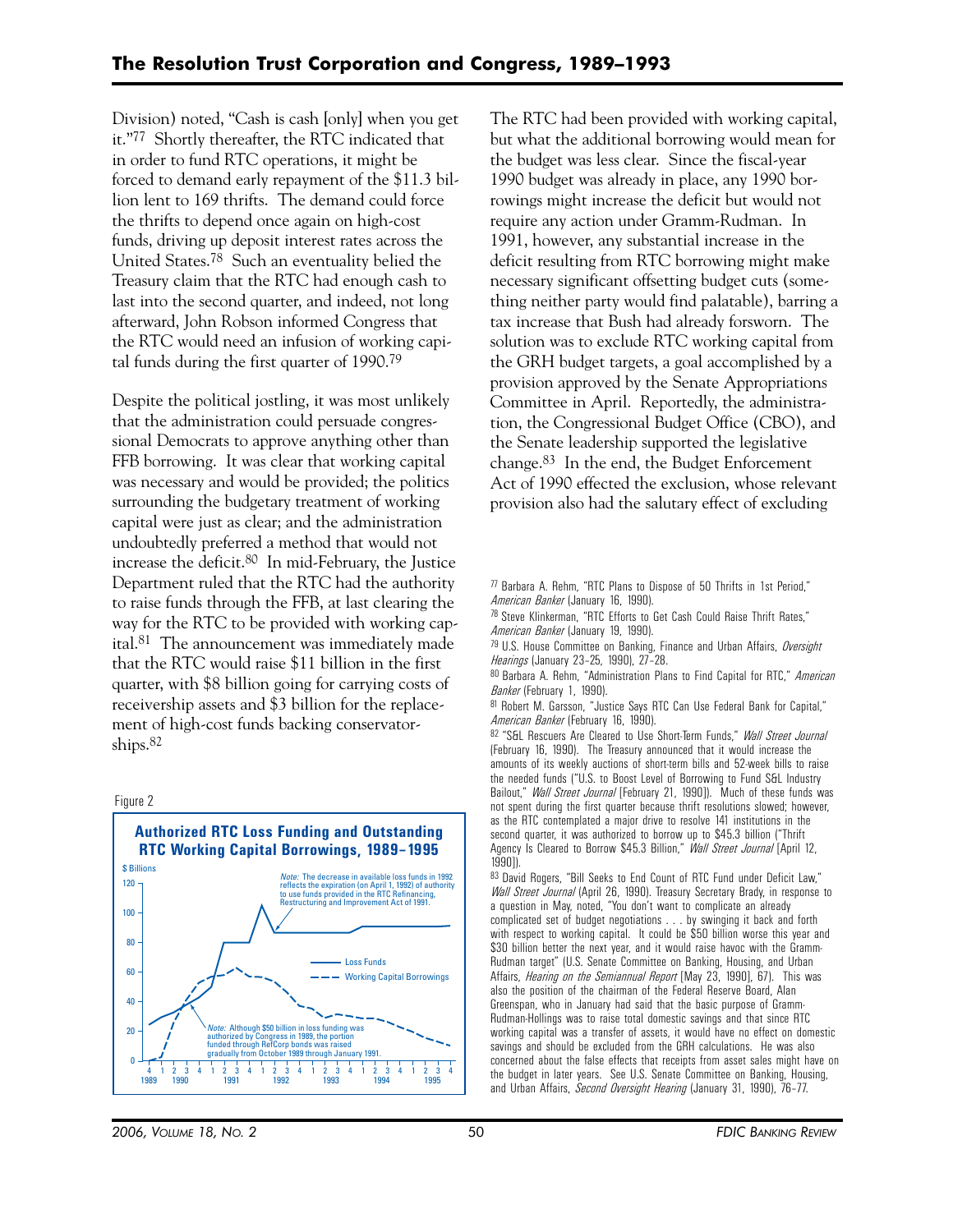Division) noted, "Cash is cash [only] when you get it."[77] Shortly thereafter, the RTC indicated that in order to fund RTC operations, it might be forced to demand early repayment of the $11.3 billion lent to 169 thrifts. The demand could force the thrifts to depend once again on high-cost funds, driving up deposit interest rates across the United States.[78] Such an eventuality belied the Treasury claim that the RTC had enough cash to last into the second quarter, and indeed, not long afterward, John Robson informed Congress that the RTC would need an infusion of working capital funds during the first quarter of 1990.[79]

Despite the political jostling, it was most unlikely that the administration could persuade congressional Democrats to approve anything other than FFB borrowing. It was clear that working capital was necessary and would be provided; the politics surrounding the budgetary treatment of working capital were just as clear; and the administration undoubtedly preferred a method that would not increase the deficit.[80] In mid-February, the Justice Department ruled that the RTC had the authority to raise funds through the FFB, at last clearing the way for the RTC to be provided with working capital.[81] The announcement was immediately made that the RTC would raise $11 billion in the first quarter, with $8 billion going for carrying costs of receivership assets and $3 billion for the replacement of high-cost funds backing conservatorships.[82]

Figure 2

**Authorized RTC Loss Funding and Outstanding RTC Working Capital Borrowings, 1989–1995**

$ Billions

Note: The decrease in available loss funds in 1992 reflects the expiration (on April 1, 1992) of authority to use funds provided in the RTC Refinancing, Restructuring and Improvement Act of 1991.

Note: Although $50 billion in loss funding was authorized by Congress in 1989, the portion funded through RefCorp bonds was raised gradually from October 1989 through January 1991.

Loss Funds

Working Capital Borrowings

The RTC had been provided with working capital, but what the additional borrowing would mean for the budget was less clear. Since the fiscal-year 1990 budget was already in place, any 1990 borrowings might increase the deficit but would not require any action under Gramm-Rudman. In 1991, however, any substantial increase in the deficit resulting from RTC borrowing might make necessary significant offsetting budget cuts (something neither party would find palatable), barring a tax increase that Bush had already forsworn. The solution was to exclude RTC working capital from the GRH budget targets, a goal accomplished by a provision approved by the Senate Appropriations Committee in April. Reportedly, the administration, the Congressional Budget Office (CBO), and the Senate leadership supported the legislative change.[83] In the end, the Budget Enforcement Act of 1990 effected the exclusion, whose relevant provision also had the salutary effect of excluding

---

[77] Barbara A. Rehm, "RTC Plans to Dispose of 50 Thrifts in 1st Period," *American Banker* (January 16, 1990).

[78] Steve Klinkerman, "RTC Efforts to Get Cash Could Raise Thrift Rates," *American Banker* (January 19, 1990).

[79] U.S. House Committee on Banking, Finance and Urban Affairs, *Oversight Hearings* (January 23–25, 1990), 27–28.

[80] Barbara A. Rehm, "Administration Plans to Find Capital for RTC," *American Banker* (February 1, 1990).

[81] Robert M. Garsson, "Justice Says RTC Can Use Federal Bank for Capital," *American Banker* (February 16, 1990).

[82] "S&L Rescuers Are Cleared to Use Short-Term Funds," *Wall Street Journal* (February 16, 1990). The Treasury announced that it would increase the amounts of its weekly auctions of short-term bills and 52-week bills to raise the needed funds ("U.S. to Boost Level of Borrowing to Fund S&L Industry Bailout," *Wall Street Journal* [February 21, 1990]). Much of these funds was not spent during the first quarter because thrift resolutions slowed; however, as the RTC contemplated a major drive to resolve 141 institutions in the second quarter, it was authorized to borrow up to $45.3 billion ("Thrift Agency Is Cleared to Borrow $45.3 Billion," *Wall Street Journal* [April 12, 1990]).

[83] David Rogers, "Bill Seeks to End Count of RTC Fund under Deficit Law," *Wall Street Journal* (April 26, 1990). Treasury Secretary Brady, in response to a question in May, noted, "You don't want to complicate an already complicated set of budget negotiations . . . by swinging it back and forth with respect to working capital. It could be $50 billion worse this year and $30 billion better the next year, and it would raise havoc with the Gramm-Rudman target" (U.S. Senate Committee on Banking, Housing, and Urban Affairs, *Hearing on the Semiannual Report* [May 23, 1990], 67). This was also the position of the chairman of the Federal Reserve Board, Alan Greenspan, who in January had said that the basic purpose of Gramm-Rudman-Hollings was to raise total domestic savings and that since RTC working capital was a transfer of assets, it would have no effect on domestic savings and should be excluded from the GRH calculations. He was also concerned about the false effects that receipts from asset sales might have on the budget in later years. See U.S. Senate Committee on Banking, Housing, and Urban Affairs, *Second Oversight Hearing* (January 31, 1990), 76–77.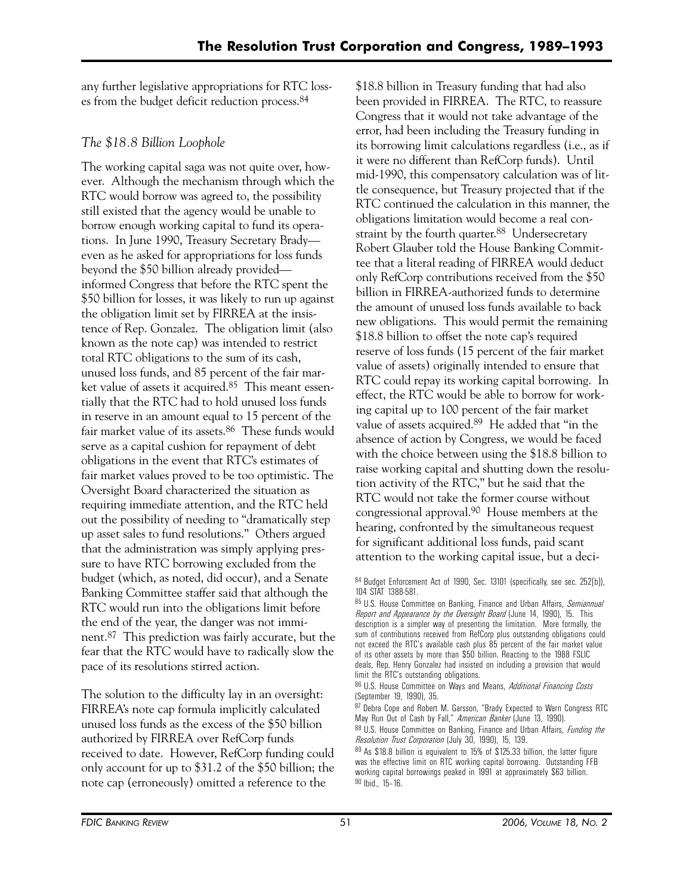any further legislative appropriations for RTC losses from the budget deficit reduction process.[84]

### *The $18.8 Billion Loophole*

The working capital saga was not quite over, however. Although the mechanism through which the RTC would borrow was agreed to, the possibility still existed that the agency would be unable to borrow enough working capital to fund its operations. In June 1990, Treasury Secretary Brady—even as he asked for appropriations for loss funds beyond the $50 billion already provided—informed Congress that before the RTC spent the $50 billion for losses, it was likely to run up against the obligation limit set by FIRREA at the insistence of Rep. Gonzalez. The obligation limit (also known as the note cap) was intended to restrict total RTC obligations to the sum of its cash, unused loss funds, and 85 percent of the fair market value of assets it acquired.[85] This meant essentially that the RTC had to hold unused loss funds in reserve in an amount equal to 15 percent of the fair market value of its assets.[86] These funds would serve as a capital cushion for repayment of debt obligations in the event that RTC's estimates of fair market values proved to be too optimistic. The Oversight Board characterized the situation as requiring immediate attention, and the RTC held out the possibility of needing to "dramatically step up asset sales to fund resolutions." Others argued that the administration was simply applying pressure to have RTC borrowing excluded from the budget (which, as noted, did occur), and a Senate Banking Committee staffer said that although the RTC would run into the obligations limit before the end of the year, the danger was not imminent.[87] This prediction was fairly accurate, but the fear that the RTC would have to radically slow the pace of its resolutions stirred action.

The solution to the difficulty lay in an oversight: FIRREA's note cap formula implicitly calculated unused loss funds as the excess of the $50 billion authorized by FIRREA over RefCorp funds received to date. However, RefCorp funding could only account for up to $31.2 of the $50 billion; the note cap (erroneously) omitted a reference to the $18.8 billion in Treasury funding that had also been provided in FIRREA. The RTC, to reassure Congress that it would not take advantage of the error, had been including the Treasury funding in its borrowing limit calculations regardless (i.e., as if it were no different than RefCorp funds). Until mid-1990, this compensatory calculation was of little consequence, but Treasury projected that if the RTC continued the calculation in this manner, the obligations limitation would become a real constraint by the fourth quarter.[88] Undersecretary Robert Glauber told the House Banking Committee that a literal reading of FIRREA would deduct only RefCorp contributions received from the $50 billion in FIRREA-authorized funds to determine the amount of unused loss funds available to back new obligations. This would permit the remaining $18.8 billion to offset the note cap's required reserve of loss funds (15 percent of the fair market value of assets) originally intended to ensure that RTC could repay its working capital borrowing. In effect, the RTC would be able to borrow for working capital up to 100 percent of the fair market value of assets acquired.[89] He added that "in the absence of action by Congress, we would be faced with the choice between using the $18.8 billion to raise working capital and shutting down the resolution activity of the RTC," but he said that the RTC would not take the former course without congressional approval.[90] House members at the hearing, confronted by the simultaneous request for significant additional loss funds, paid scant attention to the working capital issue, but a deci-

---

[84] Budget Enforcement Act of 1990, Sec. 13101 (specifically, see sec. 252[b]), 104 STAT 1388-581.

[85] U.S. House Committee on Banking, Finance and Urban Affairs, *Semiannual Report and Appearance by the Oversight Board* (June 14, 1990), 15. This description is a simpler way of presenting the limitation. More formally, the sum of contributions received from RefCorp plus outstanding obligations could not exceed the RTC's available cash plus 85 percent of the fair market value of its other assets by more than $50 billion. Reacting to the 1988 FSLIC deals, Rep. Henry Gonzalez had insisted on including a provision that would limit the RTC's outstanding obligations.

[86] U.S. House Committee on Ways and Means, *Additional Financing Costs* (September 19, 1990), 35.

[87] Debra Cope and Robert M. Garsson, "Brady Expected to Warn Congress RTC May Run Out of Cash by Fall," *American Banker* (June 13, 1990).

[88] U.S. House Committee on Banking, Finance and Urban Affairs, *Funding the Resolution Trust Corporation* (July 30, 1990), 15, 139.

[89] As $18.8 billion is equivalent to 15% of $125.33 billion, the latter figure was the effective limit on RTC working capital borrowing. Outstanding FFB working capital borrowings peaked in 1991 at approximately $63 billion.

[90] Ibid., 15–16.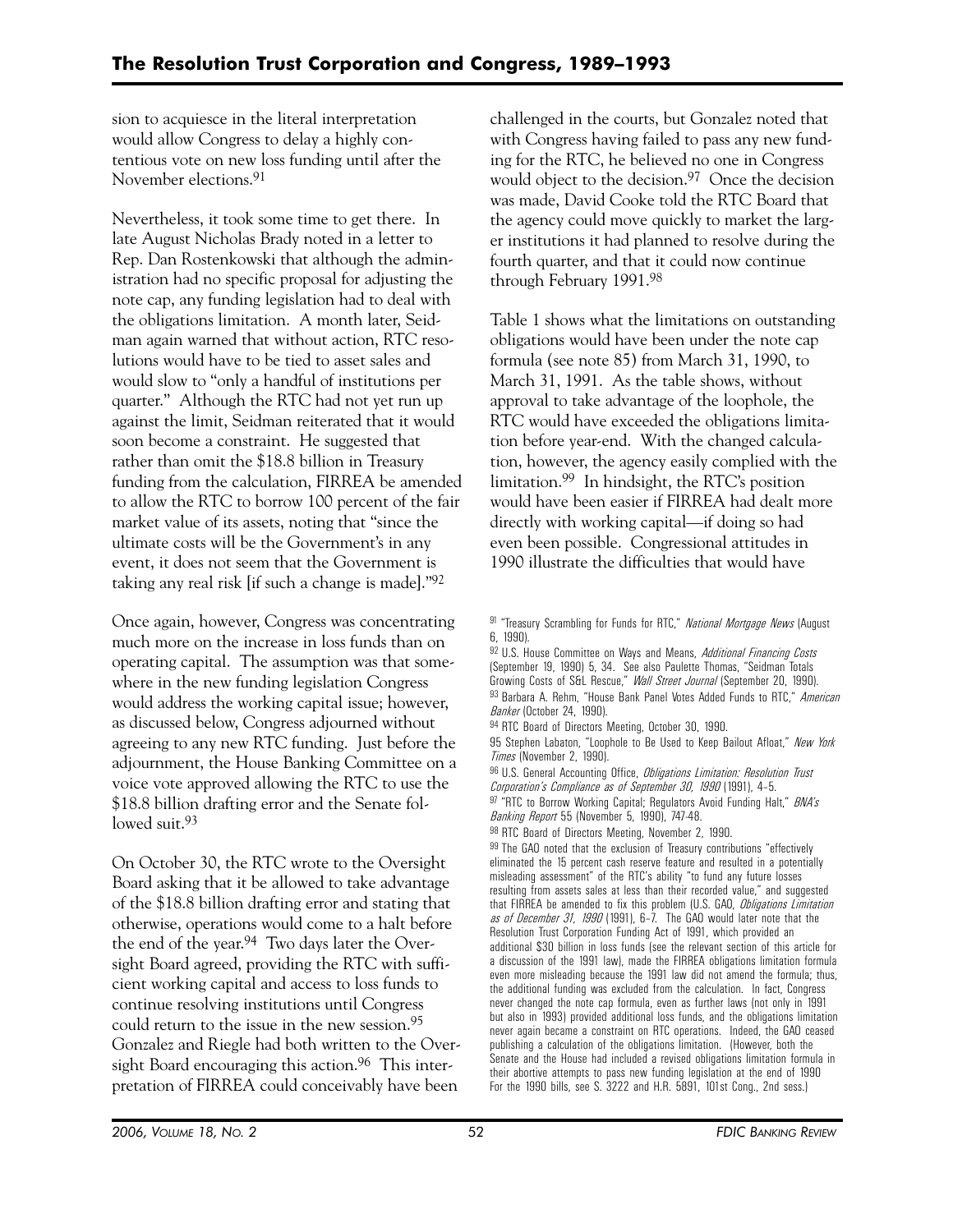sion to acquiesce in the literal interpretation would allow Congress to delay a highly contentious vote on new loss funding until after the November elections.[91]

Nevertheless, it took some time to get there. In late August Nicholas Brady noted in a letter to Rep. Dan Rostenkowski that although the administration had no specific proposal for adjusting the note cap, any funding legislation had to deal with the obligations limitation. A month later, Seidman again warned that without action, RTC resolutions would have to be tied to asset sales and would slow to "only a handful of institutions per quarter." Although the RTC had not yet run up against the limit, Seidman reiterated that it would soon become a constraint. He suggested that rather than omit the $18.8 billion in Treasury funding from the calculation, FIRREA be amended to allow the RTC to borrow 100 percent of the fair market value of its assets, noting that "since the ultimate costs will be the Government's in any event, it does not seem that the Government is taking any real risk [if such a change is made]."[92]

Once again, however, Congress was concentrating much more on the increase in loss funds than on operating capital. The assumption was that somewhere in the new funding legislation Congress would address the working capital issue; however, as discussed below, Congress adjourned without agreeing to any new RTC funding. Just before the adjournment, the House Banking Committee on a voice vote approved allowing the RTC to use the $18.8 billion drafting error and the Senate followed suit.[93]

On October 30, the RTC wrote to the Oversight Board asking that it be allowed to take advantage of the $18.8 billion drafting error and stating that otherwise, operations would come to a halt before the end of the year.[94] Two days later the Oversight Board agreed, providing the RTC with sufficient working capital and access to loss funds to continue resolving institutions until Congress could return to the issue in the new session.[95] Gonzalez and Riegle had both written to the Oversight Board encouraging this action.[96] This interpretation of FIRREA could conceivably have been challenged in the courts, but Gonzalez noted that with Congress having failed to pass any new funding for the RTC, he believed no one in Congress would object to the decision.[97] Once the decision was made, David Cooke told the RTC Board that the agency could move quickly to market the larger institutions it had planned to resolve during the fourth quarter, and that it could now continue through February 1991.[98]

Table 1 shows what the limitations on outstanding obligations would have been under the note cap formula (see note 85) from March 31, 1990, to March 31, 1991. As the table shows, without approval to take advantage of the loophole, the RTC would have exceeded the obligations limitation before year-end. With the changed calculation, however, the agency easily complied with the limitation.[99] In hindsight, the RTC's position would have been easier if FIRREA had dealt more directly with working capital—if doing so had even been possible. Congressional attitudes in 1990 illustrate the difficulties that would have

[91] "Treasury Scrambling for Funds for RTC," *National Mortgage News* (August 6, 1990).

[92] U.S. House Committee on Ways and Means, *Additional Financing Costs* (September 19, 1990) 5, 34. See also Paulette Thomas, "Seidman Totals Growing Costs of S&L Rescue," *Wall Street Journal* (September 20, 1990).

[93] Barbara A. Rehm, "House Bank Panel Votes Added Funds to RTC," *American Banker* (October 24, 1990).

[94] RTC Board of Directors Meeting, October 30, 1990.

[95] Stephen Labaton, "Loophole to Be Used to Keep Bailout Afloat," *New York Times* (November 2, 1990).

[96] U.S. General Accounting Office, *Obligations Limitation: Resolution Trust Corporation's Compliance as of September 30, 1990* (1991), 4–5.

[97] "RTC to Borrow Working Capital; Regulators Avoid Funding Halt," *BNA's Banking Report* 55 (November 5, 1990), 747-48.

[98] RTC Board of Directors Meeting, November 2, 1990.

[99] The GAO noted that the exclusion of Treasury contributions "effectively eliminated the 15 percent cash reserve feature and resulted in a potentially misleading assessment" of the RTC's ability "to fund any future losses resulting from assets sales at less than their recorded value," and suggested that FIRREA be amended to fix this problem (U.S. GAO, *Obligations Limitation as of December 31, 1990* (1991), 6–7. The GAO would later note that the Resolution Trust Corporation Funding Act of 1991, which provided an additional $30 billion in loss funds (see the relevant section of this article for a discussion of the 1991 law), made the FIRREA obligations limitation formula even more misleading because the 1991 law did not amend the formula; thus, the additional funding was excluded from the calculation. In fact, Congress never changed the note cap formula, even as further laws (not only in 1991 but also in 1993) provided additional loss funds, and the obligations limitation never again became a constraint on RTC operations. Indeed, the GAO ceased publishing a calculation of the obligations limitation. (However, both the Senate and the House had included a revised obligations limitation formula in their abortive attempts to pass new funding legislation at the end of 1990 For the 1990 bills, see S. 3222 and H.R. 5891, 101st Cong., 2nd sess.)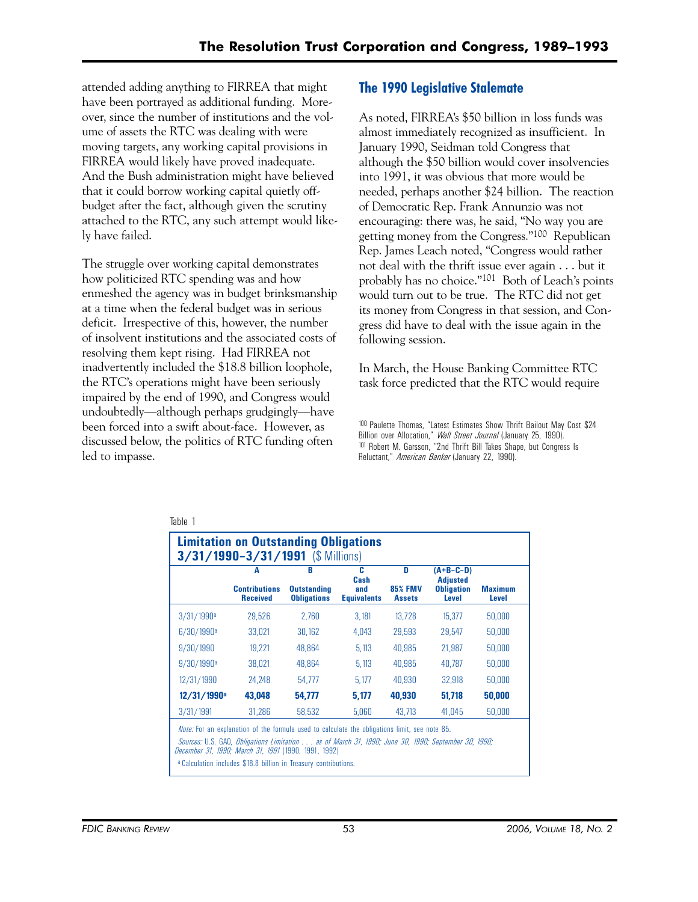attended adding anything to FIRREA that might have been portrayed as additional funding. Moreover, since the number of institutions and the volume of assets the RTC was dealing with were moving targets, any working capital provisions in FIRREA would likely have proved inadequate. And the Bush administration might have believed that it could borrow working capital quietly off-budget after the fact, although given the scrutiny attached to the RTC, any such attempt would likely have failed.

The struggle over working capital demonstrates how politicized RTC spending was and how enmeshed the agency was in budget brinksmanship at a time when the federal budget was in serious deficit. Irrespective of this, however, the number of insolvent institutions and the associated costs of resolving them kept rising. Had FIRREA not inadvertently included the $18.8 billion loophole, the RTC's operations might have been seriously impaired by the end of 1990, and Congress would undoubtedly—although perhaps grudgingly—have been forced into a swift about-face. However, as discussed below, the politics of RTC funding often led to impasse.

## The 1990 Legislative Stalemate

As noted, FIRREA's $50 billion in loss funds was almost immediately recognized as insufficient. In January 1990, Seidman told Congress that although the $50 billion would cover insolvencies into 1991, it was obvious that more would be needed, perhaps another $24 billion. The reaction of Democratic Rep. Frank Annunzio was not encouraging: there was, he said, "No way you are getting money from the Congress."[100] Republican Rep. James Leach noted, "Congress would rather not deal with the thrift issue ever again . . . but it probably has no choice."[101] Both of Leach's points would turn out to be true. The RTC did not get its money from Congress in that session, and Congress did have to deal with the issue again in the following session.

In March, the House Banking Committee RTC task force predicted that the RTC would require

[100] Paulette Thomas, "Latest Estimates Show Thrift Bailout May Cost $24 Billion over Allocation," *Wall Street Journal* (January 25, 1990).
[101] Robert M. Garsson, "2nd Thrift Bill Takes Shape, but Congress Is Reluctant," *American Banker* (January 22, 1990).

Table 1

**Limitation on Outstanding Obligations 3/31/1990–3/31/1991** ($ Millions)

| | A<br>Contributions Received | B<br>Outstanding Obligations | C<br>Cash and Equivalents | D<br>85% FMV Assets | (A+B–C–D)<br>Adjusted Obligation Level | Maximum Level |
|---|---|---|---|---|---|---|
| 3/31/1990[a] | 29,526 | 2,760 | 3,181 | 13,728 | 15,377 | 50,000 |
| 6/30/1990[a] | 33,021 | 30,162 | 4,043 | 29,593 | 29,547 | 50,000 |
| 9/30/1990 | 19,221 | 48,864 | 5,113 | 40,985 | 21,987 | 50,000 |
| 9/30/1990[a] | 38,021 | 48,864 | 5,113 | 40,985 | 40,787 | 50,000 |
| 12/31/1990 | 24,248 | 54,777 | 5,177 | 40,930 | 32,918 | 50,000 |
| **12/31/1990[a]** | **43,048** | **54,777** | **5,177** | **40,930** | **51,718** | **50,000** |
| 3/31/1991 | 31,286 | 58,532 | 5,060 | 43,713 | 41,045 | 50,000 |

*Note:* For an explanation of the formula used to calculate the obligations limit, see note 85.

*Sources:* U.S. GAO, *Obligations Limitation . . . as of March 31, 1990; June 30, 1990; September 30, 1990; December 31, 1990; March 31, 1991* (1990, 1991, 1992)

[a] Calculation includes $18.8 billion in Treasury contributions.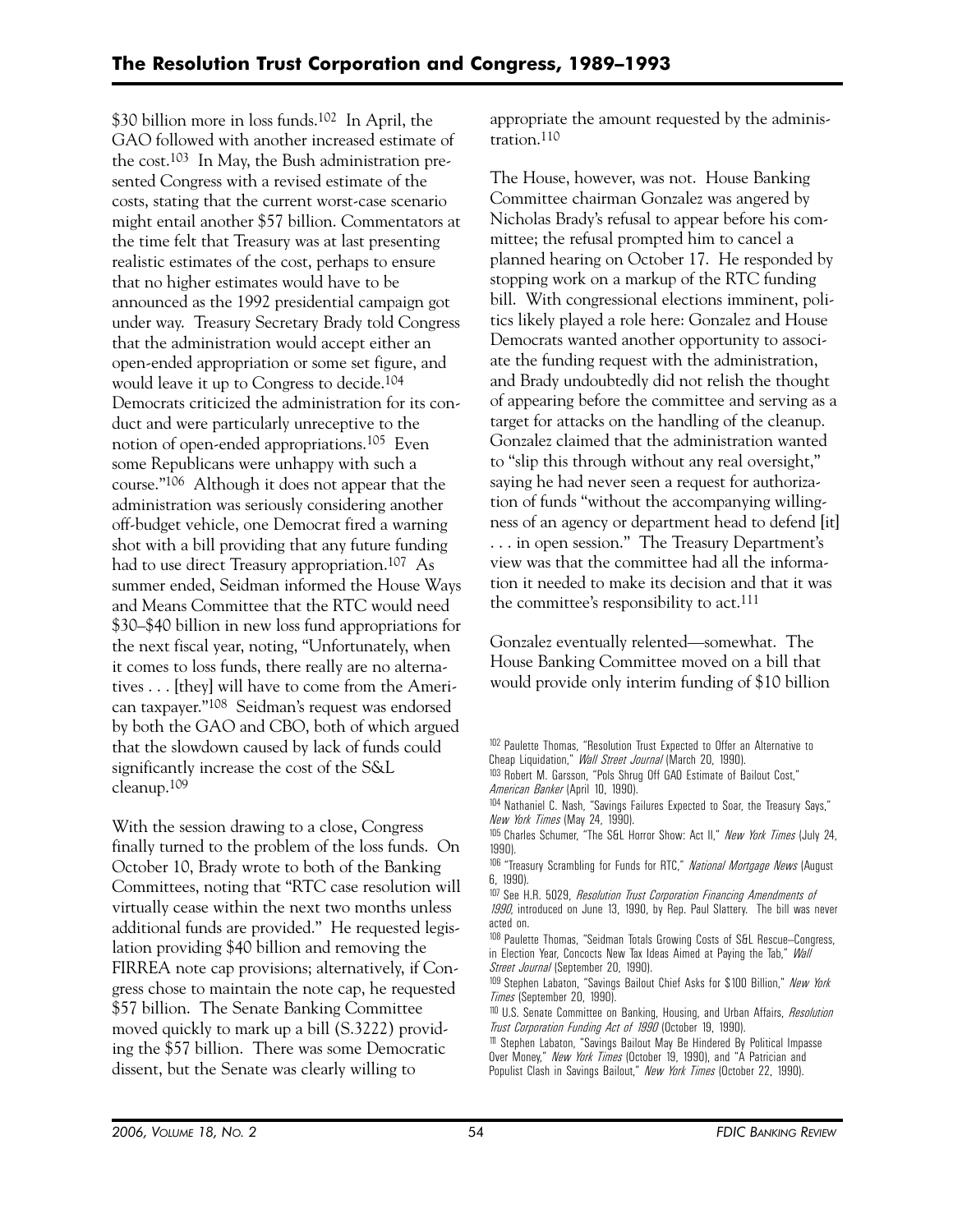\$30 billion more in loss funds.[102] In April, the GAO followed with another increased estimate of the cost.[103] In May, the Bush administration presented Congress with a revised estimate of the costs, stating that the current worst-case scenario might entail another \$57 billion. Commentators at the time felt that Treasury was at last presenting realistic estimates of the cost, perhaps to ensure that no higher estimates would have to be announced as the 1992 presidential campaign got under way. Treasury Secretary Brady told Congress that the administration would accept either an open-ended appropriation or some set figure, and would leave it up to Congress to decide.[104] Democrats criticized the administration for its conduct and were particularly unreceptive to the notion of open-ended appropriations.[105] Even some Republicans were unhappy with such a course."[106] Although it does not appear that the administration was seriously considering another off-budget vehicle, one Democrat fired a warning shot with a bill providing that any future funding had to use direct Treasury appropriation.[107] As summer ended, Seidman informed the House Ways and Means Committee that the RTC would need \$30–\$40 billion in new loss fund appropriations for the next fiscal year, noting, "Unfortunately, when it comes to loss funds, there really are no alternatives . . . [they] will have to come from the American taxpayer."[108] Seidman's request was endorsed by both the GAO and CBO, both of which argued that the slowdown caused by lack of funds could significantly increase the cost of the S&L cleanup.[109]

With the session drawing to a close, Congress finally turned to the problem of the loss funds. On October 10, Brady wrote to both of the Banking Committees, noting that "RTC case resolution will virtually cease within the next two months unless additional funds are provided." He requested legislation providing \$40 billion and removing the FIRREA note cap provisions; alternatively, if Congress chose to maintain the note cap, he requested \$57 billion. The Senate Banking Committee moved quickly to mark up a bill (S.3222) providing the \$57 billion. There was some Democratic dissent, but the Senate was clearly willing to appropriate the amount requested by the administration.[110]

The House, however, was not. House Banking Committee chairman Gonzalez was angered by Nicholas Brady's refusal to appear before his committee; the refusal prompted him to cancel a planned hearing on October 17. He responded by stopping work on a markup of the RTC funding bill. With congressional elections imminent, politics likely played a role here: Gonzalez and House Democrats wanted another opportunity to associate the funding request with the administration, and Brady undoubtedly did not relish the thought of appearing before the committee and serving as a target for attacks on the handling of the cleanup. Gonzalez claimed that the administration wanted to "slip this through without any real oversight," saying he had never seen a request for authorization of funds "without the accompanying willingness of an agency or department head to defend [it] . . . in open session." The Treasury Department's view was that the committee had all the information it needed to make its decision and that it was the committee's responsibility to act.[111]

Gonzalez eventually relented—somewhat. The House Banking Committee moved on a bill that would provide only interim funding of \$10 billion

---

[102] Paulette Thomas, "Resolution Trust Expected to Offer an Alternative to Cheap Liquidation," *Wall Street Journal* (March 20, 1990).

[103] Robert M. Garsson, "Pols Shrug Off GAO Estimate of Bailout Cost," *American Banker* (April 10, 1990).

[104] Nathaniel C. Nash, "Savings Failures Expected to Soar, the Treasury Says," *New York Times* (May 24, 1990).

[105] Charles Schumer, "The S&L Horror Show: Act II," *New York Times* (July 24, 1990).

[106] "Treasury Scrambling for Funds for RTC," *National Mortgage News* (August 6, 1990).

[107] See H.R. 5029, *Resolution Trust Corporation Financing Amendments of 1990*, introduced on June 13, 1990, by Rep. Paul Slattery. The bill was never acted on.

[108] Paulette Thomas, "Seidman Totals Growing Costs of S&L Rescue—Congress, in Election Year, Concocts New Tax Ideas Aimed at Paying the Tab," *Wall Street Journal* (September 20, 1990).

[109] Stephen Labaton, "Savings Bailout Chief Asks for \$100 Billion," *New York Times* (September 20, 1990).

[110] U.S. Senate Committee on Banking, Housing, and Urban Affairs, *Resolution Trust Corporation Funding Act of 1990* (October 19, 1990).

[111] Stephen Labaton, "Savings Bailout May Be Hindered By Political Impasse Over Money," *New York Times* (October 19, 1990), and "A Patrician and Populist Clash in Savings Bailout," *New York Times* (October 22, 1990).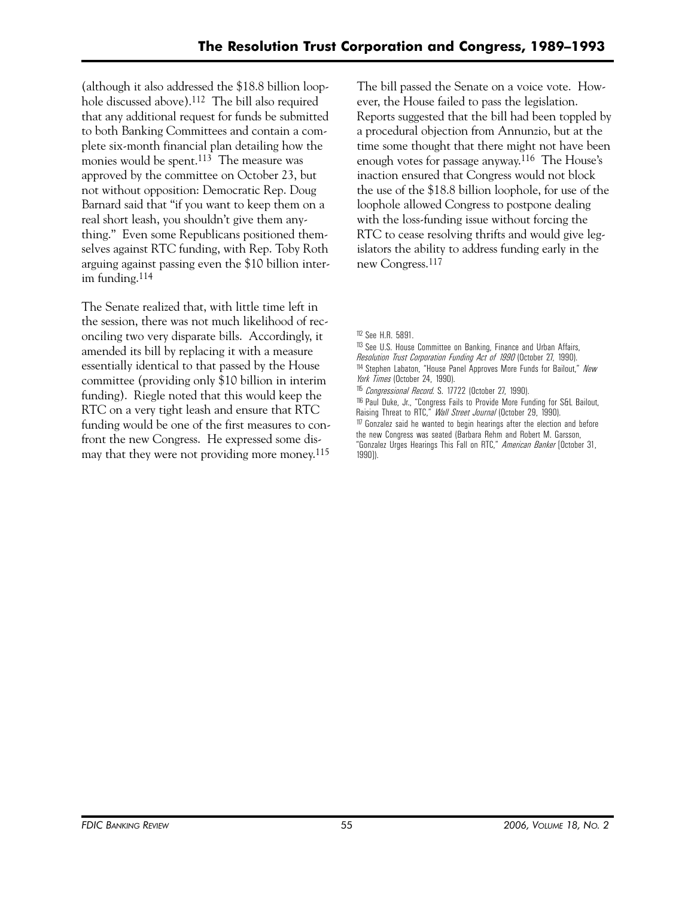(although it also addressed the $18.8 billion loophole discussed above).[112] The bill also required that any additional request for funds be submitted to both Banking Committees and contain a complete six-month financial plan detailing how the monies would be spent.[113] The measure was approved by the committee on October 23, but not without opposition: Democratic Rep. Doug Barnard said that "if you want to keep them on a real short leash, you shouldn't give them anything." Even some Republicans positioned themselves against RTC funding, with Rep. Toby Roth arguing against passing even the $10 billion interim funding.[114]

The Senate realized that, with little time left in the session, there was not much likelihood of reconciling two very disparate bills. Accordingly, it amended its bill by replacing it with a measure essentially identical to that passed by the House committee (providing only $10 billion in interim funding). Riegle noted that this would keep the RTC on a very tight leash and ensure that RTC funding would be one of the first measures to confront the new Congress. He expressed some dismay that they were not providing more money.[115]

The bill passed the Senate on a voice vote. However, the House failed to pass the legislation. Reports suggested that the bill had been toppled by a procedural objection from Annunzio, but at the time some thought that there might not have been enough votes for passage anyway.[116] The House's inaction ensured that Congress would not block the use of the $18.8 billion loophole, for use of the loophole allowed Congress to postpone dealing with the loss-funding issue without forcing the RTC to cease resolving thrifts and would give legislators the ability to address funding early in the new Congress.[117]

---

[112] See H.R. 5891.

[113] See U.S. House Committee on Banking, Finance and Urban Affairs, *Resolution Trust Corporation Funding Act of 1990* (October 27, 1990).

[114] Stephen Labaton, "House Panel Approves More Funds for Bailout," *New York Times* (October 24, 1990).

[115] *Congressional Record*. S. 17722 (October 27, 1990).

[116] Paul Duke, Jr., "Congress Fails to Provide More Funding for S&L Bailout, Raising Threat to RTC," *Wall Street Journal* (October 29, 1990).

[117] Gonzalez said he wanted to begin hearings after the election and before the new Congress was seated (Barbara Rehm and Robert M. Garsson, "Gonzalez Urges Hearings This Fall on RTC," *American Banker* [October 31, 1990]).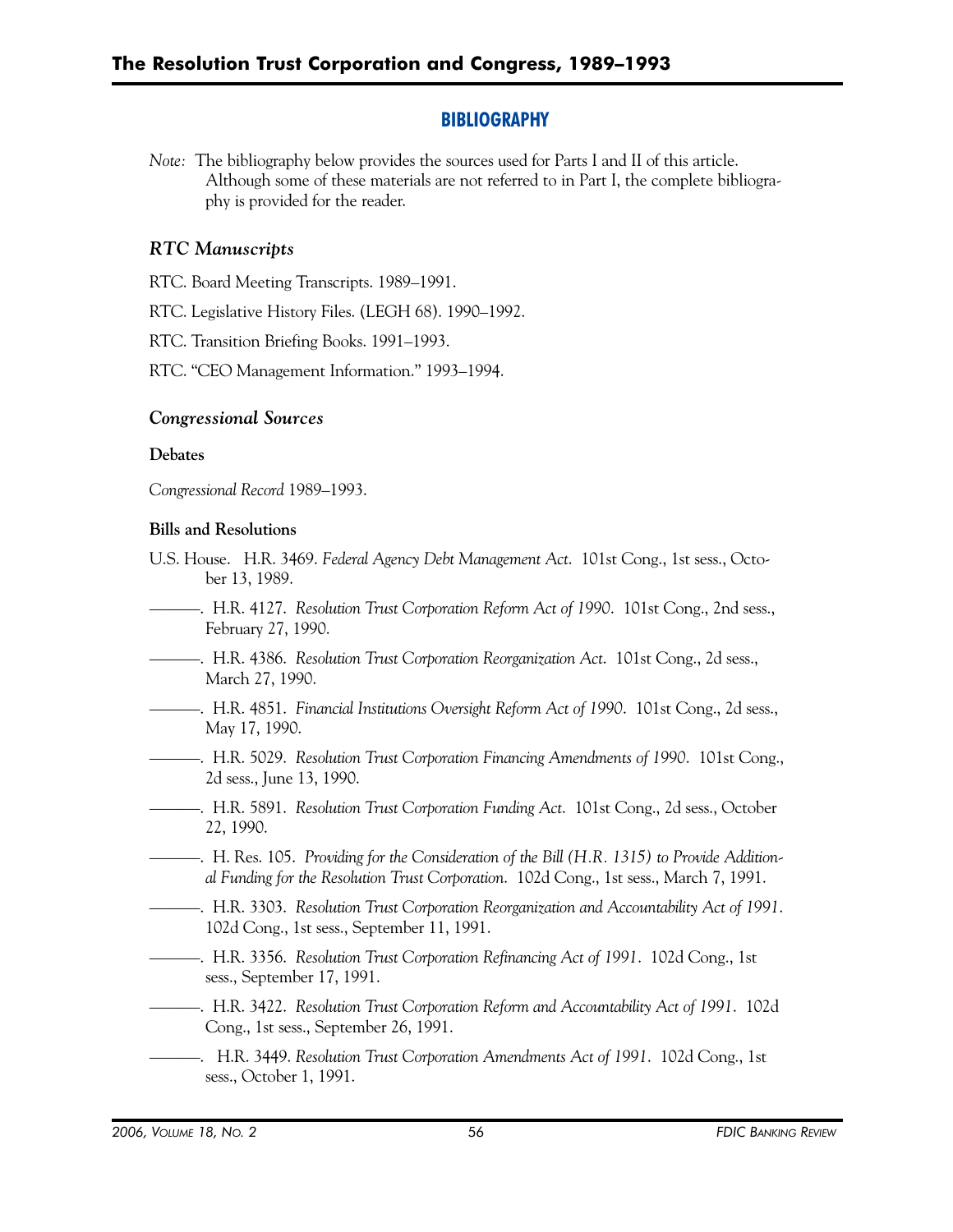## BIBLIOGRAPHY

*Note:* The bibliography below provides the sources used for Parts I and II of this article. Although some of these materials are not referred to in Part I, the complete bibliography is provided for the reader.

### *RTC Manuscripts*

RTC. Board Meeting Transcripts. 1989–1991.

RTC. Legislative History Files. (LEGH 68). 1990–1992.

RTC. Transition Briefing Books. 1991–1993.

RTC. "CEO Management Information." 1993–1994.

### *Congressional Sources*

**Debates**

*Congressional Record* 1989–1993.

**Bills and Resolutions**

U.S. House. H.R. 3469. *Federal Agency Debt Management Act*. 101st Cong., 1st sess., October 13, 1989.

———. H.R. 4127. *Resolution Trust Corporation Reform Act of 1990*. 101st Cong., 2nd sess., February 27, 1990.

———. H.R. 4386. *Resolution Trust Corporation Reorganization Act*. 101st Cong., 2d sess., March 27, 1990.

———. H.R. 4851. *Financial Institutions Oversight Reform Act of 1990*. 101st Cong., 2d sess., May 17, 1990.

———. H.R. 5029. *Resolution Trust Corporation Financing Amendments of 1990*. 101st Cong., 2d sess., June 13, 1990.

———. H.R. 5891. *Resolution Trust Corporation Funding Act*. 101st Cong., 2d sess., October 22, 1990.

———. H. Res. 105. *Providing for the Consideration of the Bill (H.R. 1315) to Provide Additional Funding for the Resolution Trust Corporation*. 102d Cong., 1st sess., March 7, 1991.

———. H.R. 3303. *Resolution Trust Corporation Reorganization and Accountability Act of 1991*. 102d Cong., 1st sess., September 11, 1991.

———. H.R. 3356. *Resolution Trust Corporation Refinancing Act of 1991*. 102d Cong., 1st sess., September 17, 1991.

———. H.R. 3422. *Resolution Trust Corporation Reform and Accountability Act of 1991*. 102d Cong., 1st sess., September 26, 1991.

———. H.R. 3449. *Resolution Trust Corporation Amendments Act of 1991*. 102d Cong., 1st sess., October 1, 1991.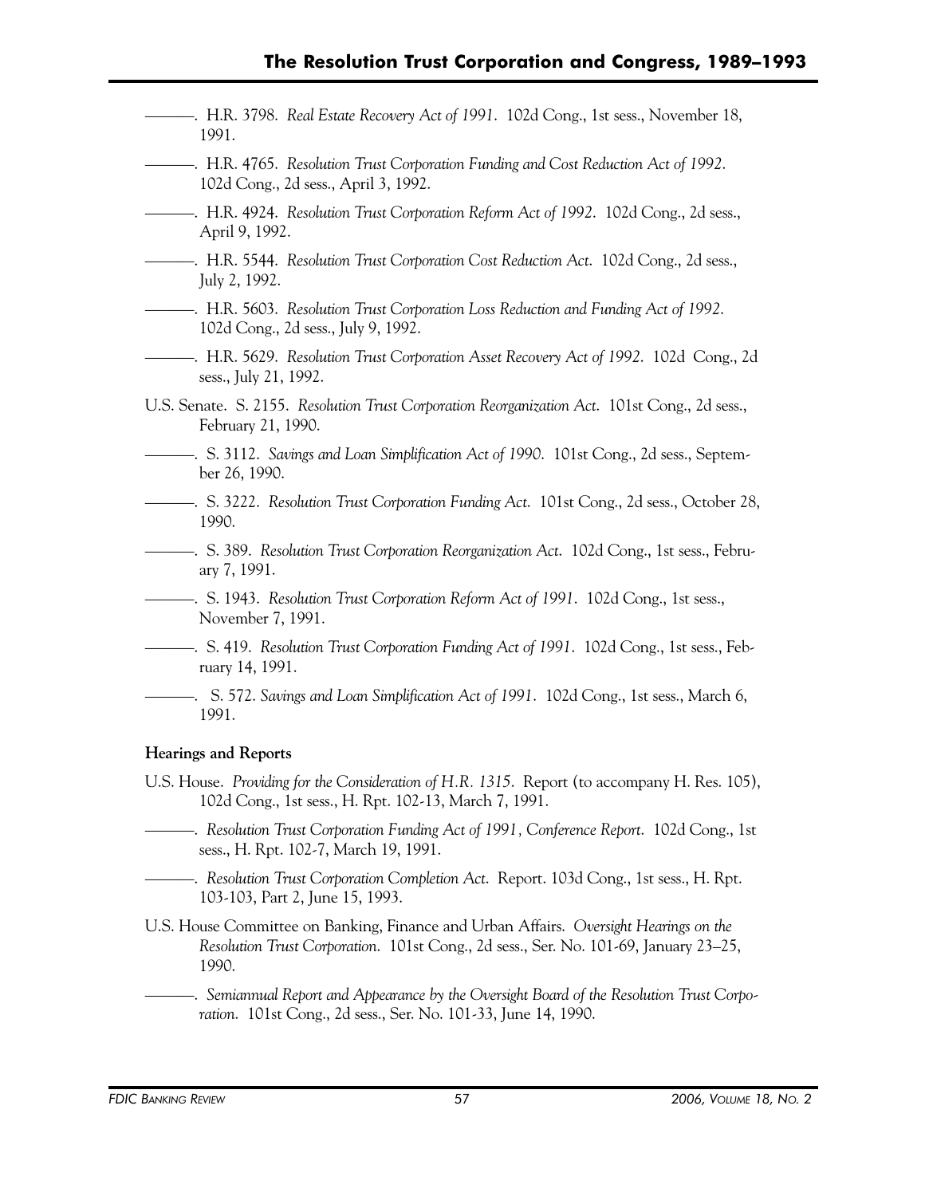———. H.R. 3798. *Real Estate Recovery Act of 1991*. 102d Cong., 1st sess., November 18, 1991.

———. H.R. 4765. *Resolution Trust Corporation Funding and Cost Reduction Act of 1992*. 102d Cong., 2d sess., April 3, 1992.

———. H.R. 4924. *Resolution Trust Corporation Reform Act of 1992*. 102d Cong., 2d sess., April 9, 1992.

———. H.R. 5544. *Resolution Trust Corporation Cost Reduction Act*. 102d Cong., 2d sess., July 2, 1992.

———. H.R. 5603. *Resolution Trust Corporation Loss Reduction and Funding Act of 1992*. 102d Cong., 2d sess., July 9, 1992.

———. H.R. 5629. *Resolution Trust Corporation Asset Recovery Act of 1992*. 102d Cong., 2d sess., July 21, 1992.

U.S. Senate. S. 2155. *Resolution Trust Corporation Reorganization Act*. 101st Cong., 2d sess., February 21, 1990.

———. S. 3112. *Savings and Loan Simplification Act of 1990*. 101st Cong., 2d sess., September 26, 1990.

———. S. 3222. *Resolution Trust Corporation Funding Act*. 101st Cong., 2d sess., October 28, 1990.

———. S. 389. *Resolution Trust Corporation Reorganization Act*. 102d Cong., 1st sess., February 7, 1991.

———. S. 1943. *Resolution Trust Corporation Reform Act of 1991*. 102d Cong., 1st sess., November 7, 1991.

———. S. 419. *Resolution Trust Corporation Funding Act of 1991*. 102d Cong., 1st sess., February 14, 1991.

———. S. 572. *Savings and Loan Simplification Act of 1991*. 102d Cong., 1st sess., March 6, 1991.

**Hearings and Reports**

U.S. House. *Providing for the Consideration of H.R. 1315*. Report (to accompany H. Res. 105), 102d Cong., 1st sess., H. Rpt. 102-13, March 7, 1991.

———. *Resolution Trust Corporation Funding Act of 1991, Conference Report*. 102d Cong., 1st sess., H. Rpt. 102-7, March 19, 1991.

———. *Resolution Trust Corporation Completion Act*. Report. 103d Cong., 1st sess., H. Rpt. 103-103, Part 2, June 15, 1993.

U.S. House Committee on Banking, Finance and Urban Affairs. *Oversight Hearings on the Resolution Trust Corporation*. 101st Cong., 2d sess., Ser. No. 101-69, January 23–25, 1990.

———. *Semiannual Report and Appearance by the Oversight Board of the Resolution Trust Corporation*. 101st Cong., 2d sess., Ser. No. 101-33, June 14, 1990.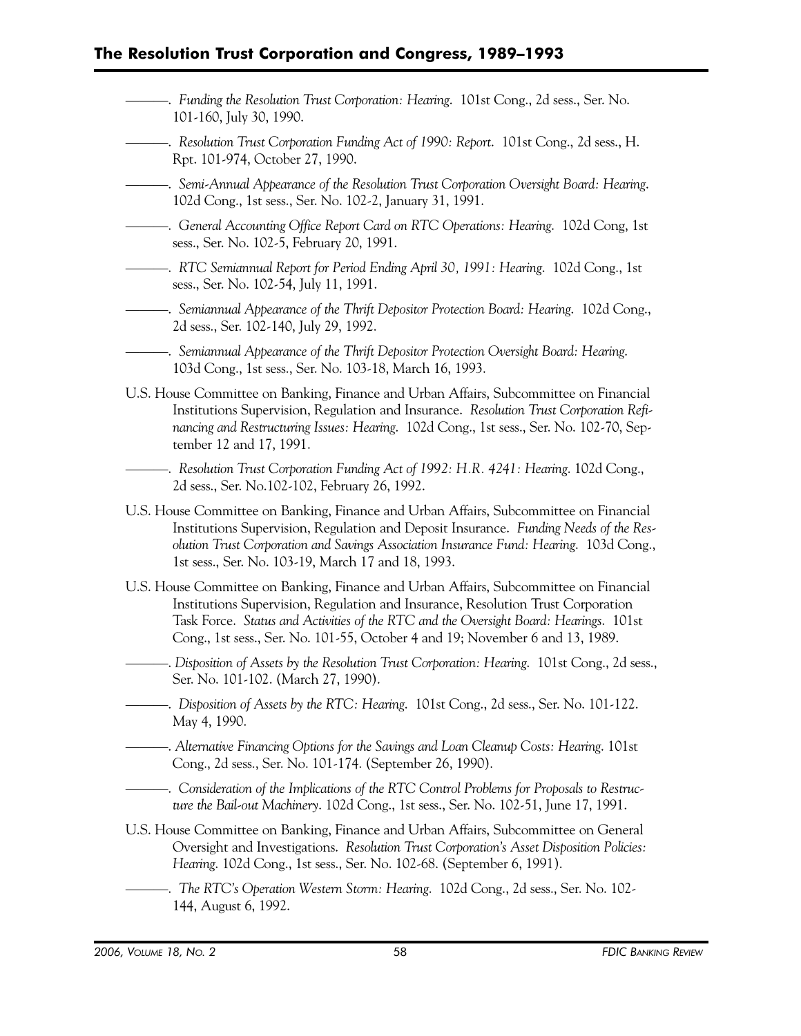———. *Funding the Resolution Trust Corporation: Hearing.* 101st Cong., 2d sess., Ser. No. 101-160, July 30, 1990.

———. *Resolution Trust Corporation Funding Act of 1990: Report.* 101st Cong., 2d sess., H. Rpt. 101-974, October 27, 1990.

———. *Semi-Annual Appearance of the Resolution Trust Corporation Oversight Board: Hearing.* 102d Cong., 1st sess., Ser. No. 102-2, January 31, 1991.

———. *General Accounting Office Report Card on RTC Operations: Hearing.* 102d Cong, 1st sess., Ser. No. 102-5, February 20, 1991.

———. *RTC Semiannual Report for Period Ending April 30, 1991: Hearing.* 102d Cong., 1st sess., Ser. No. 102-54, July 11, 1991.

———. *Semiannual Appearance of the Thrift Depositor Protection Board: Hearing.* 102d Cong., 2d sess., Ser. 102-140, July 29, 1992.

———. *Semiannual Appearance of the Thrift Depositor Protection Oversight Board: Hearing.* 103d Cong., 1st sess., Ser. No. 103-18, March 16, 1993.

U.S. House Committee on Banking, Finance and Urban Affairs, Subcommittee on Financial Institutions Supervision, Regulation and Insurance. *Resolution Trust Corporation Refinancing and Restructuring Issues: Hearing.* 102d Cong., 1st sess., Ser. No. 102-70, September 12 and 17, 1991.

———. *Resolution Trust Corporation Funding Act of 1992: H.R. 4241: Hearing.* 102d Cong., 2d sess., Ser. No.102-102, February 26, 1992.

U.S. House Committee on Banking, Finance and Urban Affairs, Subcommittee on Financial Institutions Supervision, Regulation and Deposit Insurance. *Funding Needs of the Resolution Trust Corporation and Savings Association Insurance Fund: Hearing.* 103d Cong., 1st sess., Ser. No. 103-19, March 17 and 18, 1993.

U.S. House Committee on Banking, Finance and Urban Affairs, Subcommittee on Financial Institutions Supervision, Regulation and Insurance, Resolution Trust Corporation Task Force. *Status and Activities of the RTC and the Oversight Board: Hearings.* 101st Cong., 1st sess., Ser. No. 101-55, October 4 and 19; November 6 and 13, 1989.

———. *Disposition of Assets by the Resolution Trust Corporation: Hearing.* 101st Cong., 2d sess., Ser. No. 101-102. (March 27, 1990).

———. *Disposition of Assets by the RTC: Hearing.* 101st Cong., 2d sess., Ser. No. 101-122. May 4, 1990.

———. *Alternative Financing Options for the Savings and Loan Cleanup Costs: Hearing.* 101st Cong., 2d sess., Ser. No. 101-174. (September 26, 1990).

———. *Consideration of the Implications of the RTC Control Problems for Proposals to Restructure the Bail-out Machinery.* 102d Cong., 1st sess., Ser. No. 102-51, June 17, 1991.

U.S. House Committee on Banking, Finance and Urban Affairs, Subcommittee on General Oversight and Investigations. *Resolution Trust Corporation's Asset Disposition Policies: Hearing.* 102d Cong., 1st sess., Ser. No. 102-68. (September 6, 1991).

———. *The RTC's Operation Western Storm: Hearing.* 102d Cong., 2d sess., Ser. No. 102-144, August 6, 1992.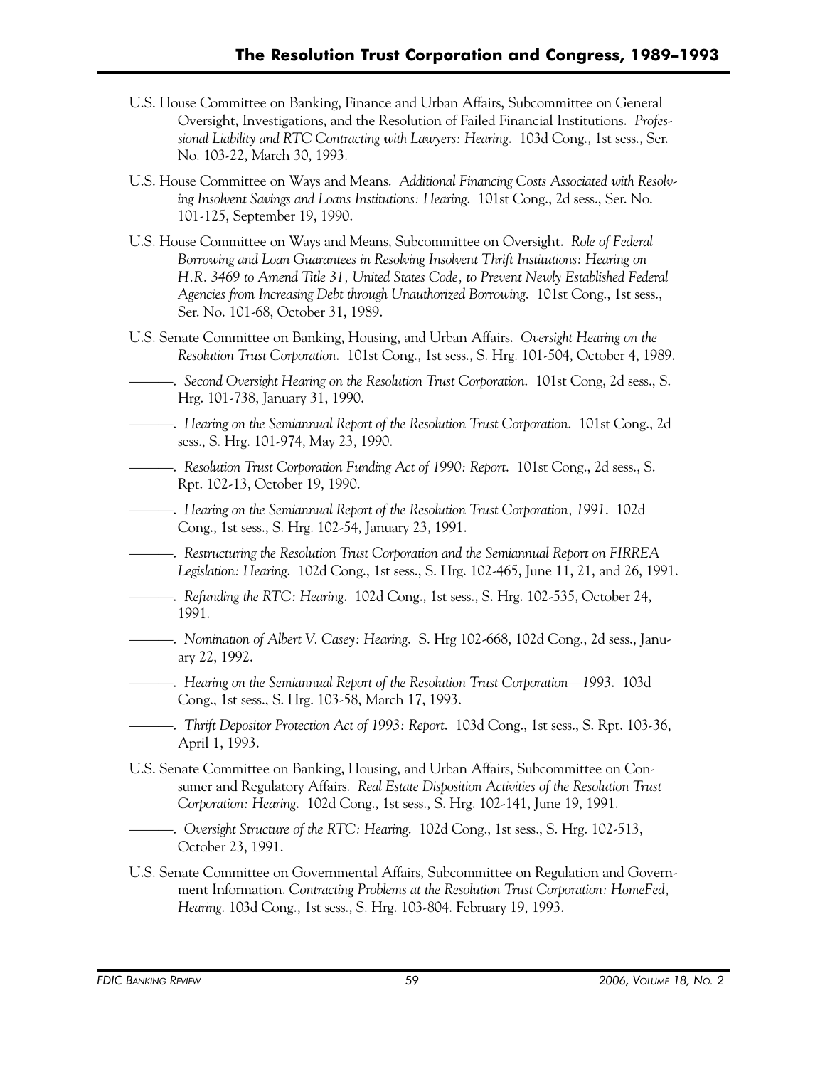U.S. House Committee on Banking, Finance and Urban Affairs, Subcommittee on General Oversight, Investigations, and the Resolution of Failed Financial Institutions. *Professional Liability and RTC Contracting with Lawyers: Hearing.* 103d Cong., 1st sess., Ser. No. 103-22, March 30, 1993.

U.S. House Committee on Ways and Means. *Additional Financing Costs Associated with Resolving Insolvent Savings and Loans Institutions: Hearing.* 101st Cong., 2d sess., Ser. No. 101-125, September 19, 1990.

U.S. House Committee on Ways and Means, Subcommittee on Oversight. *Role of Federal Borrowing and Loan Guarantees in Resolving Insolvent Thrift Institutions: Hearing on H.R. 3469 to Amend Title 31, United States Code, to Prevent Newly Established Federal Agencies from Increasing Debt through Unauthorized Borrowing.* 101st Cong., 1st sess., Ser. No. 101-68, October 31, 1989.

U.S. Senate Committee on Banking, Housing, and Urban Affairs. *Oversight Hearing on the Resolution Trust Corporation.* 101st Cong., 1st sess., S. Hrg. 101-504, October 4, 1989.

———. *Second Oversight Hearing on the Resolution Trust Corporation.* 101st Cong, 2d sess., S. Hrg. 101-738, January 31, 1990.

———. *Hearing on the Semiannual Report of the Resolution Trust Corporation.* 101st Cong., 2d sess., S. Hrg. 101-974, May 23, 1990.

———. *Resolution Trust Corporation Funding Act of 1990: Report.* 101st Cong., 2d sess., S. Rpt. 102-13, October 19, 1990.

———. *Hearing on the Semiannual Report of the Resolution Trust Corporation, 1991.* 102d Cong., 1st sess., S. Hrg. 102-54, January 23, 1991.

———. *Restructuring the Resolution Trust Corporation and the Semiannual Report on FIRREA Legislation: Hearing.* 102d Cong., 1st sess., S. Hrg. 102-465, June 11, 21, and 26, 1991.

———. *Refunding the RTC: Hearing.* 102d Cong., 1st sess., S. Hrg. 102-535, October 24, 1991.

———. *Nomination of Albert V. Casey: Hearing.* S. Hrg 102-668, 102d Cong., 2d sess., January 22, 1992.

———. *Hearing on the Semiannual Report of the Resolution Trust Corporation—1993.* 103d Cong., 1st sess., S. Hrg. 103-58, March 17, 1993.

———. *Thrift Depositor Protection Act of 1993: Report.* 103d Cong., 1st sess., S. Rpt. 103-36, April 1, 1993.

U.S. Senate Committee on Banking, Housing, and Urban Affairs, Subcommittee on Consumer and Regulatory Affairs. *Real Estate Disposition Activities of the Resolution Trust Corporation: Hearing.* 102d Cong., 1st sess., S. Hrg. 102-141, June 19, 1991.

———. *Oversight Structure of the RTC: Hearing.* 102d Cong., 1st sess., S. Hrg. 102-513, October 23, 1991.

U.S. Senate Committee on Governmental Affairs, Subcommittee on Regulation and Government Information. *Contracting Problems at the Resolution Trust Corporation: HomeFed, Hearing.* 103d Cong., 1st sess., S. Hrg. 103-804. February 19, 1993.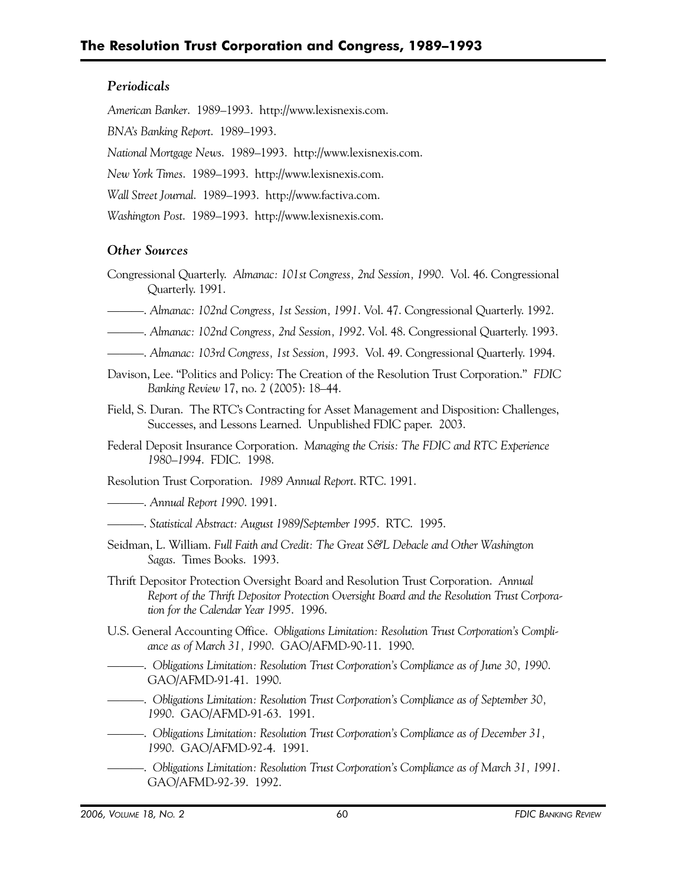### *Periodicals*

*American Banker*. 1989–1993. http://www.lexisnexis.com.

*BNA's Banking Report*. 1989–1993.

*National Mortgage News*. 1989–1993. http://www.lexisnexis.com.

*New York Times*. 1989–1993. http://www.lexisnexis.com.

*Wall Street Journal*. 1989–1993. http://www.factiva.com.

*Washington Post*. 1989–1993. http://www.lexisnexis.com.

### *Other Sources*

Congressional Quarterly. *Almanac: 101st Congress, 2nd Session, 1990*. Vol. 46. Congressional Quarterly. 1991.

———. *Almanac: 102nd Congress, 1st Session, 1991*. Vol. 47. Congressional Quarterly. 1992.

———. *Almanac: 102nd Congress, 2nd Session, 1992*. Vol. 48. Congressional Quarterly. 1993.

———. *Almanac: 103rd Congress, 1st Session, 1993*. Vol. 49. Congressional Quarterly. 1994.

Davison, Lee. "Politics and Policy: The Creation of the Resolution Trust Corporation." *FDIC Banking Review* 17, no. 2 (2005): 18–44.

Field, S. Duran. The RTC's Contracting for Asset Management and Disposition: Challenges, Successes, and Lessons Learned. Unpublished FDIC paper. 2003.

Federal Deposit Insurance Corporation. *Managing the Crisis: The FDIC and RTC Experience 1980–1994*. FDIC. 1998.

Resolution Trust Corporation. *1989 Annual Report*. RTC. 1991.

———. *Annual Report 1990*. 1991.

———. *Statistical Abstract: August 1989/September 1995*. RTC. 1995.

Seidman, L. William. *Full Faith and Credit: The Great S&L Debacle and Other Washington Sagas*. Times Books. 1993.

Thrift Depositor Protection Oversight Board and Resolution Trust Corporation. *Annual Report of the Thrift Depositor Protection Oversight Board and the Resolution Trust Corporation for the Calendar Year 1995*. 1996.

U.S. General Accounting Office. *Obligations Limitation: Resolution Trust Corporation's Compliance as of March 31, 1990*. GAO/AFMD-90-11. 1990.

———. *Obligations Limitation: Resolution Trust Corporation's Compliance as of June 30, 1990*. GAO/AFMD-91-41. 1990.

———. *Obligations Limitation: Resolution Trust Corporation's Compliance as of September 30, 1990*. GAO/AFMD-91-63. 1991.

———. *Obligations Limitation: Resolution Trust Corporation's Compliance as of December 31, 1990*. GAO/AFMD-92-4. 1991.

———. *Obligations Limitation: Resolution Trust Corporation's Compliance as of March 31, 1991*. GAO/AFMD-92-39. 1992.